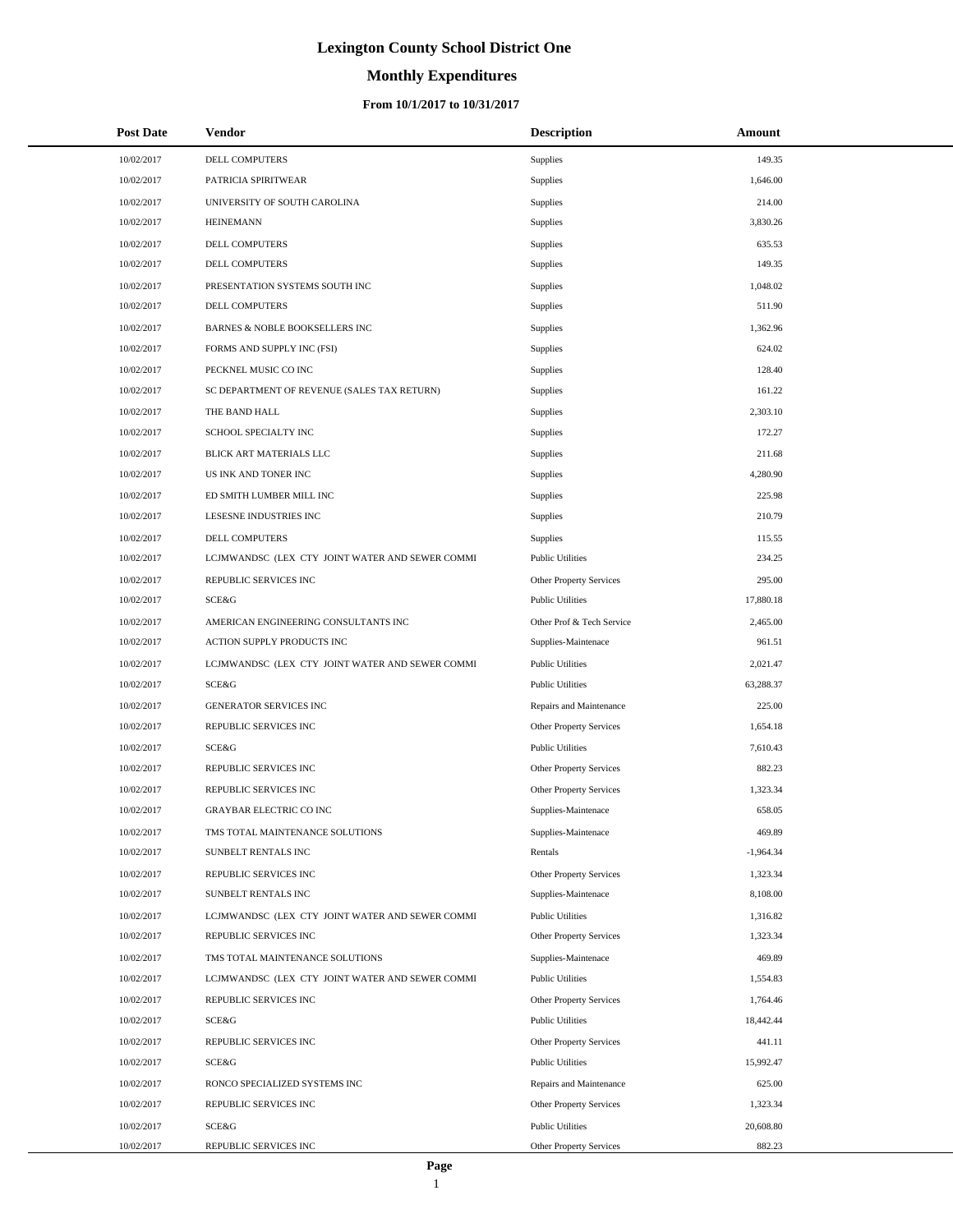# Lexington County School District One

## Monthly Expenditures

### From 10/1/2017 to 10/31/2017

| Post Date | Vendor | Description | Amount |
|---|---|---|---|
| 10/02/2017 | DELL COMPUTERS | Supplies | 149.35 |
| 10/02/2017 | PATRICIA SPIRITWEAR | Supplies | 1,646.00 |
| 10/02/2017 | UNIVERSITY OF SOUTH CAROLINA | Supplies | 214.00 |
| 10/02/2017 | HEINEMANN | Supplies | 3,830.26 |
| 10/02/2017 | DELL COMPUTERS | Supplies | 635.53 |
| 10/02/2017 | DELL COMPUTERS | Supplies | 149.35 |
| 10/02/2017 | PRESENTATION SYSTEMS SOUTH INC | Supplies | 1,048.02 |
| 10/02/2017 | DELL COMPUTERS | Supplies | 511.90 |
| 10/02/2017 | BARNES & NOBLE BOOKSELLERS INC | Supplies | 1,362.96 |
| 10/02/2017 | FORMS AND SUPPLY INC (FSI) | Supplies | 624.02 |
| 10/02/2017 | PECKNEL MUSIC CO INC | Supplies | 128.40 |
| 10/02/2017 | SC DEPARTMENT OF REVENUE (SALES TAX RETURN) | Supplies | 161.22 |
| 10/02/2017 | THE BAND HALL | Supplies | 2,303.10 |
| 10/02/2017 | SCHOOL SPECIALTY INC | Supplies | 172.27 |
| 10/02/2017 | BLICK ART MATERIALS LLC | Supplies | 211.68 |
| 10/02/2017 | US INK AND TONER INC | Supplies | 4,280.90 |
| 10/02/2017 | ED SMITH LUMBER MILL INC | Supplies | 225.98 |
| 10/02/2017 | LESESNE INDUSTRIES INC | Supplies | 210.79 |
| 10/02/2017 | DELL COMPUTERS | Supplies | 115.55 |
| 10/02/2017 | LCJMWANDSC (LEX CTY JOINT WATER AND SEWER COMMI | Public Utilities | 234.25 |
| 10/02/2017 | REPUBLIC SERVICES INC | Other Property Services | 295.00 |
| 10/02/2017 | SCE&G | Public Utilities | 17,880.18 |
| 10/02/2017 | AMERICAN ENGINEERING CONSULTANTS INC | Other Prof & Tech Service | 2,465.00 |
| 10/02/2017 | ACTION SUPPLY PRODUCTS INC | Supplies-Maintenace | 961.51 |
| 10/02/2017 | LCJMWANDSC (LEX CTY JOINT WATER AND SEWER COMMI | Public Utilities | 2,021.47 |
| 10/02/2017 | SCE&G | Public Utilities | 63,288.37 |
| 10/02/2017 | GENERATOR SERVICES INC | Repairs and Maintenance | 225.00 |
| 10/02/2017 | REPUBLIC SERVICES INC | Other Property Services | 1,654.18 |
| 10/02/2017 | SCE&G | Public Utilities | 7,610.43 |
| 10/02/2017 | REPUBLIC SERVICES INC | Other Property Services | 882.23 |
| 10/02/2017 | REPUBLIC SERVICES INC | Other Property Services | 1,323.34 |
| 10/02/2017 | GRAYBAR ELECTRIC CO INC | Supplies-Maintenace | 658.05 |
| 10/02/2017 | TMS TOTAL MAINTENANCE SOLUTIONS | Supplies-Maintenace | 469.89 |
| 10/02/2017 | SUNBELT RENTALS INC | Rentals | -1,964.34 |
| 10/02/2017 | REPUBLIC SERVICES INC | Other Property Services | 1,323.34 |
| 10/02/2017 | SUNBELT RENTALS INC | Supplies-Maintenace | 8,108.00 |
| 10/02/2017 | LCJMWANDSC (LEX CTY JOINT WATER AND SEWER COMMI | Public Utilities | 1,316.82 |
| 10/02/2017 | REPUBLIC SERVICES INC | Other Property Services | 1,323.34 |
| 10/02/2017 | TMS TOTAL MAINTENANCE SOLUTIONS | Supplies-Maintenace | 469.89 |
| 10/02/2017 | LCJMWANDSC (LEX CTY JOINT WATER AND SEWER COMMI | Public Utilities | 1,554.83 |
| 10/02/2017 | REPUBLIC SERVICES INC | Other Property Services | 1,764.46 |
| 10/02/2017 | SCE&G | Public Utilities | 18,442.44 |
| 10/02/2017 | REPUBLIC SERVICES INC | Other Property Services | 441.11 |
| 10/02/2017 | SCE&G | Public Utilities | 15,992.47 |
| 10/02/2017 | RONCO SPECIALIZED SYSTEMS INC | Repairs and Maintenance | 625.00 |
| 10/02/2017 | REPUBLIC SERVICES INC | Other Property Services | 1,323.34 |
| 10/02/2017 | SCE&G | Public Utilities | 20,608.80 |
| 10/02/2017 | REPUBLIC SERVICES INC | Other Property Services | 882.23 |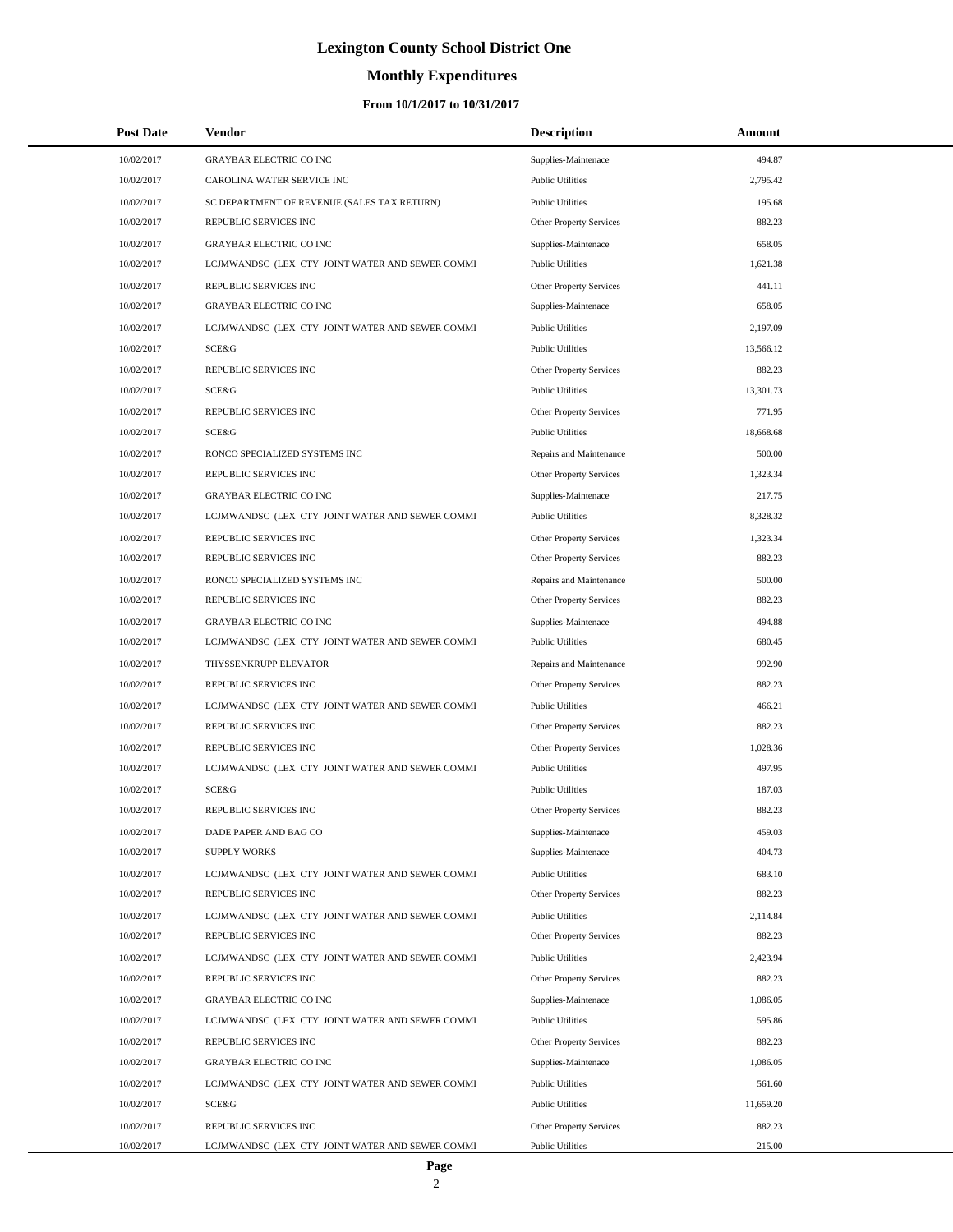# Lexington County School District One

## Monthly Expenditures

### From 10/1/2017 to 10/31/2017

| Post Date | Vendor | Description | Amount |
|---|---|---|---|
| 10/02/2017 | GRAYBAR ELECTRIC CO INC | Supplies-Maintenace | 494.87 |
| 10/02/2017 | CAROLINA WATER SERVICE INC | Public Utilities | 2,795.42 |
| 10/02/2017 | SC DEPARTMENT OF REVENUE (SALES TAX RETURN) | Public Utilities | 195.68 |
| 10/02/2017 | REPUBLIC SERVICES INC | Other Property Services | 882.23 |
| 10/02/2017 | GRAYBAR ELECTRIC CO INC | Supplies-Maintenace | 658.05 |
| 10/02/2017 | LCJMWANDSC (LEX CTY JOINT WATER AND SEWER COMMI | Public Utilities | 1,621.38 |
| 10/02/2017 | REPUBLIC SERVICES INC | Other Property Services | 441.11 |
| 10/02/2017 | GRAYBAR ELECTRIC CO INC | Supplies-Maintenace | 658.05 |
| 10/02/2017 | LCJMWANDSC (LEX CTY JOINT WATER AND SEWER COMMI | Public Utilities | 2,197.09 |
| 10/02/2017 | SCE&G | Public Utilities | 13,566.12 |
| 10/02/2017 | REPUBLIC SERVICES INC | Other Property Services | 882.23 |
| 10/02/2017 | SCE&G | Public Utilities | 13,301.73 |
| 10/02/2017 | REPUBLIC SERVICES INC | Other Property Services | 771.95 |
| 10/02/2017 | SCE&G | Public Utilities | 18,668.68 |
| 10/02/2017 | RONCO SPECIALIZED SYSTEMS INC | Repairs and Maintenance | 500.00 |
| 10/02/2017 | REPUBLIC SERVICES INC | Other Property Services | 1,323.34 |
| 10/02/2017 | GRAYBAR ELECTRIC CO INC | Supplies-Maintenace | 217.75 |
| 10/02/2017 | LCJMWANDSC (LEX CTY JOINT WATER AND SEWER COMMI | Public Utilities | 8,328.32 |
| 10/02/2017 | REPUBLIC SERVICES INC | Other Property Services | 1,323.34 |
| 10/02/2017 | REPUBLIC SERVICES INC | Other Property Services | 882.23 |
| 10/02/2017 | RONCO SPECIALIZED SYSTEMS INC | Repairs and Maintenance | 500.00 |
| 10/02/2017 | REPUBLIC SERVICES INC | Other Property Services | 882.23 |
| 10/02/2017 | GRAYBAR ELECTRIC CO INC | Supplies-Maintenace | 494.88 |
| 10/02/2017 | LCJMWANDSC (LEX CTY JOINT WATER AND SEWER COMMI | Public Utilities | 680.45 |
| 10/02/2017 | THYSSENKRUPP ELEVATOR | Repairs and Maintenance | 992.90 |
| 10/02/2017 | REPUBLIC SERVICES INC | Other Property Services | 882.23 |
| 10/02/2017 | LCJMWANDSC (LEX CTY JOINT WATER AND SEWER COMMI | Public Utilities | 466.21 |
| 10/02/2017 | REPUBLIC SERVICES INC | Other Property Services | 882.23 |
| 10/02/2017 | REPUBLIC SERVICES INC | Other Property Services | 1,028.36 |
| 10/02/2017 | LCJMWANDSC (LEX CTY JOINT WATER AND SEWER COMMI | Public Utilities | 497.95 |
| 10/02/2017 | SCE&G | Public Utilities | 187.03 |
| 10/02/2017 | REPUBLIC SERVICES INC | Other Property Services | 882.23 |
| 10/02/2017 | DADE PAPER AND BAG CO | Supplies-Maintenace | 459.03 |
| 10/02/2017 | SUPPLY WORKS | Supplies-Maintenace | 404.73 |
| 10/02/2017 | LCJMWANDSC (LEX CTY JOINT WATER AND SEWER COMMI | Public Utilities | 683.10 |
| 10/02/2017 | REPUBLIC SERVICES INC | Other Property Services | 882.23 |
| 10/02/2017 | LCJMWANDSC (LEX CTY JOINT WATER AND SEWER COMMI | Public Utilities | 2,114.84 |
| 10/02/2017 | REPUBLIC SERVICES INC | Other Property Services | 882.23 |
| 10/02/2017 | LCJMWANDSC (LEX CTY JOINT WATER AND SEWER COMMI | Public Utilities | 2,423.94 |
| 10/02/2017 | REPUBLIC SERVICES INC | Other Property Services | 882.23 |
| 10/02/2017 | GRAYBAR ELECTRIC CO INC | Supplies-Maintenace | 1,086.05 |
| 10/02/2017 | LCJMWANDSC (LEX CTY JOINT WATER AND SEWER COMMI | Public Utilities | 595.86 |
| 10/02/2017 | REPUBLIC SERVICES INC | Other Property Services | 882.23 |
| 10/02/2017 | GRAYBAR ELECTRIC CO INC | Supplies-Maintenace | 1,086.05 |
| 10/02/2017 | LCJMWANDSC (LEX CTY JOINT WATER AND SEWER COMMI | Public Utilities | 561.60 |
| 10/02/2017 | SCE&G | Public Utilities | 11,659.20 |
| 10/02/2017 | REPUBLIC SERVICES INC | Other Property Services | 882.23 |
| 10/02/2017 | LCJMWANDSC (LEX CTY JOINT WATER AND SEWER COMMI | Public Utilities | 215.00 |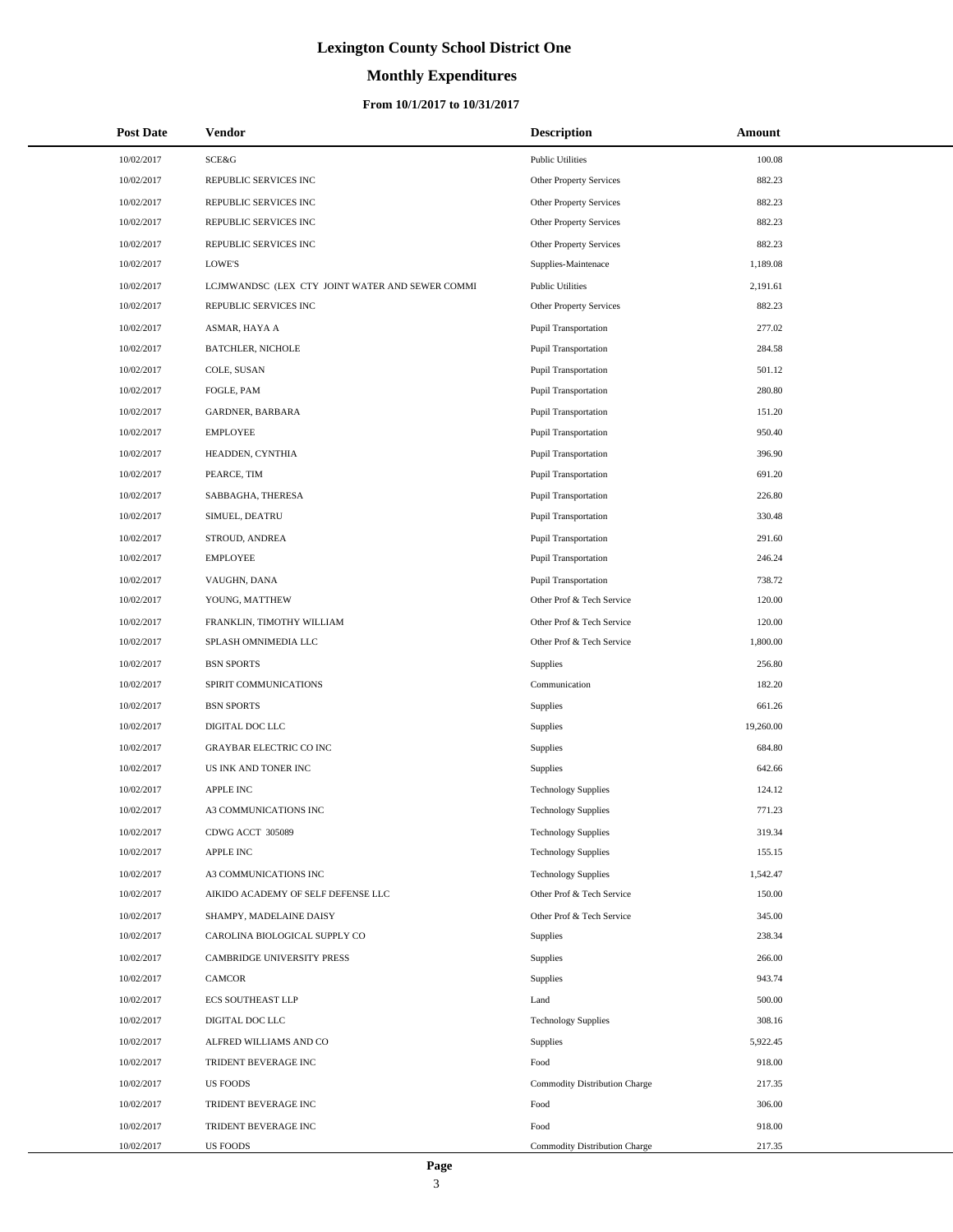# Lexington County School District One

## Monthly Expenditures

### From 10/1/2017 to 10/31/2017

| Post Date | Vendor | Description | Amount |
|---|---|---|---|
| 10/02/2017 | SCE&G | Public Utilities | 100.08 |
| 10/02/2017 | REPUBLIC SERVICES INC | Other Property Services | 882.23 |
| 10/02/2017 | REPUBLIC SERVICES INC | Other Property Services | 882.23 |
| 10/02/2017 | REPUBLIC SERVICES INC | Other Property Services | 882.23 |
| 10/02/2017 | REPUBLIC SERVICES INC | Other Property Services | 882.23 |
| 10/02/2017 | LOWE'S | Supplies-Maintenace | 1,189.08 |
| 10/02/2017 | LCJMWANDSC (LEX CTY JOINT WATER AND SEWER COMMI | Public Utilities | 2,191.61 |
| 10/02/2017 | REPUBLIC SERVICES INC | Other Property Services | 882.23 |
| 10/02/2017 | ASMAR, HAYA A | Pupil Transportation | 277.02 |
| 10/02/2017 | BATCHLER, NICHOLE | Pupil Transportation | 284.58 |
| 10/02/2017 | COLE, SUSAN | Pupil Transportation | 501.12 |
| 10/02/2017 | FOGLE, PAM | Pupil Transportation | 280.80 |
| 10/02/2017 | GARDNER, BARBARA | Pupil Transportation | 151.20 |
| 10/02/2017 | EMPLOYEE | Pupil Transportation | 950.40 |
| 10/02/2017 | HEADDEN, CYNTHIA | Pupil Transportation | 396.90 |
| 10/02/2017 | PEARCE, TIM | Pupil Transportation | 691.20 |
| 10/02/2017 | SABBAGHA, THERESA | Pupil Transportation | 226.80 |
| 10/02/2017 | SIMUEL, DEATRU | Pupil Transportation | 330.48 |
| 10/02/2017 | STROUD, ANDREA | Pupil Transportation | 291.60 |
| 10/02/2017 | EMPLOYEE | Pupil Transportation | 246.24 |
| 10/02/2017 | VAUGHN, DANA | Pupil Transportation | 738.72 |
| 10/02/2017 | YOUNG, MATTHEW | Other Prof & Tech Service | 120.00 |
| 10/02/2017 | FRANKLIN, TIMOTHY WILLIAM | Other Prof & Tech Service | 120.00 |
| 10/02/2017 | SPLASH OMNIMEDIA LLC | Other Prof & Tech Service | 1,800.00 |
| 10/02/2017 | BSN SPORTS | Supplies | 256.80 |
| 10/02/2017 | SPIRIT COMMUNICATIONS | Communication | 182.20 |
| 10/02/2017 | BSN SPORTS | Supplies | 661.26 |
| 10/02/2017 | DIGITAL DOC LLC | Supplies | 19,260.00 |
| 10/02/2017 | GRAYBAR ELECTRIC CO INC | Supplies | 684.80 |
| 10/02/2017 | US INK AND TONER INC | Supplies | 642.66 |
| 10/02/2017 | APPLE INC | Technology Supplies | 124.12 |
| 10/02/2017 | A3 COMMUNICATIONS INC | Technology Supplies | 771.23 |
| 10/02/2017 | CDWG ACCT 305089 | Technology Supplies | 319.34 |
| 10/02/2017 | APPLE INC | Technology Supplies | 155.15 |
| 10/02/2017 | A3 COMMUNICATIONS INC | Technology Supplies | 1,542.47 |
| 10/02/2017 | AIKIDO ACADEMY OF SELF DEFENSE LLC | Other Prof & Tech Service | 150.00 |
| 10/02/2017 | SHAMPY, MADELAINE DAISY | Other Prof & Tech Service | 345.00 |
| 10/02/2017 | CAROLINA BIOLOGICAL SUPPLY CO | Supplies | 238.34 |
| 10/02/2017 | CAMBRIDGE UNIVERSITY PRESS | Supplies | 266.00 |
| 10/02/2017 | CAMCOR | Supplies | 943.74 |
| 10/02/2017 | ECS SOUTHEAST LLP | Land | 500.00 |
| 10/02/2017 | DIGITAL DOC LLC | Technology Supplies | 308.16 |
| 10/02/2017 | ALFRED WILLIAMS AND CO | Supplies | 5,922.45 |
| 10/02/2017 | TRIDENT BEVERAGE INC | Food | 918.00 |
| 10/02/2017 | US FOODS | Commodity Distribution Charge | 217.35 |
| 10/02/2017 | TRIDENT BEVERAGE INC | Food | 306.00 |
| 10/02/2017 | TRIDENT BEVERAGE INC | Food | 918.00 |
| 10/02/2017 | US FOODS | Commodity Distribution Charge | 217.35 |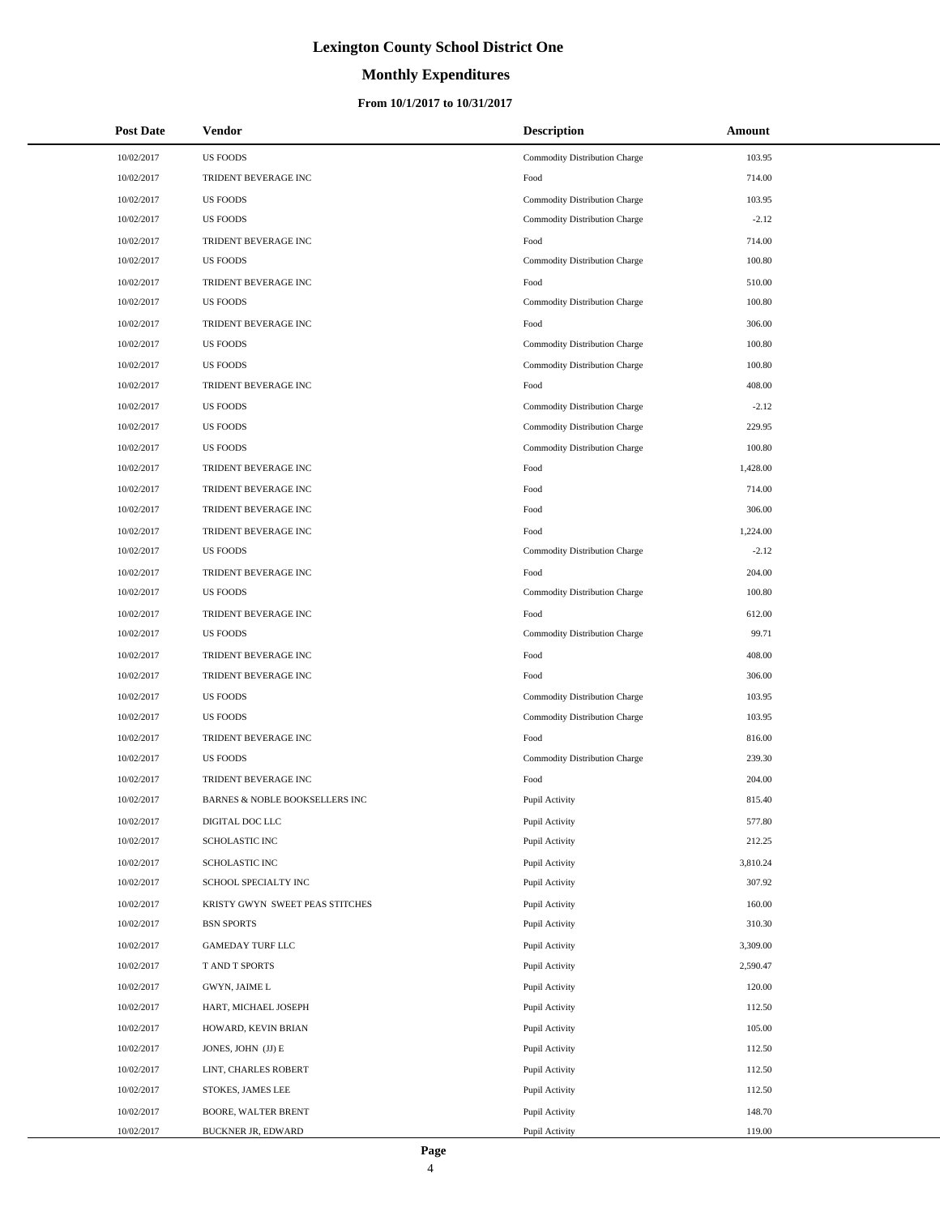# Lexington County School District One

## Monthly Expenditures

### From 10/1/2017 to 10/31/2017

| Post Date | Vendor | Description | Amount |
|---|---|---|---|
| 10/02/2017 | US FOODS | Commodity Distribution Charge | 103.95 |
| 10/02/2017 | TRIDENT BEVERAGE INC | Food | 714.00 |
| 10/02/2017 | US FOODS | Commodity Distribution Charge | 103.95 |
| 10/02/2017 | US FOODS | Commodity Distribution Charge | -2.12 |
| 10/02/2017 | TRIDENT BEVERAGE INC | Food | 714.00 |
| 10/02/2017 | US FOODS | Commodity Distribution Charge | 100.80 |
| 10/02/2017 | TRIDENT BEVERAGE INC | Food | 510.00 |
| 10/02/2017 | US FOODS | Commodity Distribution Charge | 100.80 |
| 10/02/2017 | TRIDENT BEVERAGE INC | Food | 306.00 |
| 10/02/2017 | US FOODS | Commodity Distribution Charge | 100.80 |
| 10/02/2017 | US FOODS | Commodity Distribution Charge | 100.80 |
| 10/02/2017 | TRIDENT BEVERAGE INC | Food | 408.00 |
| 10/02/2017 | US FOODS | Commodity Distribution Charge | -2.12 |
| 10/02/2017 | US FOODS | Commodity Distribution Charge | 229.95 |
| 10/02/2017 | US FOODS | Commodity Distribution Charge | 100.80 |
| 10/02/2017 | TRIDENT BEVERAGE INC | Food | 1,428.00 |
| 10/02/2017 | TRIDENT BEVERAGE INC | Food | 714.00 |
| 10/02/2017 | TRIDENT BEVERAGE INC | Food | 306.00 |
| 10/02/2017 | TRIDENT BEVERAGE INC | Food | 1,224.00 |
| 10/02/2017 | US FOODS | Commodity Distribution Charge | -2.12 |
| 10/02/2017 | TRIDENT BEVERAGE INC | Food | 204.00 |
| 10/02/2017 | US FOODS | Commodity Distribution Charge | 100.80 |
| 10/02/2017 | TRIDENT BEVERAGE INC | Food | 612.00 |
| 10/02/2017 | US FOODS | Commodity Distribution Charge | 99.71 |
| 10/02/2017 | TRIDENT BEVERAGE INC | Food | 408.00 |
| 10/02/2017 | TRIDENT BEVERAGE INC | Food | 306.00 |
| 10/02/2017 | US FOODS | Commodity Distribution Charge | 103.95 |
| 10/02/2017 | US FOODS | Commodity Distribution Charge | 103.95 |
| 10/02/2017 | TRIDENT BEVERAGE INC | Food | 816.00 |
| 10/02/2017 | US FOODS | Commodity Distribution Charge | 239.30 |
| 10/02/2017 | TRIDENT BEVERAGE INC | Food | 204.00 |
| 10/02/2017 | BARNES & NOBLE BOOKSELLERS INC | Pupil Activity | 815.40 |
| 10/02/2017 | DIGITAL DOC LLC | Pupil Activity | 577.80 |
| 10/02/2017 | SCHOLASTIC INC | Pupil Activity | 212.25 |
| 10/02/2017 | SCHOLASTIC INC | Pupil Activity | 3,810.24 |
| 10/02/2017 | SCHOOL SPECIALTY INC | Pupil Activity | 307.92 |
| 10/02/2017 | KRISTY GWYN SWEET PEAS STITCHES | Pupil Activity | 160.00 |
| 10/02/2017 | BSN SPORTS | Pupil Activity | 310.30 |
| 10/02/2017 | GAMEDAY TURF LLC | Pupil Activity | 3,309.00 |
| 10/02/2017 | T AND T SPORTS | Pupil Activity | 2,590.47 |
| 10/02/2017 | GWYN, JAIME L | Pupil Activity | 120.00 |
| 10/02/2017 | HART, MICHAEL JOSEPH | Pupil Activity | 112.50 |
| 10/02/2017 | HOWARD, KEVIN BRIAN | Pupil Activity | 105.00 |
| 10/02/2017 | JONES, JOHN (JJ) E | Pupil Activity | 112.50 |
| 10/02/2017 | LINT, CHARLES ROBERT | Pupil Activity | 112.50 |
| 10/02/2017 | STOKES, JAMES LEE | Pupil Activity | 112.50 |
| 10/02/2017 | BOORE, WALTER BRENT | Pupil Activity | 148.70 |
| 10/02/2017 | BUCKNER JR, EDWARD | Pupil Activity | 119.00 |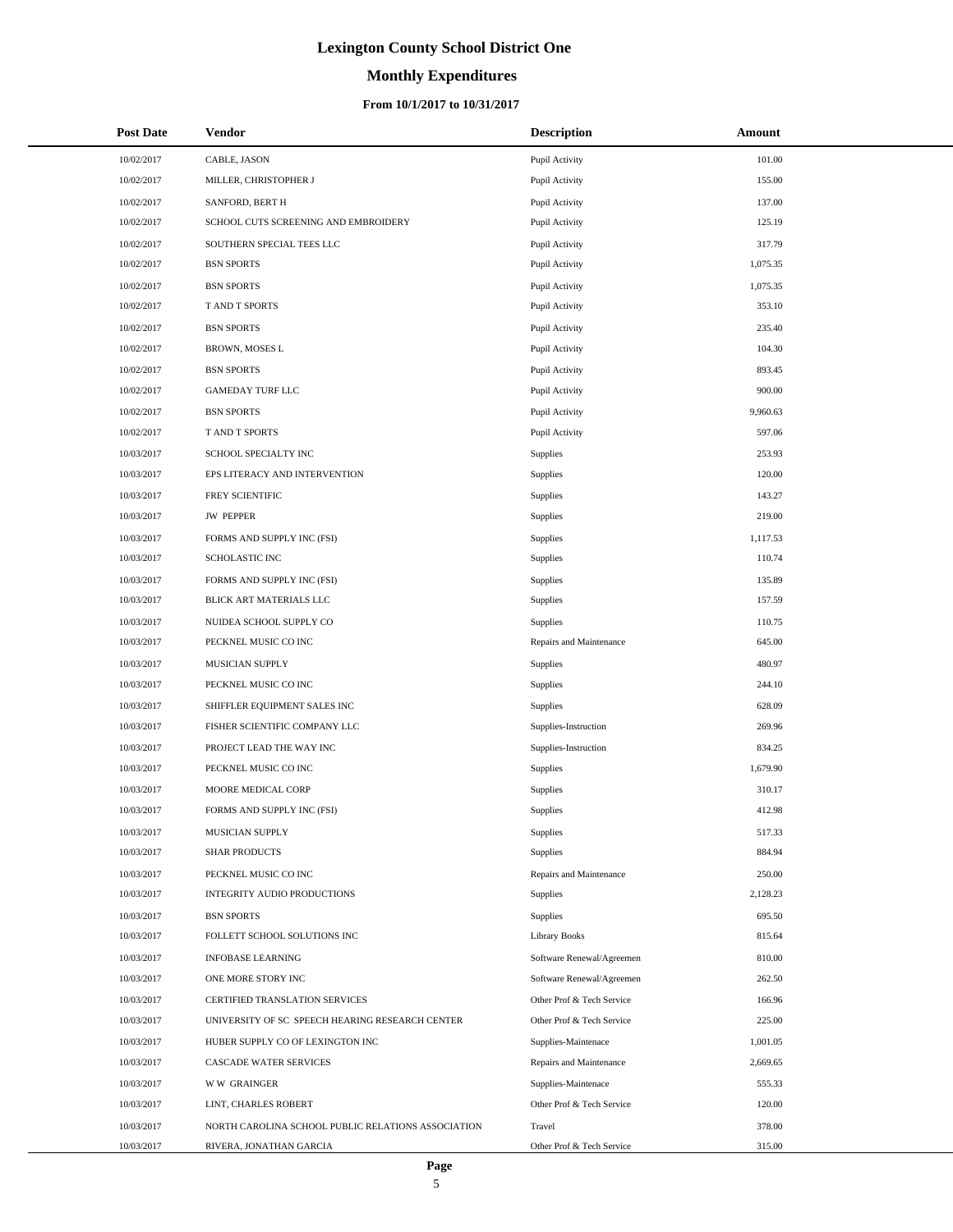# Lexington County School District One

## Monthly Expenditures

### From 10/1/2017 to 10/31/2017

| Post Date | Vendor | Description | Amount |
|---|---|---|---|
| 10/02/2017 | CABLE, JASON | Pupil Activity | 101.00 |
| 10/02/2017 | MILLER, CHRISTOPHER J | Pupil Activity | 155.00 |
| 10/02/2017 | SANFORD, BERT H | Pupil Activity | 137.00 |
| 10/02/2017 | SCHOOL CUTS SCREENING AND EMBROIDERY | Pupil Activity | 125.19 |
| 10/02/2017 | SOUTHERN SPECIAL TEES LLC | Pupil Activity | 317.79 |
| 10/02/2017 | BSN SPORTS | Pupil Activity | 1,075.35 |
| 10/02/2017 | BSN SPORTS | Pupil Activity | 1,075.35 |
| 10/02/2017 | T AND T SPORTS | Pupil Activity | 353.10 |
| 10/02/2017 | BSN SPORTS | Pupil Activity | 235.40 |
| 10/02/2017 | BROWN, MOSES L | Pupil Activity | 104.30 |
| 10/02/2017 | BSN SPORTS | Pupil Activity | 893.45 |
| 10/02/2017 | GAMEDAY TURF LLC | Pupil Activity | 900.00 |
| 10/02/2017 | BSN SPORTS | Pupil Activity | 9,960.63 |
| 10/02/2017 | T AND T SPORTS | Pupil Activity | 597.06 |
| 10/03/2017 | SCHOOL SPECIALTY INC | Supplies | 253.93 |
| 10/03/2017 | EPS LITERACY AND INTERVENTION | Supplies | 120.00 |
| 10/03/2017 | FREY SCIENTIFIC | Supplies | 143.27 |
| 10/03/2017 | JW PEPPER | Supplies | 219.00 |
| 10/03/2017 | FORMS AND SUPPLY INC (FSI) | Supplies | 1,117.53 |
| 10/03/2017 | SCHOLASTIC INC | Supplies | 110.74 |
| 10/03/2017 | FORMS AND SUPPLY INC (FSI) | Supplies | 135.89 |
| 10/03/2017 | BLICK ART MATERIALS LLC | Supplies | 157.59 |
| 10/03/2017 | NUIDEA SCHOOL SUPPLY CO | Supplies | 110.75 |
| 10/03/2017 | PECKNEL MUSIC CO INC | Repairs and Maintenance | 645.00 |
| 10/03/2017 | MUSICIAN SUPPLY | Supplies | 480.97 |
| 10/03/2017 | PECKNEL MUSIC CO INC | Supplies | 244.10 |
| 10/03/2017 | SHIFFLER EQUIPMENT SALES INC | Supplies | 628.09 |
| 10/03/2017 | FISHER SCIENTIFIC COMPANY LLC | Supplies-Instruction | 269.96 |
| 10/03/2017 | PROJECT LEAD THE WAY INC | Supplies-Instruction | 834.25 |
| 10/03/2017 | PECKNEL MUSIC CO INC | Supplies | 1,679.90 |
| 10/03/2017 | MOORE MEDICAL CORP | Supplies | 310.17 |
| 10/03/2017 | FORMS AND SUPPLY INC (FSI) | Supplies | 412.98 |
| 10/03/2017 | MUSICIAN SUPPLY | Supplies | 517.33 |
| 10/03/2017 | SHAR PRODUCTS | Supplies | 884.94 |
| 10/03/2017 | PECKNEL MUSIC CO INC | Repairs and Maintenance | 250.00 |
| 10/03/2017 | INTEGRITY AUDIO PRODUCTIONS | Supplies | 2,128.23 |
| 10/03/2017 | BSN SPORTS | Supplies | 695.50 |
| 10/03/2017 | FOLLETT SCHOOL SOLUTIONS INC | Library Books | 815.64 |
| 10/03/2017 | INFOBASE LEARNING | Software Renewal/Agreemen | 810.00 |
| 10/03/2017 | ONE MORE STORY INC | Software Renewal/Agreemen | 262.50 |
| 10/03/2017 | CERTIFIED TRANSLATION SERVICES | Other Prof & Tech Service | 166.96 |
| 10/03/2017 | UNIVERSITY OF SC SPEECH HEARING RESEARCH CENTER | Other Prof & Tech Service | 225.00 |
| 10/03/2017 | HUBER SUPPLY CO OF LEXINGTON INC | Supplies-Maintenace | 1,001.05 |
| 10/03/2017 | CASCADE WATER SERVICES | Repairs and Maintenance | 2,669.65 |
| 10/03/2017 | W W GRAINGER | Supplies-Maintenace | 555.33 |
| 10/03/2017 | LINT, CHARLES ROBERT | Other Prof & Tech Service | 120.00 |
| 10/03/2017 | NORTH CAROLINA SCHOOL PUBLIC RELATIONS ASSOCIATION | Travel | 378.00 |
| 10/03/2017 | RIVERA, JONATHAN GARCIA | Other Prof & Tech Service | 315.00 |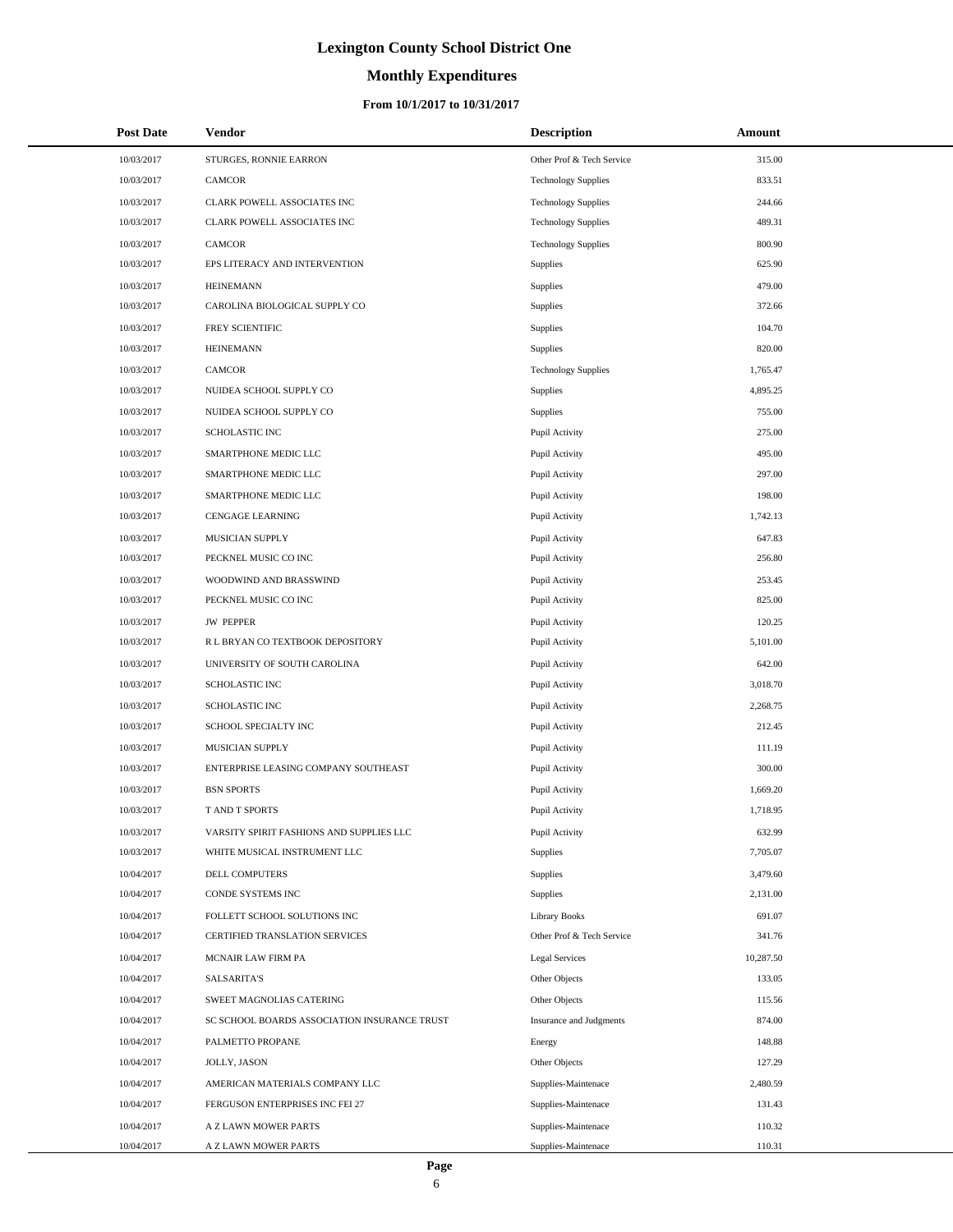# Lexington County School District One

## Monthly Expenditures

### From 10/1/2017 to 10/31/2017

| Post Date | Vendor | Description | Amount |
|---|---|---|---|
| 10/03/2017 | STURGES, RONNIE EARRON | Other Prof & Tech Service | 315.00 |
| 10/03/2017 | CAMCOR | Technology Supplies | 833.51 |
| 10/03/2017 | CLARK POWELL ASSOCIATES INC | Technology Supplies | 244.66 |
| 10/03/2017 | CLARK POWELL ASSOCIATES INC | Technology Supplies | 489.31 |
| 10/03/2017 | CAMCOR | Technology Supplies | 800.90 |
| 10/03/2017 | EPS LITERACY AND INTERVENTION | Supplies | 625.90 |
| 10/03/2017 | HEINEMANN | Supplies | 479.00 |
| 10/03/2017 | CAROLINA BIOLOGICAL SUPPLY CO | Supplies | 372.66 |
| 10/03/2017 | FREY SCIENTIFIC | Supplies | 104.70 |
| 10/03/2017 | HEINEMANN | Supplies | 820.00 |
| 10/03/2017 | CAMCOR | Technology Supplies | 1,765.47 |
| 10/03/2017 | NUIDEA SCHOOL SUPPLY CO | Supplies | 4,895.25 |
| 10/03/2017 | NUIDEA SCHOOL SUPPLY CO | Supplies | 755.00 |
| 10/03/2017 | SCHOLASTIC INC | Pupil Activity | 275.00 |
| 10/03/2017 | SMARTPHONE MEDIC LLC | Pupil Activity | 495.00 |
| 10/03/2017 | SMARTPHONE MEDIC LLC | Pupil Activity | 297.00 |
| 10/03/2017 | SMARTPHONE MEDIC LLC | Pupil Activity | 198.00 |
| 10/03/2017 | CENGAGE LEARNING | Pupil Activity | 1,742.13 |
| 10/03/2017 | MUSICIAN SUPPLY | Pupil Activity | 647.83 |
| 10/03/2017 | PECKNEL MUSIC CO INC | Pupil Activity | 256.80 |
| 10/03/2017 | WOODWIND AND BRASSWIND | Pupil Activity | 253.45 |
| 10/03/2017 | PECKNEL MUSIC CO INC | Pupil Activity | 825.00 |
| 10/03/2017 | JW PEPPER | Pupil Activity | 120.25 |
| 10/03/2017 | R L BRYAN CO TEXTBOOK DEPOSITORY | Pupil Activity | 5,101.00 |
| 10/03/2017 | UNIVERSITY OF SOUTH CAROLINA | Pupil Activity | 642.00 |
| 10/03/2017 | SCHOLASTIC INC | Pupil Activity | 3,018.70 |
| 10/03/2017 | SCHOLASTIC INC | Pupil Activity | 2,268.75 |
| 10/03/2017 | SCHOOL SPECIALTY INC | Pupil Activity | 212.45 |
| 10/03/2017 | MUSICIAN SUPPLY | Pupil Activity | 111.19 |
| 10/03/2017 | ENTERPRISE LEASING COMPANY SOUTHEAST | Pupil Activity | 300.00 |
| 10/03/2017 | BSN SPORTS | Pupil Activity | 1,669.20 |
| 10/03/2017 | T AND T SPORTS | Pupil Activity | 1,718.95 |
| 10/03/2017 | VARSITY SPIRIT FASHIONS AND SUPPLIES LLC | Pupil Activity | 632.99 |
| 10/03/2017 | WHITE MUSICAL INSTRUMENT LLC | Supplies | 7,705.07 |
| 10/04/2017 | DELL COMPUTERS | Supplies | 3,479.60 |
| 10/04/2017 | CONDE SYSTEMS INC | Supplies | 2,131.00 |
| 10/04/2017 | FOLLETT SCHOOL SOLUTIONS INC | Library Books | 691.07 |
| 10/04/2017 | CERTIFIED TRANSLATION SERVICES | Other Prof & Tech Service | 341.76 |
| 10/04/2017 | MCNAIR LAW FIRM PA | Legal Services | 10,287.50 |
| 10/04/2017 | SALSARITA'S | Other Objects | 133.05 |
| 10/04/2017 | SWEET MAGNOLIAS CATERING | Other Objects | 115.56 |
| 10/04/2017 | SC SCHOOL BOARDS ASSOCIATION INSURANCE TRUST | Insurance and Judgments | 874.00 |
| 10/04/2017 | PALMETTO PROPANE | Energy | 148.88 |
| 10/04/2017 | JOLLY, JASON | Other Objects | 127.29 |
| 10/04/2017 | AMERICAN MATERIALS COMPANY LLC | Supplies-Maintenace | 2,480.59 |
| 10/04/2017 | FERGUSON ENTERPRISES INC FEI 27 | Supplies-Maintenace | 131.43 |
| 10/04/2017 | A Z LAWN MOWER PARTS | Supplies-Maintenace | 110.32 |
| 10/04/2017 | A Z LAWN MOWER PARTS | Supplies-Maintenace | 110.31 |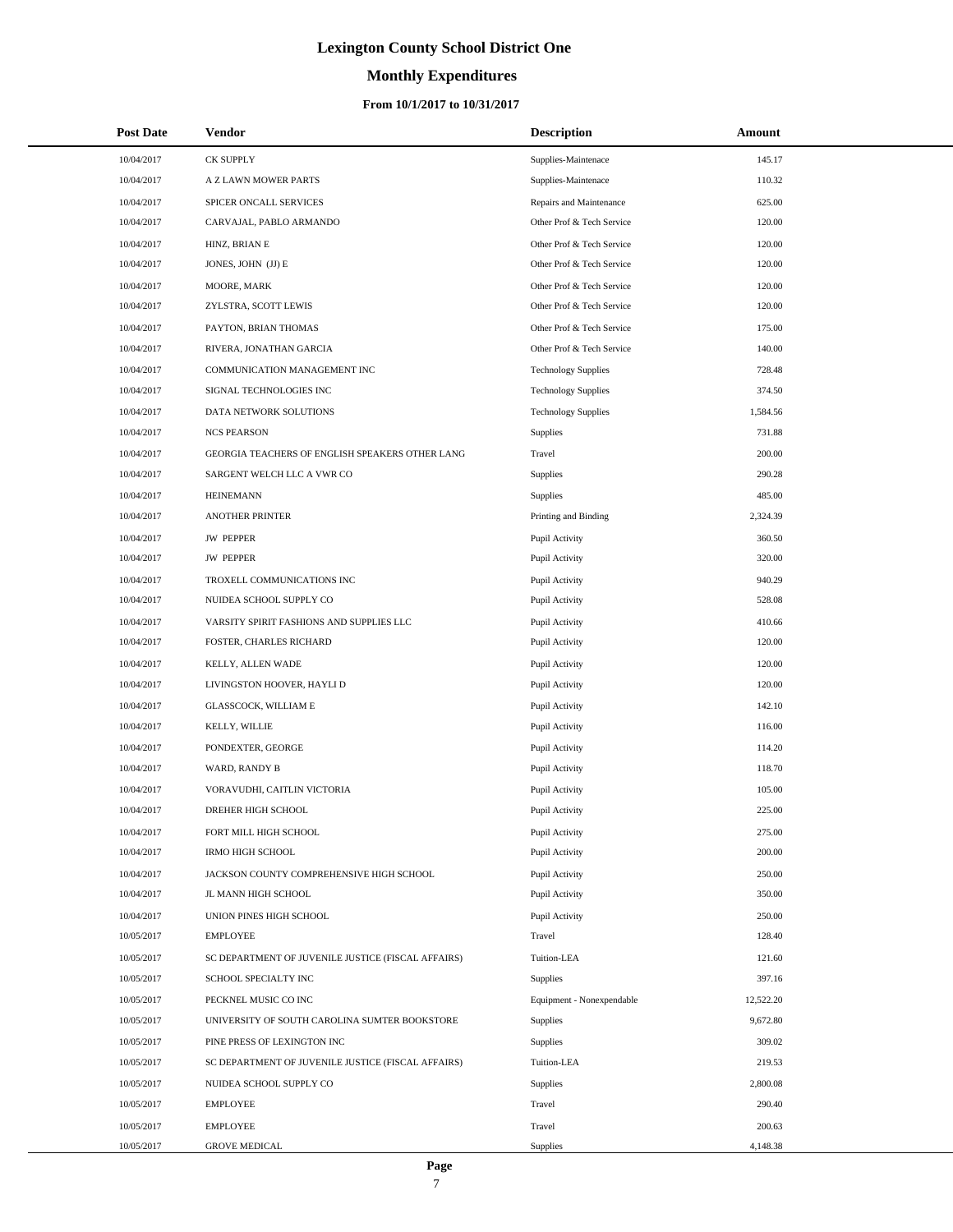# Lexington County School District One

## Monthly Expenditures

### From 10/1/2017 to 10/31/2017

| Post Date | Vendor | Description | Amount |
|---|---|---|---|
| 10/04/2017 | CK SUPPLY | Supplies-Maintenace | 145.17 |
| 10/04/2017 | A Z LAWN MOWER PARTS | Supplies-Maintenace | 110.32 |
| 10/04/2017 | SPICER ONCALL SERVICES | Repairs and Maintenance | 625.00 |
| 10/04/2017 | CARVAJAL, PABLO ARMANDO | Other Prof & Tech Service | 120.00 |
| 10/04/2017 | HINZ, BRIAN E | Other Prof & Tech Service | 120.00 |
| 10/04/2017 | JONES, JOHN (JJ) E | Other Prof & Tech Service | 120.00 |
| 10/04/2017 | MOORE, MARK | Other Prof & Tech Service | 120.00 |
| 10/04/2017 | ZYLSTRA, SCOTT LEWIS | Other Prof & Tech Service | 120.00 |
| 10/04/2017 | PAYTON, BRIAN THOMAS | Other Prof & Tech Service | 175.00 |
| 10/04/2017 | RIVERA, JONATHAN GARCIA | Other Prof & Tech Service | 140.00 |
| 10/04/2017 | COMMUNICATION MANAGEMENT INC | Technology Supplies | 728.48 |
| 10/04/2017 | SIGNAL TECHNOLOGIES INC | Technology Supplies | 374.50 |
| 10/04/2017 | DATA NETWORK SOLUTIONS | Technology Supplies | 1,584.56 |
| 10/04/2017 | NCS PEARSON | Supplies | 731.88 |
| 10/04/2017 | GEORGIA TEACHERS OF ENGLISH SPEAKERS OTHER LANG | Travel | 200.00 |
| 10/04/2017 | SARGENT WELCH LLC A VWR CO | Supplies | 290.28 |
| 10/04/2017 | HEINEMANN | Supplies | 485.00 |
| 10/04/2017 | ANOTHER PRINTER | Printing and Binding | 2,324.39 |
| 10/04/2017 | JW PEPPER | Pupil Activity | 360.50 |
| 10/04/2017 | JW PEPPER | Pupil Activity | 320.00 |
| 10/04/2017 | TROXELL COMMUNICATIONS INC | Pupil Activity | 940.29 |
| 10/04/2017 | NUIDEA SCHOOL SUPPLY CO | Pupil Activity | 528.08 |
| 10/04/2017 | VARSITY SPIRIT FASHIONS AND SUPPLIES LLC | Pupil Activity | 410.66 |
| 10/04/2017 | FOSTER, CHARLES RICHARD | Pupil Activity | 120.00 |
| 10/04/2017 | KELLY, ALLEN WADE | Pupil Activity | 120.00 |
| 10/04/2017 | LIVINGSTON HOOVER, HAYLI D | Pupil Activity | 120.00 |
| 10/04/2017 | GLASSCOCK, WILLIAM E | Pupil Activity | 142.10 |
| 10/04/2017 | KELLY, WILLIE | Pupil Activity | 116.00 |
| 10/04/2017 | PONDEXTER, GEORGE | Pupil Activity | 114.20 |
| 10/04/2017 | WARD, RANDY B | Pupil Activity | 118.70 |
| 10/04/2017 | VORAVUDHI, CAITLIN VICTORIA | Pupil Activity | 105.00 |
| 10/04/2017 | DREHER HIGH SCHOOL | Pupil Activity | 225.00 |
| 10/04/2017 | FORT MILL HIGH SCHOOL | Pupil Activity | 275.00 |
| 10/04/2017 | IRMO HIGH SCHOOL | Pupil Activity | 200.00 |
| 10/04/2017 | JACKSON COUNTY COMPREHENSIVE HIGH SCHOOL | Pupil Activity | 250.00 |
| 10/04/2017 | JL MANN HIGH SCHOOL | Pupil Activity | 350.00 |
| 10/04/2017 | UNION PINES HIGH SCHOOL | Pupil Activity | 250.00 |
| 10/05/2017 | EMPLOYEE | Travel | 128.40 |
| 10/05/2017 | SC DEPARTMENT OF JUVENILE JUSTICE (FISCAL AFFAIRS) | Tuition-LEA | 121.60 |
| 10/05/2017 | SCHOOL SPECIALTY INC | Supplies | 397.16 |
| 10/05/2017 | PECKNEL MUSIC CO INC | Equipment - Nonexpendable | 12,522.20 |
| 10/05/2017 | UNIVERSITY OF SOUTH CAROLINA SUMTER BOOKSTORE | Supplies | 9,672.80 |
| 10/05/2017 | PINE PRESS OF LEXINGTON INC | Supplies | 309.02 |
| 10/05/2017 | SC DEPARTMENT OF JUVENILE JUSTICE (FISCAL AFFAIRS) | Tuition-LEA | 219.53 |
| 10/05/2017 | NUIDEA SCHOOL SUPPLY CO | Supplies | 2,800.08 |
| 10/05/2017 | EMPLOYEE | Travel | 290.40 |
| 10/05/2017 | EMPLOYEE | Travel | 200.63 |
| 10/05/2017 | GROVE MEDICAL | Supplies | 4,148.38 |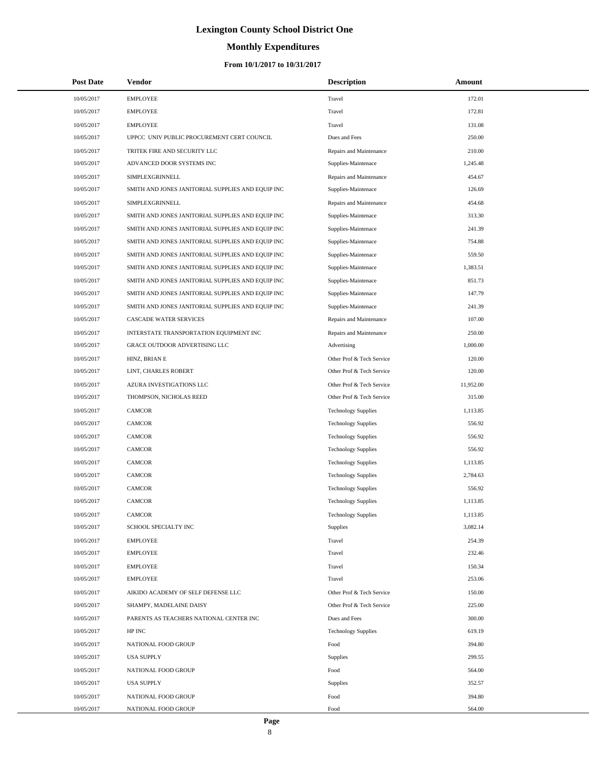# Lexington County School District One

## Monthly Expenditures

### From 10/1/2017 to 10/31/2017

| Post Date | Vendor | Description | Amount |
|---|---|---|---|
| 10/05/2017 | EMPLOYEE | Travel | 172.01 |
| 10/05/2017 | EMPLOYEE | Travel | 172.81 |
| 10/05/2017 | EMPLOYEE | Travel | 131.08 |
| 10/05/2017 | UPPCC UNIV PUBLIC PROCUREMENT CERT COUNCIL | Dues and Fees | 250.00 |
| 10/05/2017 | TRITEK FIRE AND SECURITY LLC | Repairs and Maintenance | 210.00 |
| 10/05/2017 | ADVANCED DOOR SYSTEMS INC | Supplies-Maintenace | 1,245.48 |
| 10/05/2017 | SIMPLEXGRINNELL | Repairs and Maintenance | 454.67 |
| 10/05/2017 | SMITH AND JONES JANITORIAL SUPPLIES AND EQUIP INC | Supplies-Maintenace | 126.69 |
| 10/05/2017 | SIMPLEXGRINNELL | Repairs and Maintenance | 454.68 |
| 10/05/2017 | SMITH AND JONES JANITORIAL SUPPLIES AND EQUIP INC | Supplies-Maintenace | 313.30 |
| 10/05/2017 | SMITH AND JONES JANITORIAL SUPPLIES AND EQUIP INC | Supplies-Maintenace | 241.39 |
| 10/05/2017 | SMITH AND JONES JANITORIAL SUPPLIES AND EQUIP INC | Supplies-Maintenace | 754.88 |
| 10/05/2017 | SMITH AND JONES JANITORIAL SUPPLIES AND EQUIP INC | Supplies-Maintenace | 559.50 |
| 10/05/2017 | SMITH AND JONES JANITORIAL SUPPLIES AND EQUIP INC | Supplies-Maintenace | 1,383.51 |
| 10/05/2017 | SMITH AND JONES JANITORIAL SUPPLIES AND EQUIP INC | Supplies-Maintenace | 851.73 |
| 10/05/2017 | SMITH AND JONES JANITORIAL SUPPLIES AND EQUIP INC | Supplies-Maintenace | 147.79 |
| 10/05/2017 | SMITH AND JONES JANITORIAL SUPPLIES AND EQUIP INC | Supplies-Maintenace | 241.39 |
| 10/05/2017 | CASCADE WATER SERVICES | Repairs and Maintenance | 107.00 |
| 10/05/2017 | INTERSTATE TRANSPORTATION EQUIPMENT INC | Repairs and Maintenance | 250.00 |
| 10/05/2017 | GRACE OUTDOOR ADVERTISING LLC | Advertising | 1,000.00 |
| 10/05/2017 | HINZ, BRIAN E | Other Prof & Tech Service | 120.00 |
| 10/05/2017 | LINT, CHARLES ROBERT | Other Prof & Tech Service | 120.00 |
| 10/05/2017 | AZURA INVESTIGATIONS LLC | Other Prof & Tech Service | 11,952.00 |
| 10/05/2017 | THOMPSON, NICHOLAS REED | Other Prof & Tech Service | 315.00 |
| 10/05/2017 | CAMCOR | Technology Supplies | 1,113.85 |
| 10/05/2017 | CAMCOR | Technology Supplies | 556.92 |
| 10/05/2017 | CAMCOR | Technology Supplies | 556.92 |
| 10/05/2017 | CAMCOR | Technology Supplies | 556.92 |
| 10/05/2017 | CAMCOR | Technology Supplies | 1,113.85 |
| 10/05/2017 | CAMCOR | Technology Supplies | 2,784.63 |
| 10/05/2017 | CAMCOR | Technology Supplies | 556.92 |
| 10/05/2017 | CAMCOR | Technology Supplies | 1,113.85 |
| 10/05/2017 | CAMCOR | Technology Supplies | 1,113.85 |
| 10/05/2017 | SCHOOL SPECIALTY INC | Supplies | 3,082.14 |
| 10/05/2017 | EMPLOYEE | Travel | 254.39 |
| 10/05/2017 | EMPLOYEE | Travel | 232.46 |
| 10/05/2017 | EMPLOYEE | Travel | 150.34 |
| 10/05/2017 | EMPLOYEE | Travel | 253.06 |
| 10/05/2017 | AIKIDO ACADEMY OF SELF DEFENSE LLC | Other Prof & Tech Service | 150.00 |
| 10/05/2017 | SHAMPY, MADELAINE DAISY | Other Prof & Tech Service | 225.00 |
| 10/05/2017 | PARENTS AS TEACHERS NATIONAL CENTER INC | Dues and Fees | 300.00 |
| 10/05/2017 | HP INC | Technology Supplies | 619.19 |
| 10/05/2017 | NATIONAL FOOD GROUP | Food | 394.80 |
| 10/05/2017 | USA SUPPLY | Supplies | 299.55 |
| 10/05/2017 | NATIONAL FOOD GROUP | Food | 564.00 |
| 10/05/2017 | USA SUPPLY | Supplies | 352.57 |
| 10/05/2017 | NATIONAL FOOD GROUP | Food | 394.80 |
| 10/05/2017 | NATIONAL FOOD GROUP | Food | 564.00 |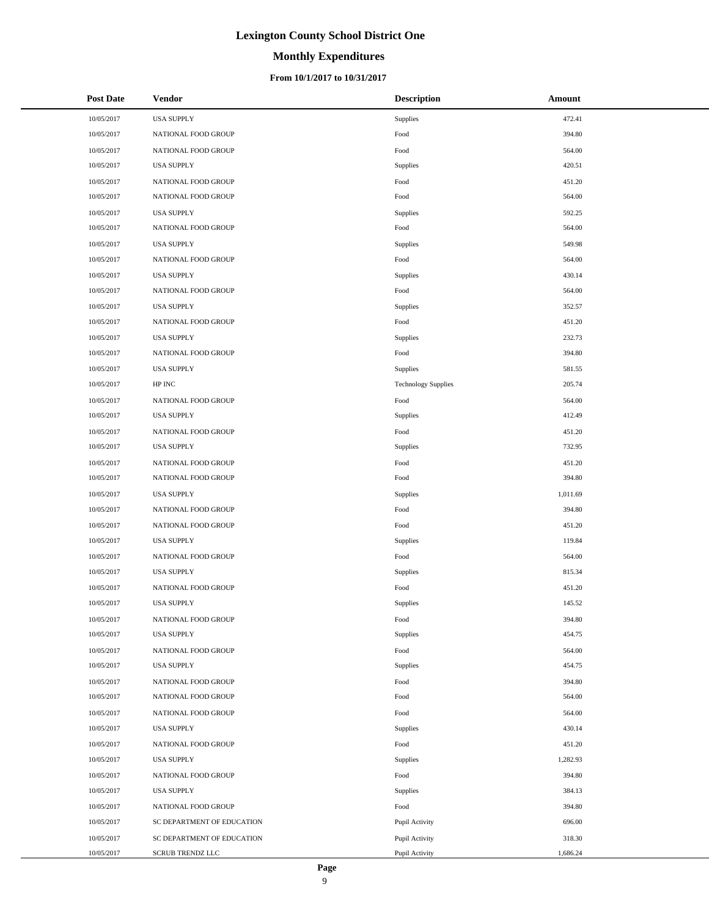# Lexington County School District One

## Monthly Expenditures

### From 10/1/2017 to 10/31/2017

| Post Date | Vendor | Description | Amount |
|---|---|---|---|
| 10/05/2017 | USA SUPPLY | Supplies | 472.41 |
| 10/05/2017 | NATIONAL FOOD GROUP | Food | 394.80 |
| 10/05/2017 | NATIONAL FOOD GROUP | Food | 564.00 |
| 10/05/2017 | USA SUPPLY | Supplies | 420.51 |
| 10/05/2017 | NATIONAL FOOD GROUP | Food | 451.20 |
| 10/05/2017 | NATIONAL FOOD GROUP | Food | 564.00 |
| 10/05/2017 | USA SUPPLY | Supplies | 592.25 |
| 10/05/2017 | NATIONAL FOOD GROUP | Food | 564.00 |
| 10/05/2017 | USA SUPPLY | Supplies | 549.98 |
| 10/05/2017 | NATIONAL FOOD GROUP | Food | 564.00 |
| 10/05/2017 | USA SUPPLY | Supplies | 430.14 |
| 10/05/2017 | NATIONAL FOOD GROUP | Food | 564.00 |
| 10/05/2017 | USA SUPPLY | Supplies | 352.57 |
| 10/05/2017 | NATIONAL FOOD GROUP | Food | 451.20 |
| 10/05/2017 | USA SUPPLY | Supplies | 232.73 |
| 10/05/2017 | NATIONAL FOOD GROUP | Food | 394.80 |
| 10/05/2017 | USA SUPPLY | Supplies | 581.55 |
| 10/05/2017 | HP INC | Technology Supplies | 205.74 |
| 10/05/2017 | NATIONAL FOOD GROUP | Food | 564.00 |
| 10/05/2017 | USA SUPPLY | Supplies | 412.49 |
| 10/05/2017 | NATIONAL FOOD GROUP | Food | 451.20 |
| 10/05/2017 | USA SUPPLY | Supplies | 732.95 |
| 10/05/2017 | NATIONAL FOOD GROUP | Food | 451.20 |
| 10/05/2017 | NATIONAL FOOD GROUP | Food | 394.80 |
| 10/05/2017 | USA SUPPLY | Supplies | 1,011.69 |
| 10/05/2017 | NATIONAL FOOD GROUP | Food | 394.80 |
| 10/05/2017 | NATIONAL FOOD GROUP | Food | 451.20 |
| 10/05/2017 | USA SUPPLY | Supplies | 119.84 |
| 10/05/2017 | NATIONAL FOOD GROUP | Food | 564.00 |
| 10/05/2017 | USA SUPPLY | Supplies | 815.34 |
| 10/05/2017 | NATIONAL FOOD GROUP | Food | 451.20 |
| 10/05/2017 | USA SUPPLY | Supplies | 145.52 |
| 10/05/2017 | NATIONAL FOOD GROUP | Food | 394.80 |
| 10/05/2017 | USA SUPPLY | Supplies | 454.75 |
| 10/05/2017 | NATIONAL FOOD GROUP | Food | 564.00 |
| 10/05/2017 | USA SUPPLY | Supplies | 454.75 |
| 10/05/2017 | NATIONAL FOOD GROUP | Food | 394.80 |
| 10/05/2017 | NATIONAL FOOD GROUP | Food | 564.00 |
| 10/05/2017 | NATIONAL FOOD GROUP | Food | 564.00 |
| 10/05/2017 | USA SUPPLY | Supplies | 430.14 |
| 10/05/2017 | NATIONAL FOOD GROUP | Food | 451.20 |
| 10/05/2017 | USA SUPPLY | Supplies | 1,282.93 |
| 10/05/2017 | NATIONAL FOOD GROUP | Food | 394.80 |
| 10/05/2017 | USA SUPPLY | Supplies | 384.13 |
| 10/05/2017 | NATIONAL FOOD GROUP | Food | 394.80 |
| 10/05/2017 | SC DEPARTMENT OF EDUCATION | Pupil Activity | 696.00 |
| 10/05/2017 | SC DEPARTMENT OF EDUCATION | Pupil Activity | 318.30 |
| 10/05/2017 | SCRUB TRENDZ LLC | Pupil Activity | 1,686.24 |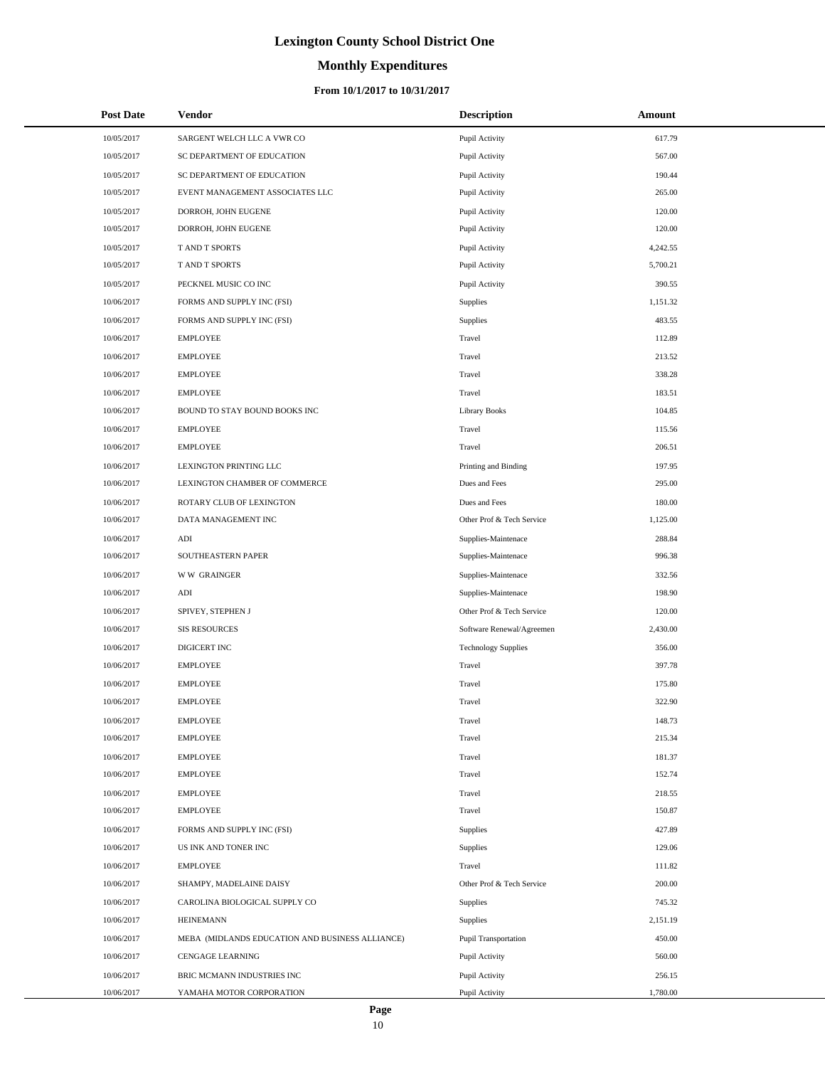# Lexington County School District One

## Monthly Expenditures

### From 10/1/2017 to 10/31/2017

| Post Date | Vendor | Description | Amount |
|---|---|---|---|
| 10/05/2017 | SARGENT WELCH LLC A VWR CO | Pupil Activity | 617.79 |
| 10/05/2017 | SC DEPARTMENT OF EDUCATION | Pupil Activity | 567.00 |
| 10/05/2017 | SC DEPARTMENT OF EDUCATION | Pupil Activity | 190.44 |
| 10/05/2017 | EVENT MANAGEMENT ASSOCIATES LLC | Pupil Activity | 265.00 |
| 10/05/2017 | DORROH, JOHN EUGENE | Pupil Activity | 120.00 |
| 10/05/2017 | DORROH, JOHN EUGENE | Pupil Activity | 120.00 |
| 10/05/2017 | T AND T SPORTS | Pupil Activity | 4,242.55 |
| 10/05/2017 | T AND T SPORTS | Pupil Activity | 5,700.21 |
| 10/05/2017 | PECKNEL MUSIC CO INC | Pupil Activity | 390.55 |
| 10/06/2017 | FORMS AND SUPPLY INC (FSI) | Supplies | 1,151.32 |
| 10/06/2017 | FORMS AND SUPPLY INC (FSI) | Supplies | 483.55 |
| 10/06/2017 | EMPLOYEE | Travel | 112.89 |
| 10/06/2017 | EMPLOYEE | Travel | 213.52 |
| 10/06/2017 | EMPLOYEE | Travel | 338.28 |
| 10/06/2017 | EMPLOYEE | Travel | 183.51 |
| 10/06/2017 | BOUND TO STAY BOUND BOOKS INC | Library Books | 104.85 |
| 10/06/2017 | EMPLOYEE | Travel | 115.56 |
| 10/06/2017 | EMPLOYEE | Travel | 206.51 |
| 10/06/2017 | LEXINGTON PRINTING LLC | Printing and Binding | 197.95 |
| 10/06/2017 | LEXINGTON CHAMBER OF COMMERCE | Dues and Fees | 295.00 |
| 10/06/2017 | ROTARY CLUB OF LEXINGTON | Dues and Fees | 180.00 |
| 10/06/2017 | DATA MANAGEMENT INC | Other Prof & Tech Service | 1,125.00 |
| 10/06/2017 | ADI | Supplies-Maintenace | 288.84 |
| 10/06/2017 | SOUTHEASTERN PAPER | Supplies-Maintenace | 996.38 |
| 10/06/2017 | W W GRAINGER | Supplies-Maintenace | 332.56 |
| 10/06/2017 | ADI | Supplies-Maintenace | 198.90 |
| 10/06/2017 | SPIVEY, STEPHEN J | Other Prof & Tech Service | 120.00 |
| 10/06/2017 | SIS RESOURCES | Software Renewal/Agreemen | 2,430.00 |
| 10/06/2017 | DIGICERT INC | Technology Supplies | 356.00 |
| 10/06/2017 | EMPLOYEE | Travel | 397.78 |
| 10/06/2017 | EMPLOYEE | Travel | 175.80 |
| 10/06/2017 | EMPLOYEE | Travel | 322.90 |
| 10/06/2017 | EMPLOYEE | Travel | 148.73 |
| 10/06/2017 | EMPLOYEE | Travel | 215.34 |
| 10/06/2017 | EMPLOYEE | Travel | 181.37 |
| 10/06/2017 | EMPLOYEE | Travel | 152.74 |
| 10/06/2017 | EMPLOYEE | Travel | 218.55 |
| 10/06/2017 | EMPLOYEE | Travel | 150.87 |
| 10/06/2017 | FORMS AND SUPPLY INC (FSI) | Supplies | 427.89 |
| 10/06/2017 | US INK AND TONER INC | Supplies | 129.06 |
| 10/06/2017 | EMPLOYEE | Travel | 111.82 |
| 10/06/2017 | SHAMPY, MADELAINE DAISY | Other Prof & Tech Service | 200.00 |
| 10/06/2017 | CAROLINA BIOLOGICAL SUPPLY CO | Supplies | 745.32 |
| 10/06/2017 | HEINEMANN | Supplies | 2,151.19 |
| 10/06/2017 | MEBA (MIDLANDS EDUCATION AND BUSINESS ALLIANCE) | Pupil Transportation | 450.00 |
| 10/06/2017 | CENGAGE LEARNING | Pupil Activity | 560.00 |
| 10/06/2017 | BRIC MCMANN INDUSTRIES INC | Pupil Activity | 256.15 |
| 10/06/2017 | YAMAHA MOTOR CORPORATION | Pupil Activity | 1,780.00 |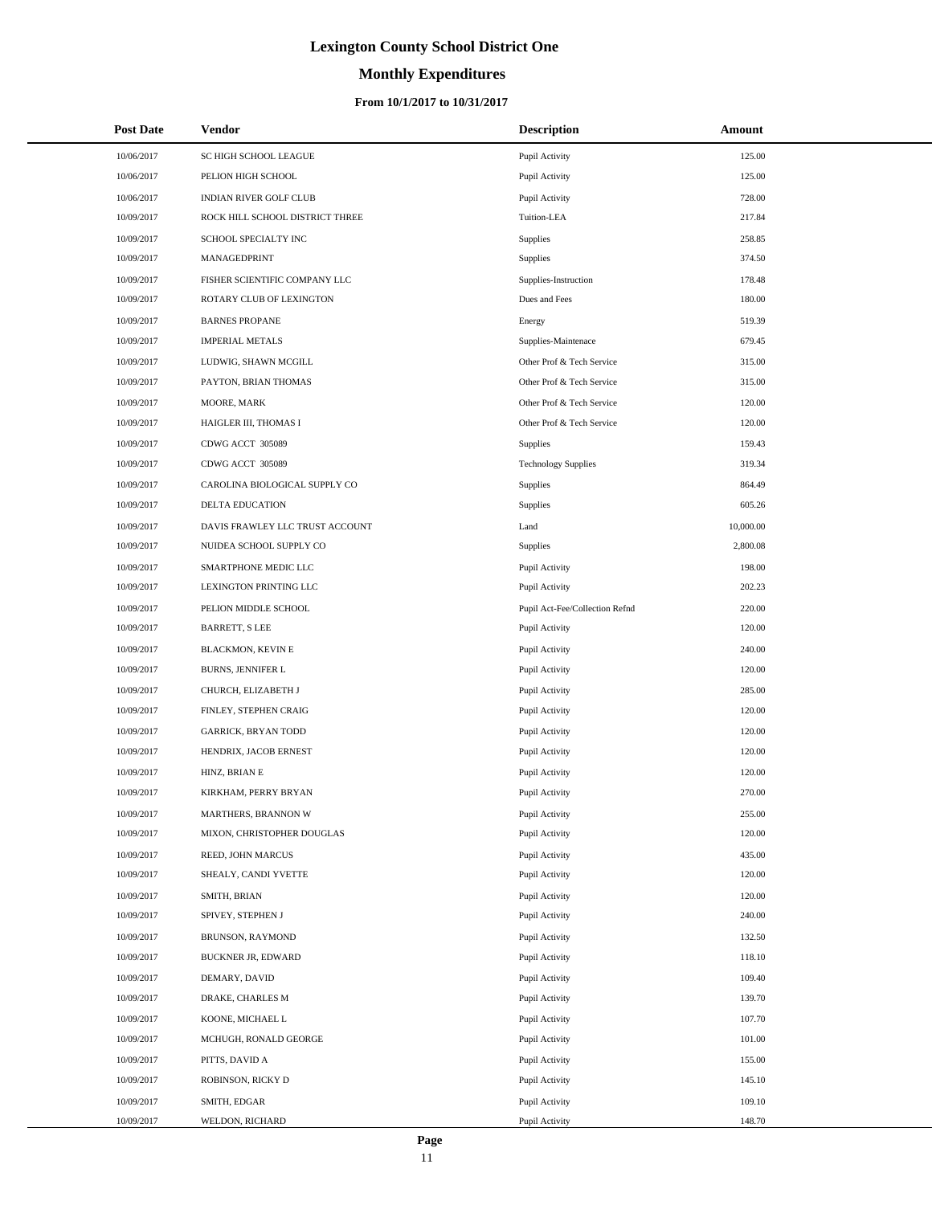# Lexington County School District One

## Monthly Expenditures

### From 10/1/2017 to 10/31/2017

| Post Date | Vendor | Description | Amount |
|---|---|---|---|
| 10/06/2017 | SC HIGH SCHOOL LEAGUE | Pupil Activity | 125.00 |
| 10/06/2017 | PELION HIGH SCHOOL | Pupil Activity | 125.00 |
| 10/06/2017 | INDIAN RIVER GOLF CLUB | Pupil Activity | 728.00 |
| 10/09/2017 | ROCK HILL SCHOOL DISTRICT THREE | Tuition-LEA | 217.84 |
| 10/09/2017 | SCHOOL SPECIALTY INC | Supplies | 258.85 |
| 10/09/2017 | MANAGEDPRINT | Supplies | 374.50 |
| 10/09/2017 | FISHER SCIENTIFIC COMPANY LLC | Supplies-Instruction | 178.48 |
| 10/09/2017 | ROTARY CLUB OF LEXINGTON | Dues and Fees | 180.00 |
| 10/09/2017 | BARNES PROPANE | Energy | 519.39 |
| 10/09/2017 | IMPERIAL METALS | Supplies-Maintenace | 679.45 |
| 10/09/2017 | LUDWIG, SHAWN MCGILL | Other Prof & Tech Service | 315.00 |
| 10/09/2017 | PAYTON, BRIAN THOMAS | Other Prof & Tech Service | 315.00 |
| 10/09/2017 | MOORE, MARK | Other Prof & Tech Service | 120.00 |
| 10/09/2017 | HAIGLER III, THOMAS I | Other Prof & Tech Service | 120.00 |
| 10/09/2017 | CDWG ACCT 305089 | Supplies | 159.43 |
| 10/09/2017 | CDWG ACCT 305089 | Technology Supplies | 319.34 |
| 10/09/2017 | CAROLINA BIOLOGICAL SUPPLY CO | Supplies | 864.49 |
| 10/09/2017 | DELTA EDUCATION | Supplies | 605.26 |
| 10/09/2017 | DAVIS FRAWLEY LLC TRUST ACCOUNT | Land | 10,000.00 |
| 10/09/2017 | NUIDEA SCHOOL SUPPLY CO | Supplies | 2,800.08 |
| 10/09/2017 | SMARTPHONE MEDIC LLC | Pupil Activity | 198.00 |
| 10/09/2017 | LEXINGTON PRINTING LLC | Pupil Activity | 202.23 |
| 10/09/2017 | PELION MIDDLE SCHOOL | Pupil Act-Fee/Collection Refnd | 220.00 |
| 10/09/2017 | BARRETT, S LEE | Pupil Activity | 120.00 |
| 10/09/2017 | BLACKMON, KEVIN E | Pupil Activity | 240.00 |
| 10/09/2017 | BURNS, JENNIFER L | Pupil Activity | 120.00 |
| 10/09/2017 | CHURCH, ELIZABETH J | Pupil Activity | 285.00 |
| 10/09/2017 | FINLEY, STEPHEN CRAIG | Pupil Activity | 120.00 |
| 10/09/2017 | GARRICK, BRYAN TODD | Pupil Activity | 120.00 |
| 10/09/2017 | HENDRIX, JACOB ERNEST | Pupil Activity | 120.00 |
| 10/09/2017 | HINZ, BRIAN E | Pupil Activity | 120.00 |
| 10/09/2017 | KIRKHAM, PERRY BRYAN | Pupil Activity | 270.00 |
| 10/09/2017 | MARTHERS, BRANNON W | Pupil Activity | 255.00 |
| 10/09/2017 | MIXON, CHRISTOPHER DOUGLAS | Pupil Activity | 120.00 |
| 10/09/2017 | REED, JOHN MARCUS | Pupil Activity | 435.00 |
| 10/09/2017 | SHEALY, CANDI YVETTE | Pupil Activity | 120.00 |
| 10/09/2017 | SMITH, BRIAN | Pupil Activity | 120.00 |
| 10/09/2017 | SPIVEY, STEPHEN J | Pupil Activity | 240.00 |
| 10/09/2017 | BRUNSON, RAYMOND | Pupil Activity | 132.50 |
| 10/09/2017 | BUCKNER JR, EDWARD | Pupil Activity | 118.10 |
| 10/09/2017 | DEMARY, DAVID | Pupil Activity | 109.40 |
| 10/09/2017 | DRAKE, CHARLES M | Pupil Activity | 139.70 |
| 10/09/2017 | KOONE, MICHAEL L | Pupil Activity | 107.70 |
| 10/09/2017 | MCHUGH, RONALD GEORGE | Pupil Activity | 101.00 |
| 10/09/2017 | PITTS, DAVID A | Pupil Activity | 155.00 |
| 10/09/2017 | ROBINSON, RICKY D | Pupil Activity | 145.10 |
| 10/09/2017 | SMITH, EDGAR | Pupil Activity | 109.10 |
| 10/09/2017 | WELDON, RICHARD | Pupil Activity | 148.70 |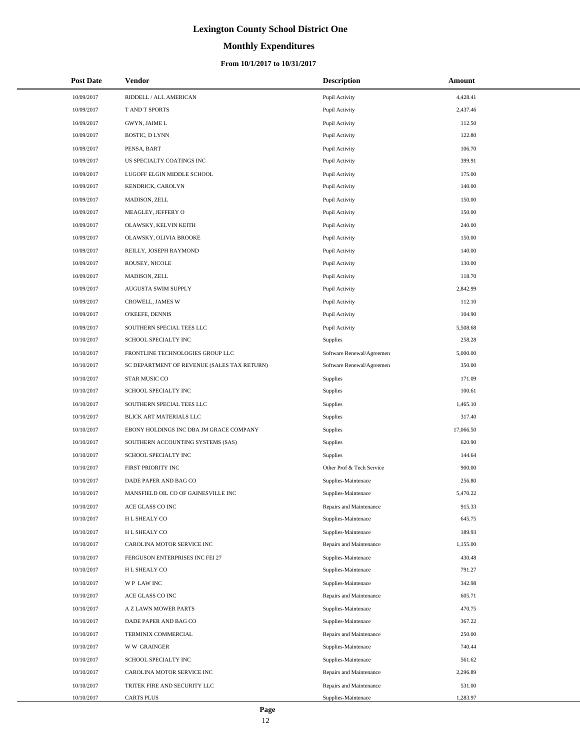# Lexington County School District One

## Monthly Expenditures

### From 10/1/2017 to 10/31/2017

| Post Date | Vendor | Description | Amount |
|---|---|---|---|
| 10/09/2017 | RIDDELL / ALL AMERICAN | Pupil Activity | 4,428.41 |
| 10/09/2017 | T AND T SPORTS | Pupil Activity | 2,437.46 |
| 10/09/2017 | GWYN, JAIME L | Pupil Activity | 112.50 |
| 10/09/2017 | BOSTIC, D LYNN | Pupil Activity | 122.80 |
| 10/09/2017 | PENSA, BART | Pupil Activity | 106.70 |
| 10/09/2017 | US SPECIALTY COATINGS INC | Pupil Activity | 399.91 |
| 10/09/2017 | LUGOFF ELGIN MIDDLE SCHOOL | Pupil Activity | 175.00 |
| 10/09/2017 | KENDRICK, CAROLYN | Pupil Activity | 140.00 |
| 10/09/2017 | MADISON, ZELL | Pupil Activity | 150.00 |
| 10/09/2017 | MEAGLEY, JEFFERY O | Pupil Activity | 150.00 |
| 10/09/2017 | OLAWSKY, KELVIN KEITH | Pupil Activity | 240.00 |
| 10/09/2017 | OLAWSKY, OLIVIA BROOKE | Pupil Activity | 150.00 |
| 10/09/2017 | REILLY, JOSEPH RAYMOND | Pupil Activity | 140.00 |
| 10/09/2017 | ROUSEY, NICOLE | Pupil Activity | 130.00 |
| 10/09/2017 | MADISON, ZELL | Pupil Activity | 118.70 |
| 10/09/2017 | AUGUSTA SWIM SUPPLY | Pupil Activity | 2,842.99 |
| 10/09/2017 | CROWELL, JAMES W | Pupil Activity | 112.10 |
| 10/09/2017 | O'KEEFE, DENNIS | Pupil Activity | 104.90 |
| 10/09/2017 | SOUTHERN SPECIAL TEES LLC | Pupil Activity | 5,508.68 |
| 10/10/2017 | SCHOOL SPECIALTY INC | Supplies | 258.28 |
| 10/10/2017 | FRONTLINE TECHNOLOGIES GROUP LLC | Software Renewal/Agreemen | 5,000.00 |
| 10/10/2017 | SC DEPARTMENT OF REVENUE (SALES TAX RETURN) | Software Renewal/Agreemen | 350.00 |
| 10/10/2017 | STAR MUSIC CO | Supplies | 171.09 |
| 10/10/2017 | SCHOOL SPECIALTY INC | Supplies | 100.61 |
| 10/10/2017 | SOUTHERN SPECIAL TEES LLC | Supplies | 1,465.10 |
| 10/10/2017 | BLICK ART MATERIALS LLC | Supplies | 317.40 |
| 10/10/2017 | EBONY HOLDINGS INC DBA JM GRACE COMPANY | Supplies | 17,066.50 |
| 10/10/2017 | SOUTHERN ACCOUNTING SYSTEMS (SAS) | Supplies | 620.90 |
| 10/10/2017 | SCHOOL SPECIALTY INC | Supplies | 144.64 |
| 10/10/2017 | FIRST PRIORITY INC | Other Prof & Tech Service | 900.00 |
| 10/10/2017 | DADE PAPER AND BAG CO | Supplies-Maintenace | 256.80 |
| 10/10/2017 | MANSFIELD OIL CO OF GAINESVILLE INC | Supplies-Maintenace | 5,470.22 |
| 10/10/2017 | ACE GLASS CO INC | Repairs and Maintenance | 915.33 |
| 10/10/2017 | H L SHEALY CO | Supplies-Maintenace | 645.75 |
| 10/10/2017 | H L SHEALY CO | Supplies-Maintenace | 189.93 |
| 10/10/2017 | CAROLINA MOTOR SERVICE INC | Repairs and Maintenance | 1,155.00 |
| 10/10/2017 | FERGUSON ENTERPRISES INC FEI 27 | Supplies-Maintenace | 430.48 |
| 10/10/2017 | H L SHEALY CO | Supplies-Maintenace | 791.27 |
| 10/10/2017 | W P LAW INC | Supplies-Maintenace | 342.98 |
| 10/10/2017 | ACE GLASS CO INC | Repairs and Maintenance | 605.71 |
| 10/10/2017 | A Z LAWN MOWER PARTS | Supplies-Maintenace | 470.75 |
| 10/10/2017 | DADE PAPER AND BAG CO | Supplies-Maintenace | 367.22 |
| 10/10/2017 | TERMINIX COMMERCIAL | Repairs and Maintenance | 250.00 |
| 10/10/2017 | W W GRAINGER | Supplies-Maintenace | 740.44 |
| 10/10/2017 | SCHOOL SPECIALTY INC | Supplies-Maintenace | 561.62 |
| 10/10/2017 | CAROLINA MOTOR SERVICE INC | Repairs and Maintenance | 2,296.89 |
| 10/10/2017 | TRITEK FIRE AND SECURITY LLC | Repairs and Maintenance | 531.00 |
| 10/10/2017 | CARTS PLUS | Supplies-Maintenace | 1,283.97 |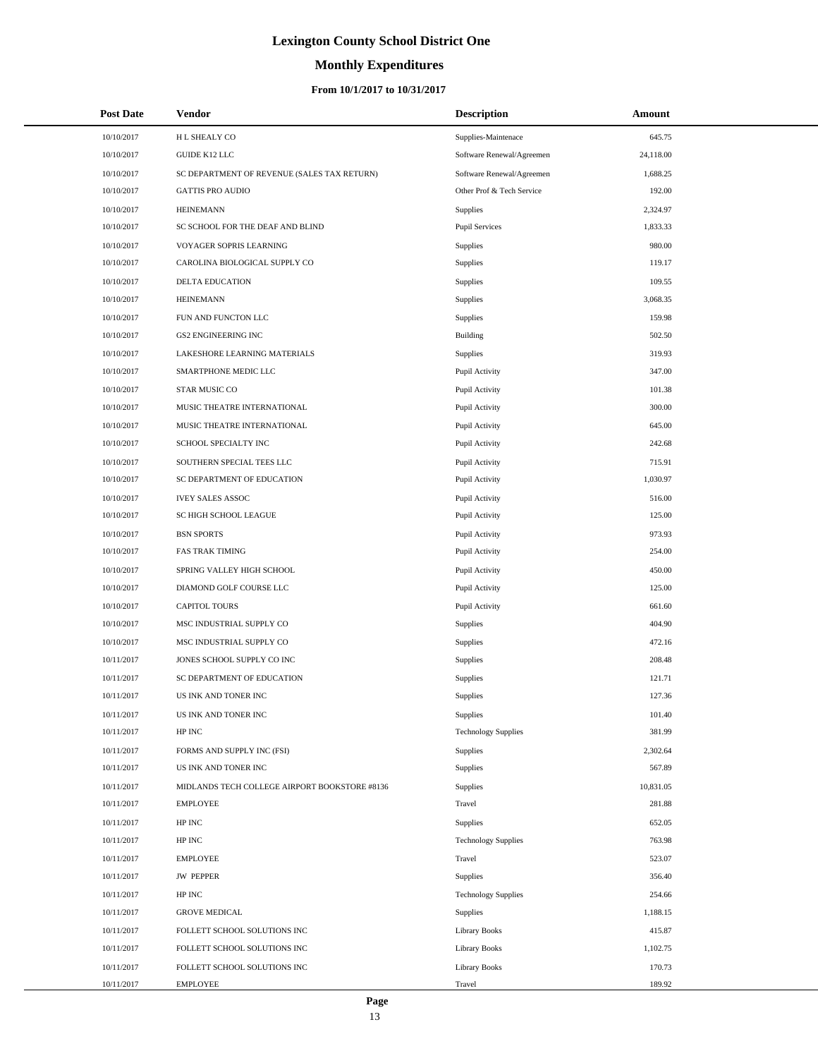# Lexington County School District One

## Monthly Expenditures

### From 10/1/2017 to 10/31/2017

| Post Date | Vendor | Description | Amount |
|---|---|---|---|
| 10/10/2017 | H L SHEALY CO | Supplies-Maintenace | 645.75 |
| 10/10/2017 | GUIDE K12 LLC | Software Renewal/Agreemen | 24,118.00 |
| 10/10/2017 | SC DEPARTMENT OF REVENUE (SALES TAX RETURN) | Software Renewal/Agreemen | 1,688.25 |
| 10/10/2017 | GATTIS PRO AUDIO | Other Prof & Tech Service | 192.00 |
| 10/10/2017 | HEINEMANN | Supplies | 2,324.97 |
| 10/10/2017 | SC SCHOOL FOR THE DEAF AND BLIND | Pupil Services | 1,833.33 |
| 10/10/2017 | VOYAGER SOPRIS LEARNING | Supplies | 980.00 |
| 10/10/2017 | CAROLINA BIOLOGICAL SUPPLY CO | Supplies | 119.17 |
| 10/10/2017 | DELTA EDUCATION | Supplies | 109.55 |
| 10/10/2017 | HEINEMANN | Supplies | 3,068.35 |
| 10/10/2017 | FUN AND FUNCTON LLC | Supplies | 159.98 |
| 10/10/2017 | GS2 ENGINEERING INC | Building | 502.50 |
| 10/10/2017 | LAKESHORE LEARNING MATERIALS | Supplies | 319.93 |
| 10/10/2017 | SMARTPHONE MEDIC LLC | Pupil Activity | 347.00 |
| 10/10/2017 | STAR MUSIC CO | Pupil Activity | 101.38 |
| 10/10/2017 | MUSIC THEATRE INTERNATIONAL | Pupil Activity | 300.00 |
| 10/10/2017 | MUSIC THEATRE INTERNATIONAL | Pupil Activity | 645.00 |
| 10/10/2017 | SCHOOL SPECIALTY INC | Pupil Activity | 242.68 |
| 10/10/2017 | SOUTHERN SPECIAL TEES LLC | Pupil Activity | 715.91 |
| 10/10/2017 | SC DEPARTMENT OF EDUCATION | Pupil Activity | 1,030.97 |
| 10/10/2017 | IVEY SALES ASSOC | Pupil Activity | 516.00 |
| 10/10/2017 | SC HIGH SCHOOL LEAGUE | Pupil Activity | 125.00 |
| 10/10/2017 | BSN SPORTS | Pupil Activity | 973.93 |
| 10/10/2017 | FAS TRAK TIMING | Pupil Activity | 254.00 |
| 10/10/2017 | SPRING VALLEY HIGH SCHOOL | Pupil Activity | 450.00 |
| 10/10/2017 | DIAMOND GOLF COURSE LLC | Pupil Activity | 125.00 |
| 10/10/2017 | CAPITOL TOURS | Pupil Activity | 661.60 |
| 10/10/2017 | MSC INDUSTRIAL SUPPLY CO | Supplies | 404.90 |
| 10/10/2017 | MSC INDUSTRIAL SUPPLY CO | Supplies | 472.16 |
| 10/11/2017 | JONES SCHOOL SUPPLY CO INC | Supplies | 208.48 |
| 10/11/2017 | SC DEPARTMENT OF EDUCATION | Supplies | 121.71 |
| 10/11/2017 | US INK AND TONER INC | Supplies | 127.36 |
| 10/11/2017 | US INK AND TONER INC | Supplies | 101.40 |
| 10/11/2017 | HP INC | Technology Supplies | 381.99 |
| 10/11/2017 | FORMS AND SUPPLY INC (FSI) | Supplies | 2,302.64 |
| 10/11/2017 | US INK AND TONER INC | Supplies | 567.89 |
| 10/11/2017 | MIDLANDS TECH COLLEGE AIRPORT BOOKSTORE #8136 | Supplies | 10,831.05 |
| 10/11/2017 | EMPLOYEE | Travel | 281.88 |
| 10/11/2017 | HP INC | Supplies | 652.05 |
| 10/11/2017 | HP INC | Technology Supplies | 763.98 |
| 10/11/2017 | EMPLOYEE | Travel | 523.07 |
| 10/11/2017 | JW PEPPER | Supplies | 356.40 |
| 10/11/2017 | HP INC | Technology Supplies | 254.66 |
| 10/11/2017 | GROVE MEDICAL | Supplies | 1,188.15 |
| 10/11/2017 | FOLLETT SCHOOL SOLUTIONS INC | Library Books | 415.87 |
| 10/11/2017 | FOLLETT SCHOOL SOLUTIONS INC | Library Books | 1,102.75 |
| 10/11/2017 | FOLLETT SCHOOL SOLUTIONS INC | Library Books | 170.73 |
| 10/11/2017 | EMPLOYEE | Travel | 189.92 |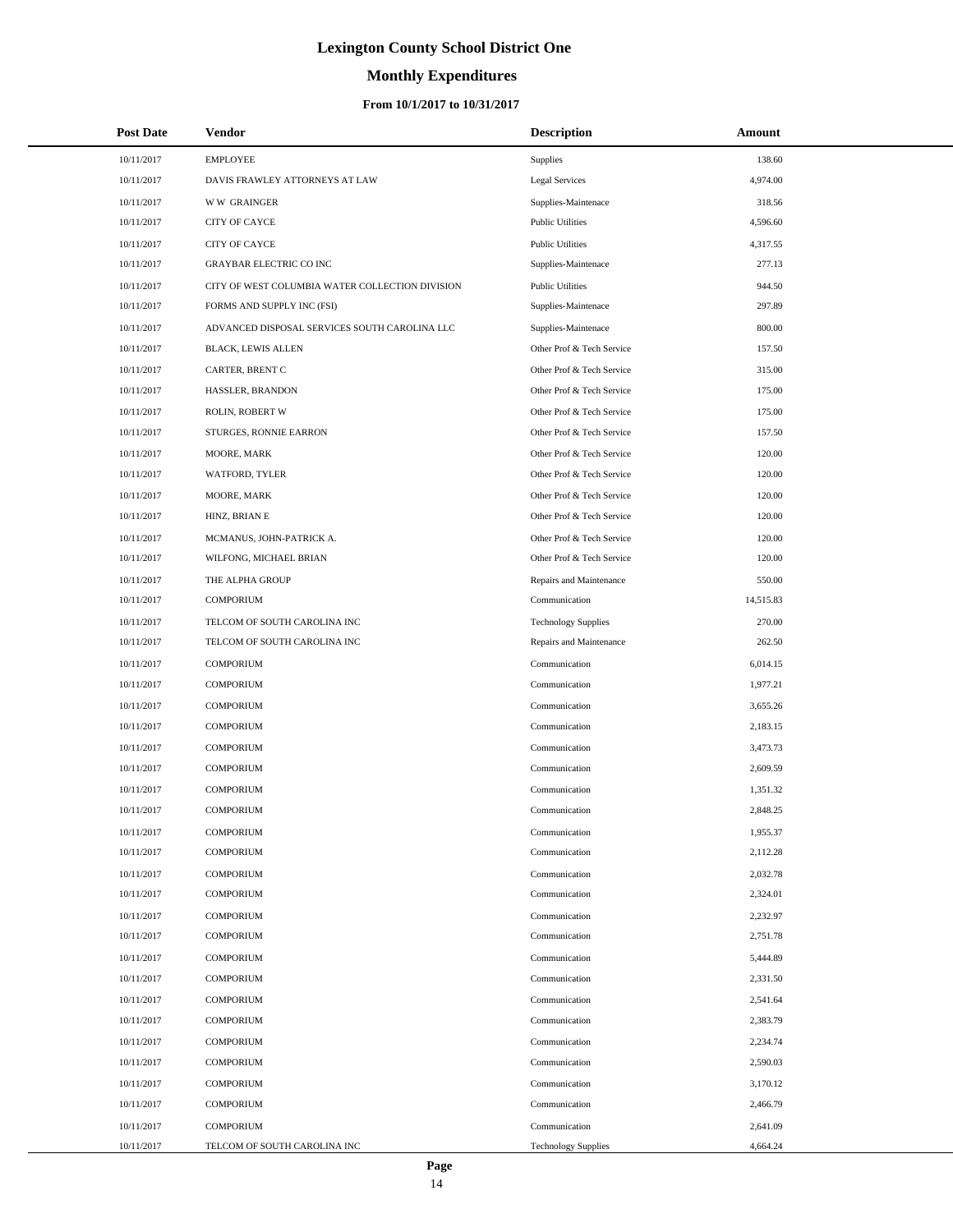# Lexington County School District One

## Monthly Expenditures

### From 10/1/2017 to 10/31/2017

| Post Date | Vendor | Description | Amount |
|---|---|---|---|
| 10/11/2017 | EMPLOYEE | Supplies | 138.60 |
| 10/11/2017 | DAVIS FRAWLEY ATTORNEYS AT LAW | Legal Services | 4,974.00 |
| 10/11/2017 | W W GRAINGER | Supplies-Maintenace | 318.56 |
| 10/11/2017 | CITY OF CAYCE | Public Utilities | 4,596.60 |
| 10/11/2017 | CITY OF CAYCE | Public Utilities | 4,317.55 |
| 10/11/2017 | GRAYBAR ELECTRIC CO INC | Supplies-Maintenace | 277.13 |
| 10/11/2017 | CITY OF WEST COLUMBIA WATER COLLECTION DIVISION | Public Utilities | 944.50 |
| 10/11/2017 | FORMS AND SUPPLY INC (FSI) | Supplies-Maintenace | 297.89 |
| 10/11/2017 | ADVANCED DISPOSAL SERVICES SOUTH CAROLINA LLC | Supplies-Maintenace | 800.00 |
| 10/11/2017 | BLACK, LEWIS ALLEN | Other Prof & Tech Service | 157.50 |
| 10/11/2017 | CARTER, BRENT C | Other Prof & Tech Service | 315.00 |
| 10/11/2017 | HASSLER, BRANDON | Other Prof & Tech Service | 175.00 |
| 10/11/2017 | ROLIN, ROBERT W | Other Prof & Tech Service | 175.00 |
| 10/11/2017 | STURGES, RONNIE EARRON | Other Prof & Tech Service | 157.50 |
| 10/11/2017 | MOORE, MARK | Other Prof & Tech Service | 120.00 |
| 10/11/2017 | WATFORD, TYLER | Other Prof & Tech Service | 120.00 |
| 10/11/2017 | MOORE, MARK | Other Prof & Tech Service | 120.00 |
| 10/11/2017 | HINZ, BRIAN E | Other Prof & Tech Service | 120.00 |
| 10/11/2017 | MCMANUS, JOHN-PATRICK A. | Other Prof & Tech Service | 120.00 |
| 10/11/2017 | WILFONG, MICHAEL BRIAN | Other Prof & Tech Service | 120.00 |
| 10/11/2017 | THE ALPHA GROUP | Repairs and Maintenance | 550.00 |
| 10/11/2017 | COMPORIUM | Communication | 14,515.83 |
| 10/11/2017 | TELCOM OF SOUTH CAROLINA INC | Technology Supplies | 270.00 |
| 10/11/2017 | TELCOM OF SOUTH CAROLINA INC | Repairs and Maintenance | 262.50 |
| 10/11/2017 | COMPORIUM | Communication | 6,014.15 |
| 10/11/2017 | COMPORIUM | Communication | 1,977.21 |
| 10/11/2017 | COMPORIUM | Communication | 3,655.26 |
| 10/11/2017 | COMPORIUM | Communication | 2,183.15 |
| 10/11/2017 | COMPORIUM | Communication | 3,473.73 |
| 10/11/2017 | COMPORIUM | Communication | 2,609.59 |
| 10/11/2017 | COMPORIUM | Communication | 1,351.32 |
| 10/11/2017 | COMPORIUM | Communication | 2,848.25 |
| 10/11/2017 | COMPORIUM | Communication | 1,955.37 |
| 10/11/2017 | COMPORIUM | Communication | 2,112.28 |
| 10/11/2017 | COMPORIUM | Communication | 2,032.78 |
| 10/11/2017 | COMPORIUM | Communication | 2,324.01 |
| 10/11/2017 | COMPORIUM | Communication | 2,232.97 |
| 10/11/2017 | COMPORIUM | Communication | 2,751.78 |
| 10/11/2017 | COMPORIUM | Communication | 5,444.89 |
| 10/11/2017 | COMPORIUM | Communication | 2,331.50 |
| 10/11/2017 | COMPORIUM | Communication | 2,541.64 |
| 10/11/2017 | COMPORIUM | Communication | 2,383.79 |
| 10/11/2017 | COMPORIUM | Communication | 2,234.74 |
| 10/11/2017 | COMPORIUM | Communication | 2,590.03 |
| 10/11/2017 | COMPORIUM | Communication | 3,170.12 |
| 10/11/2017 | COMPORIUM | Communication | 2,466.79 |
| 10/11/2017 | COMPORIUM | Communication | 2,641.09 |
| 10/11/2017 | TELCOM OF SOUTH CAROLINA INC | Technology Supplies | 4,664.24 |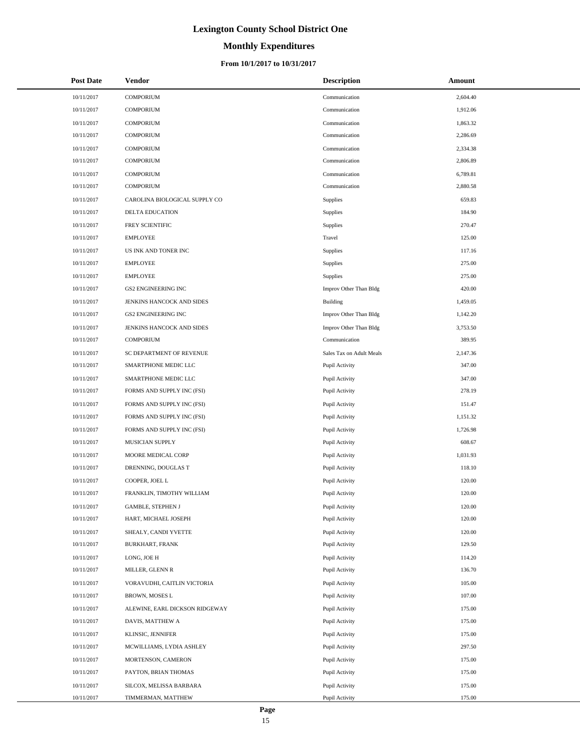# Lexington County School District One

## Monthly Expenditures

### From 10/1/2017 to 10/31/2017

| Post Date | Vendor | Description | Amount |
|---|---|---|---|
| 10/11/2017 | COMPORIUM | Communication | 2,604.40 |
| 10/11/2017 | COMPORIUM | Communication | 1,912.06 |
| 10/11/2017 | COMPORIUM | Communication | 1,863.32 |
| 10/11/2017 | COMPORIUM | Communication | 2,286.69 |
| 10/11/2017 | COMPORIUM | Communication | 2,334.38 |
| 10/11/2017 | COMPORIUM | Communication | 2,806.89 |
| 10/11/2017 | COMPORIUM | Communication | 6,789.81 |
| 10/11/2017 | COMPORIUM | Communication | 2,880.58 |
| 10/11/2017 | CAROLINA BIOLOGICAL SUPPLY CO | Supplies | 659.83 |
| 10/11/2017 | DELTA EDUCATION | Supplies | 184.90 |
| 10/11/2017 | FREY SCIENTIFIC | Supplies | 270.47 |
| 10/11/2017 | EMPLOYEE | Travel | 125.00 |
| 10/11/2017 | US INK AND TONER INC | Supplies | 117.16 |
| 10/11/2017 | EMPLOYEE | Supplies | 275.00 |
| 10/11/2017 | EMPLOYEE | Supplies | 275.00 |
| 10/11/2017 | GS2 ENGINEERING INC | Improv Other Than Bldg | 420.00 |
| 10/11/2017 | JENKINS HANCOCK AND SIDES | Building | 1,459.05 |
| 10/11/2017 | GS2 ENGINEERING INC | Improv Other Than Bldg | 1,142.20 |
| 10/11/2017 | JENKINS HANCOCK AND SIDES | Improv Other Than Bldg | 3,753.50 |
| 10/11/2017 | COMPORIUM | Communication | 389.95 |
| 10/11/2017 | SC DEPARTMENT OF REVENUE | Sales Tax on Adult Meals | 2,147.36 |
| 10/11/2017 | SMARTPHONE MEDIC LLC | Pupil Activity | 347.00 |
| 10/11/2017 | SMARTPHONE MEDIC LLC | Pupil Activity | 347.00 |
| 10/11/2017 | FORMS AND SUPPLY INC (FSI) | Pupil Activity | 278.19 |
| 10/11/2017 | FORMS AND SUPPLY INC (FSI) | Pupil Activity | 151.47 |
| 10/11/2017 | FORMS AND SUPPLY INC (FSI) | Pupil Activity | 1,151.32 |
| 10/11/2017 | FORMS AND SUPPLY INC (FSI) | Pupil Activity | 1,726.98 |
| 10/11/2017 | MUSICIAN SUPPLY | Pupil Activity | 608.67 |
| 10/11/2017 | MOORE MEDICAL CORP | Pupil Activity | 1,031.93 |
| 10/11/2017 | DRENNING, DOUGLAS T | Pupil Activity | 118.10 |
| 10/11/2017 | COOPER, JOEL L | Pupil Activity | 120.00 |
| 10/11/2017 | FRANKLIN, TIMOTHY WILLIAM | Pupil Activity | 120.00 |
| 10/11/2017 | GAMBLE, STEPHEN J | Pupil Activity | 120.00 |
| 10/11/2017 | HART, MICHAEL JOSEPH | Pupil Activity | 120.00 |
| 10/11/2017 | SHEALY, CANDI YVETTE | Pupil Activity | 120.00 |
| 10/11/2017 | BURKHART, FRANK | Pupil Activity | 129.50 |
| 10/11/2017 | LONG, JOE H | Pupil Activity | 114.20 |
| 10/11/2017 | MILLER, GLENN R | Pupil Activity | 136.70 |
| 10/11/2017 | VORAVUDHI, CAITLIN VICTORIA | Pupil Activity | 105.00 |
| 10/11/2017 | BROWN, MOSES L | Pupil Activity | 107.00 |
| 10/11/2017 | ALEWINE, EARL DICKSON RIDGEWAY | Pupil Activity | 175.00 |
| 10/11/2017 | DAVIS, MATTHEW A | Pupil Activity | 175.00 |
| 10/11/2017 | KLINSIC, JENNIFER | Pupil Activity | 175.00 |
| 10/11/2017 | MCWILLIAMS, LYDIA ASHLEY | Pupil Activity | 297.50 |
| 10/11/2017 | MORTENSON, CAMERON | Pupil Activity | 175.00 |
| 10/11/2017 | PAYTON, BRIAN THOMAS | Pupil Activity | 175.00 |
| 10/11/2017 | SILCOX, MELISSA BARBARA | Pupil Activity | 175.00 |
| 10/11/2017 | TIMMERMAN, MATTHEW | Pupil Activity | 175.00 |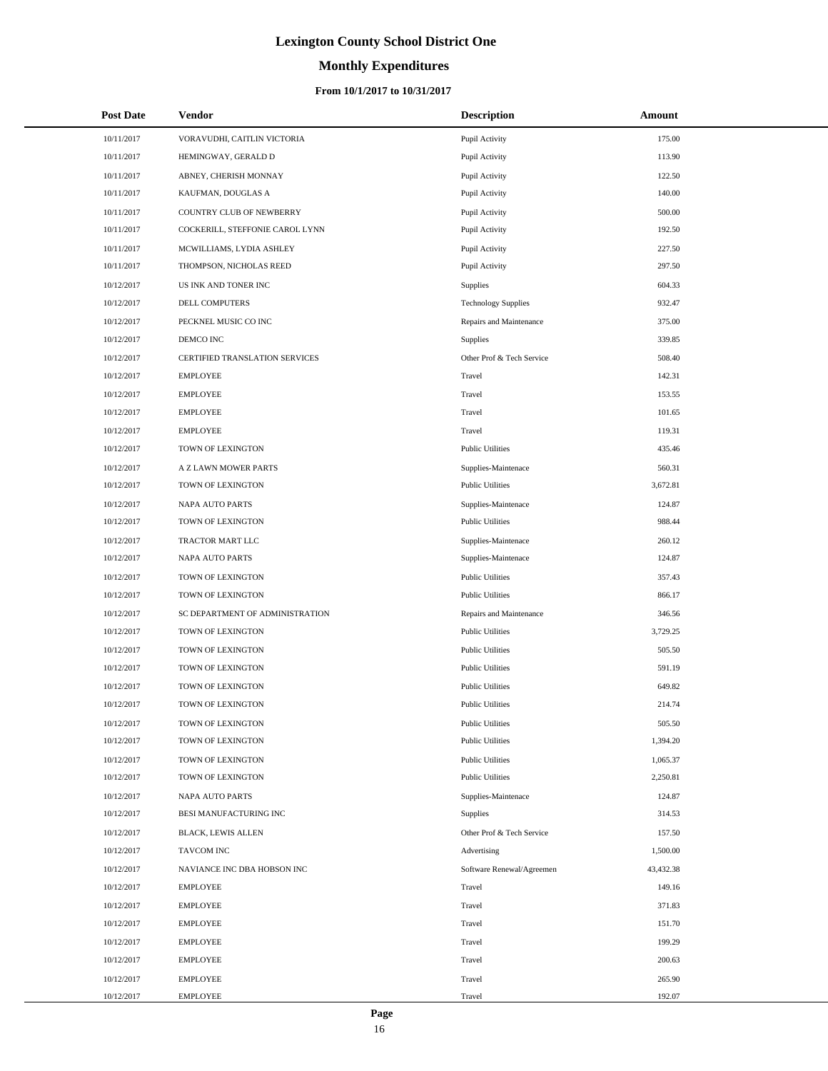# Lexington County School District One

## Monthly Expenditures

### From 10/1/2017 to 10/31/2017

| Post Date | Vendor | Description | Amount |
|---|---|---|---|
| 10/11/2017 | VORAVUDHI, CAITLIN VICTORIA | Pupil Activity | 175.00 |
| 10/11/2017 | HEMINGWAY, GERALD D | Pupil Activity | 113.90 |
| 10/11/2017 | ABNEY, CHERISH MONNAY | Pupil Activity | 122.50 |
| 10/11/2017 | KAUFMAN, DOUGLAS A | Pupil Activity | 140.00 |
| 10/11/2017 | COUNTRY CLUB OF NEWBERRY | Pupil Activity | 500.00 |
| 10/11/2017 | COCKERILL, STEFFONIE CAROL LYNN | Pupil Activity | 192.50 |
| 10/11/2017 | MCWILLIAMS, LYDIA ASHLEY | Pupil Activity | 227.50 |
| 10/11/2017 | THOMPSON, NICHOLAS REED | Pupil Activity | 297.50 |
| 10/12/2017 | US INK AND TONER INC | Supplies | 604.33 |
| 10/12/2017 | DELL COMPUTERS | Technology Supplies | 932.47 |
| 10/12/2017 | PECKNEL MUSIC CO INC | Repairs and Maintenance | 375.00 |
| 10/12/2017 | DEMCO INC | Supplies | 339.85 |
| 10/12/2017 | CERTIFIED TRANSLATION SERVICES | Other Prof & Tech Service | 508.40 |
| 10/12/2017 | EMPLOYEE | Travel | 142.31 |
| 10/12/2017 | EMPLOYEE | Travel | 153.55 |
| 10/12/2017 | EMPLOYEE | Travel | 101.65 |
| 10/12/2017 | EMPLOYEE | Travel | 119.31 |
| 10/12/2017 | TOWN OF LEXINGTON | Public Utilities | 435.46 |
| 10/12/2017 | A Z LAWN MOWER PARTS | Supplies-Maintenace | 560.31 |
| 10/12/2017 | TOWN OF LEXINGTON | Public Utilities | 3,672.81 |
| 10/12/2017 | NAPA AUTO PARTS | Supplies-Maintenace | 124.87 |
| 10/12/2017 | TOWN OF LEXINGTON | Public Utilities | 988.44 |
| 10/12/2017 | TRACTOR MART LLC | Supplies-Maintenace | 260.12 |
| 10/12/2017 | NAPA AUTO PARTS | Supplies-Maintenace | 124.87 |
| 10/12/2017 | TOWN OF LEXINGTON | Public Utilities | 357.43 |
| 10/12/2017 | TOWN OF LEXINGTON | Public Utilities | 866.17 |
| 10/12/2017 | SC DEPARTMENT OF ADMINISTRATION | Repairs and Maintenance | 346.56 |
| 10/12/2017 | TOWN OF LEXINGTON | Public Utilities | 3,729.25 |
| 10/12/2017 | TOWN OF LEXINGTON | Public Utilities | 505.50 |
| 10/12/2017 | TOWN OF LEXINGTON | Public Utilities | 591.19 |
| 10/12/2017 | TOWN OF LEXINGTON | Public Utilities | 649.82 |
| 10/12/2017 | TOWN OF LEXINGTON | Public Utilities | 214.74 |
| 10/12/2017 | TOWN OF LEXINGTON | Public Utilities | 505.50 |
| 10/12/2017 | TOWN OF LEXINGTON | Public Utilities | 1,394.20 |
| 10/12/2017 | TOWN OF LEXINGTON | Public Utilities | 1,065.37 |
| 10/12/2017 | TOWN OF LEXINGTON | Public Utilities | 2,250.81 |
| 10/12/2017 | NAPA AUTO PARTS | Supplies-Maintenace | 124.87 |
| 10/12/2017 | BESI MANUFACTURING INC | Supplies | 314.53 |
| 10/12/2017 | BLACK, LEWIS ALLEN | Other Prof & Tech Service | 157.50 |
| 10/12/2017 | TAVCOM INC | Advertising | 1,500.00 |
| 10/12/2017 | NAVIANCE INC DBA HOBSON INC | Software Renewal/Agreemen | 43,432.38 |
| 10/12/2017 | EMPLOYEE | Travel | 149.16 |
| 10/12/2017 | EMPLOYEE | Travel | 371.83 |
| 10/12/2017 | EMPLOYEE | Travel | 151.70 |
| 10/12/2017 | EMPLOYEE | Travel | 199.29 |
| 10/12/2017 | EMPLOYEE | Travel | 200.63 |
| 10/12/2017 | EMPLOYEE | Travel | 265.90 |
| 10/12/2017 | EMPLOYEE | Travel | 192.07 |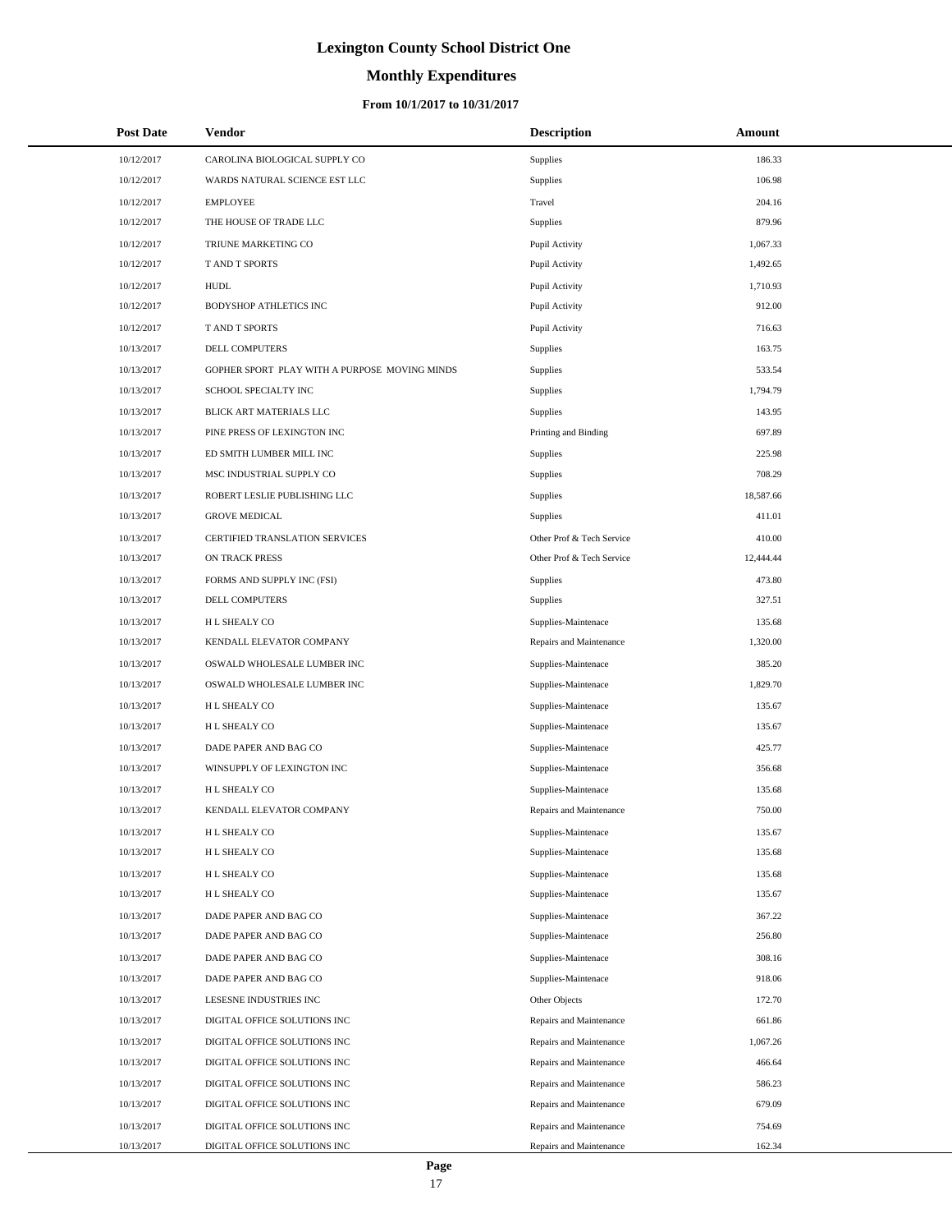# Lexington County School District One

## Monthly Expenditures

### From 10/1/2017 to 10/31/2017

| Post Date | Vendor | Description | Amount |
|---|---|---|---|
| 10/12/2017 | CAROLINA BIOLOGICAL SUPPLY CO | Supplies | 186.33 |
| 10/12/2017 | WARDS NATURAL SCIENCE EST LLC | Supplies | 106.98 |
| 10/12/2017 | EMPLOYEE | Travel | 204.16 |
| 10/12/2017 | THE HOUSE OF TRADE LLC | Supplies | 879.96 |
| 10/12/2017 | TRIUNE MARKETING CO | Pupil Activity | 1,067.33 |
| 10/12/2017 | T AND T SPORTS | Pupil Activity | 1,492.65 |
| 10/12/2017 | HUDL | Pupil Activity | 1,710.93 |
| 10/12/2017 | BODYSHOP ATHLETICS INC | Pupil Activity | 912.00 |
| 10/12/2017 | T AND T SPORTS | Pupil Activity | 716.63 |
| 10/13/2017 | DELL COMPUTERS | Supplies | 163.75 |
| 10/13/2017 | GOPHER SPORT PLAY WITH A PURPOSE MOVING MINDS | Supplies | 533.54 |
| 10/13/2017 | SCHOOL SPECIALTY INC | Supplies | 1,794.79 |
| 10/13/2017 | BLICK ART MATERIALS LLC | Supplies | 143.95 |
| 10/13/2017 | PINE PRESS OF LEXINGTON INC | Printing and Binding | 697.89 |
| 10/13/2017 | ED SMITH LUMBER MILL INC | Supplies | 225.98 |
| 10/13/2017 | MSC INDUSTRIAL SUPPLY CO | Supplies | 708.29 |
| 10/13/2017 | ROBERT LESLIE PUBLISHING LLC | Supplies | 18,587.66 |
| 10/13/2017 | GROVE MEDICAL | Supplies | 411.01 |
| 10/13/2017 | CERTIFIED TRANSLATION SERVICES | Other Prof & Tech Service | 410.00 |
| 10/13/2017 | ON TRACK PRESS | Other Prof & Tech Service | 12,444.44 |
| 10/13/2017 | FORMS AND SUPPLY INC (FSI) | Supplies | 473.80 |
| 10/13/2017 | DELL COMPUTERS | Supplies | 327.51 |
| 10/13/2017 | H L SHEALY CO | Supplies-Maintenace | 135.68 |
| 10/13/2017 | KENDALL ELEVATOR COMPANY | Repairs and Maintenance | 1,320.00 |
| 10/13/2017 | OSWALD WHOLESALE LUMBER INC | Supplies-Maintenace | 385.20 |
| 10/13/2017 | OSWALD WHOLESALE LUMBER INC | Supplies-Maintenace | 1,829.70 |
| 10/13/2017 | H L SHEALY CO | Supplies-Maintenace | 135.67 |
| 10/13/2017 | H L SHEALY CO | Supplies-Maintenace | 135.67 |
| 10/13/2017 | DADE PAPER AND BAG CO | Supplies-Maintenace | 425.77 |
| 10/13/2017 | WINSUPPLY OF LEXINGTON INC | Supplies-Maintenace | 356.68 |
| 10/13/2017 | H L SHEALY CO | Supplies-Maintenace | 135.68 |
| 10/13/2017 | KENDALL ELEVATOR COMPANY | Repairs and Maintenance | 750.00 |
| 10/13/2017 | H L SHEALY CO | Supplies-Maintenace | 135.67 |
| 10/13/2017 | H L SHEALY CO | Supplies-Maintenace | 135.68 |
| 10/13/2017 | H L SHEALY CO | Supplies-Maintenace | 135.68 |
| 10/13/2017 | H L SHEALY CO | Supplies-Maintenace | 135.67 |
| 10/13/2017 | DADE PAPER AND BAG CO | Supplies-Maintenace | 367.22 |
| 10/13/2017 | DADE PAPER AND BAG CO | Supplies-Maintenace | 256.80 |
| 10/13/2017 | DADE PAPER AND BAG CO | Supplies-Maintenace | 308.16 |
| 10/13/2017 | DADE PAPER AND BAG CO | Supplies-Maintenace | 918.06 |
| 10/13/2017 | LESESNE INDUSTRIES INC | Other Objects | 172.70 |
| 10/13/2017 | DIGITAL OFFICE SOLUTIONS INC | Repairs and Maintenance | 661.86 |
| 10/13/2017 | DIGITAL OFFICE SOLUTIONS INC | Repairs and Maintenance | 1,067.26 |
| 10/13/2017 | DIGITAL OFFICE SOLUTIONS INC | Repairs and Maintenance | 466.64 |
| 10/13/2017 | DIGITAL OFFICE SOLUTIONS INC | Repairs and Maintenance | 586.23 |
| 10/13/2017 | DIGITAL OFFICE SOLUTIONS INC | Repairs and Maintenance | 679.09 |
| 10/13/2017 | DIGITAL OFFICE SOLUTIONS INC | Repairs and Maintenance | 754.69 |
| 10/13/2017 | DIGITAL OFFICE SOLUTIONS INC | Repairs and Maintenance | 162.34 |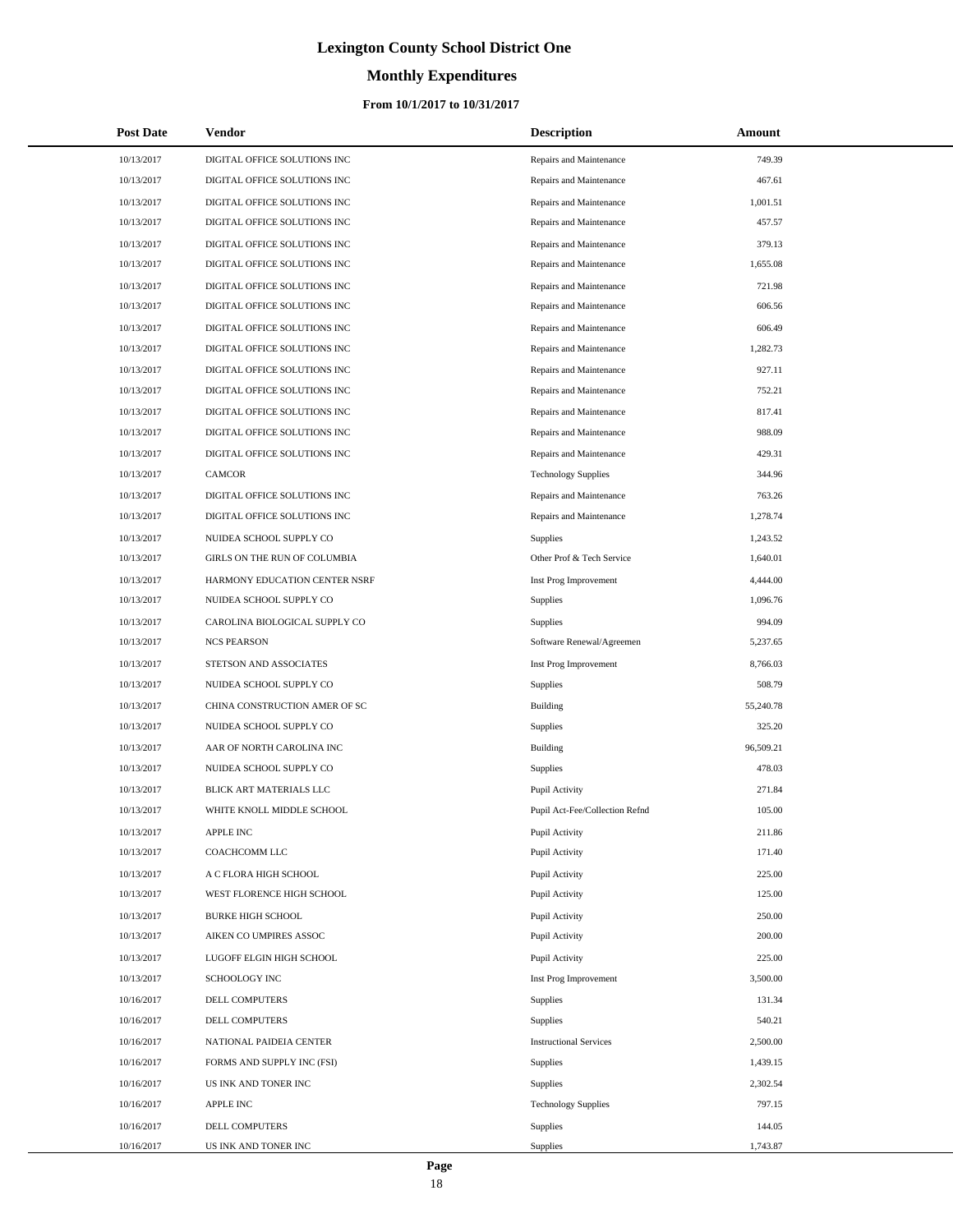# Lexington County School District One

## Monthly Expenditures

### From 10/1/2017 to 10/31/2017

| Post Date | Vendor | Description | Amount |
|---|---|---|---|
| 10/13/2017 | DIGITAL OFFICE SOLUTIONS INC | Repairs and Maintenance | 749.39 |
| 10/13/2017 | DIGITAL OFFICE SOLUTIONS INC | Repairs and Maintenance | 467.61 |
| 10/13/2017 | DIGITAL OFFICE SOLUTIONS INC | Repairs and Maintenance | 1,001.51 |
| 10/13/2017 | DIGITAL OFFICE SOLUTIONS INC | Repairs and Maintenance | 457.57 |
| 10/13/2017 | DIGITAL OFFICE SOLUTIONS INC | Repairs and Maintenance | 379.13 |
| 10/13/2017 | DIGITAL OFFICE SOLUTIONS INC | Repairs and Maintenance | 1,655.08 |
| 10/13/2017 | DIGITAL OFFICE SOLUTIONS INC | Repairs and Maintenance | 721.98 |
| 10/13/2017 | DIGITAL OFFICE SOLUTIONS INC | Repairs and Maintenance | 606.56 |
| 10/13/2017 | DIGITAL OFFICE SOLUTIONS INC | Repairs and Maintenance | 606.49 |
| 10/13/2017 | DIGITAL OFFICE SOLUTIONS INC | Repairs and Maintenance | 1,282.73 |
| 10/13/2017 | DIGITAL OFFICE SOLUTIONS INC | Repairs and Maintenance | 927.11 |
| 10/13/2017 | DIGITAL OFFICE SOLUTIONS INC | Repairs and Maintenance | 752.21 |
| 10/13/2017 | DIGITAL OFFICE SOLUTIONS INC | Repairs and Maintenance | 817.41 |
| 10/13/2017 | DIGITAL OFFICE SOLUTIONS INC | Repairs and Maintenance | 988.09 |
| 10/13/2017 | DIGITAL OFFICE SOLUTIONS INC | Repairs and Maintenance | 429.31 |
| 10/13/2017 | CAMCOR | Technology Supplies | 344.96 |
| 10/13/2017 | DIGITAL OFFICE SOLUTIONS INC | Repairs and Maintenance | 763.26 |
| 10/13/2017 | DIGITAL OFFICE SOLUTIONS INC | Repairs and Maintenance | 1,278.74 |
| 10/13/2017 | NUIDEA SCHOOL SUPPLY CO | Supplies | 1,243.52 |
| 10/13/2017 | GIRLS ON THE RUN OF COLUMBIA | Other Prof & Tech Service | 1,640.01 |
| 10/13/2017 | HARMONY EDUCATION CENTER NSRF | Inst Prog Improvement | 4,444.00 |
| 10/13/2017 | NUIDEA SCHOOL SUPPLY CO | Supplies | 1,096.76 |
| 10/13/2017 | CAROLINA BIOLOGICAL SUPPLY CO | Supplies | 994.09 |
| 10/13/2017 | NCS PEARSON | Software Renewal/Agreemen | 5,237.65 |
| 10/13/2017 | STETSON AND ASSOCIATES | Inst Prog Improvement | 8,766.03 |
| 10/13/2017 | NUIDEA SCHOOL SUPPLY CO | Supplies | 508.79 |
| 10/13/2017 | CHINA CONSTRUCTION AMER OF SC | Building | 55,240.78 |
| 10/13/2017 | NUIDEA SCHOOL SUPPLY CO | Supplies | 325.20 |
| 10/13/2017 | AAR OF NORTH CAROLINA INC | Building | 96,509.21 |
| 10/13/2017 | NUIDEA SCHOOL SUPPLY CO | Supplies | 478.03 |
| 10/13/2017 | BLICK ART MATERIALS LLC | Pupil Activity | 271.84 |
| 10/13/2017 | WHITE KNOLL MIDDLE SCHOOL | Pupil Act-Fee/Collection Refnd | 105.00 |
| 10/13/2017 | APPLE INC | Pupil Activity | 211.86 |
| 10/13/2017 | COACHCOMM LLC | Pupil Activity | 171.40 |
| 10/13/2017 | A C FLORA HIGH SCHOOL | Pupil Activity | 225.00 |
| 10/13/2017 | WEST FLORENCE HIGH SCHOOL | Pupil Activity | 125.00 |
| 10/13/2017 | BURKE HIGH SCHOOL | Pupil Activity | 250.00 |
| 10/13/2017 | AIKEN CO UMPIRES ASSOC | Pupil Activity | 200.00 |
| 10/13/2017 | LUGOFF ELGIN HIGH SCHOOL | Pupil Activity | 225.00 |
| 10/13/2017 | SCHOOLOGY INC | Inst Prog Improvement | 3,500.00 |
| 10/16/2017 | DELL COMPUTERS | Supplies | 131.34 |
| 10/16/2017 | DELL COMPUTERS | Supplies | 540.21 |
| 10/16/2017 | NATIONAL PAIDEIA CENTER | Instructional Services | 2,500.00 |
| 10/16/2017 | FORMS AND SUPPLY INC (FSI) | Supplies | 1,439.15 |
| 10/16/2017 | US INK AND TONER INC | Supplies | 2,302.54 |
| 10/16/2017 | APPLE INC | Technology Supplies | 797.15 |
| 10/16/2017 | DELL COMPUTERS | Supplies | 144.05 |
| 10/16/2017 | US INK AND TONER INC | Supplies | 1,743.87 |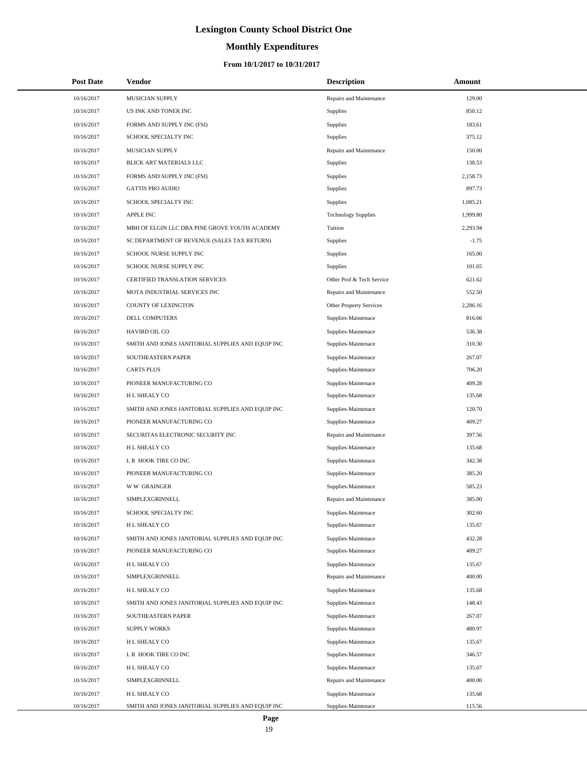# Lexington County School District One

## Monthly Expenditures

### From 10/1/2017 to 10/31/2017

| Post Date | Vendor | Description | Amount |
|---|---|---|---|
| 10/16/2017 | MUSICIAN SUPPLY | Repairs and Maintenance | 129.00 |
| 10/16/2017 | US INK AND TONER INC | Supplies | 850.12 |
| 10/16/2017 | FORMS AND SUPPLY INC (FSI) | Supplies | 183.61 |
| 10/16/2017 | SCHOOL SPECIALTY INC | Supplies | 375.12 |
| 10/16/2017 | MUSICIAN SUPPLY | Repairs and Maintenance | 150.00 |
| 10/16/2017 | BLICK ART MATERIALS LLC | Supplies | 138.53 |
| 10/16/2017 | FORMS AND SUPPLY INC (FSI) | Supplies | 2,158.73 |
| 10/16/2017 | GATTIS PRO AUDIO | Supplies | 897.73 |
| 10/16/2017 | SCHOOL SPECIALTY INC | Supplies | 1,085.21 |
| 10/16/2017 | APPLE INC | Technology Supplies | 1,999.80 |
| 10/16/2017 | MBH OF ELGIN LLC DBA PINE GROVE YOUTH ACADEMY | Tuition | 2,293.94 |
| 10/16/2017 | SC DEPARTMENT OF REVENUE (SALES TAX RETURN) | Supplies | -1.75 |
| 10/16/2017 | SCHOOL NURSE SUPPLY INC | Supplies | 165.00 |
| 10/16/2017 | SCHOOL NURSE SUPPLY INC | Supplies | 101.65 |
| 10/16/2017 | CERTIFIED TRANSLATION SERVICES | Other Prof & Tech Service | 621.62 |
| 10/16/2017 | MOTA INDUSTRIAL SERVICES INC | Repairs and Maintenance | 552.50 |
| 10/16/2017 | COUNTY OF LEXINGTON | Other Property Services | 2,286.16 |
| 10/16/2017 | DELL COMPUTERS | Supplies-Maintenace | 816.66 |
| 10/16/2017 | HAVIRD OIL CO | Supplies-Maintenace | 536.38 |
| 10/16/2017 | SMITH AND JONES JANITORIAL SUPPLIES AND EQUIP INC | Supplies-Maintenace | 310.30 |
| 10/16/2017 | SOUTHEASTERN PAPER | Supplies-Maintenace | 267.07 |
| 10/16/2017 | CARTS PLUS | Supplies-Maintenace | 706.20 |
| 10/16/2017 | PIONEER MANUFACTURING CO | Supplies-Maintenace | 409.28 |
| 10/16/2017 | H L SHEALY CO | Supplies-Maintenace | 135.68 |
| 10/16/2017 | SMITH AND JONES JANITORIAL SUPPLIES AND EQUIP INC | Supplies-Maintenace | 120.70 |
| 10/16/2017 | PIONEER MANUFACTURING CO | Supplies-Maintenace | 409.27 |
| 10/16/2017 | SECURITAS ELECTRONIC SECURITY INC | Repairs and Maintenance | 397.56 |
| 10/16/2017 | H L SHEALY CO | Supplies-Maintenace | 135.68 |
| 10/16/2017 | L R HOOK TIRE CO INC | Supplies-Maintenace | 342.38 |
| 10/16/2017 | PIONEER MANUFACTURING CO | Supplies-Maintenace | 385.20 |
| 10/16/2017 | W W GRAINGER | Supplies-Maintenace | 585.23 |
| 10/16/2017 | SIMPLEXGRINNELL | Repairs and Maintenance | 385.00 |
| 10/16/2017 | SCHOOL SPECIALTY INC | Supplies-Maintenace | 302.60 |
| 10/16/2017 | H L SHEALY CO | Supplies-Maintenace | 135.67 |
| 10/16/2017 | SMITH AND JONES JANITORIAL SUPPLIES AND EQUIP INC | Supplies-Maintenace | 432.28 |
| 10/16/2017 | PIONEER MANUFACTURING CO | Supplies-Maintenace | 409.27 |
| 10/16/2017 | H L SHEALY CO | Supplies-Maintenace | 135.67 |
| 10/16/2017 | SIMPLEXGRINNELL | Repairs and Maintenance | 400.00 |
| 10/16/2017 | H L SHEALY CO | Supplies-Maintenace | 135.68 |
| 10/16/2017 | SMITH AND JONES JANITORIAL SUPPLIES AND EQUIP INC | Supplies-Maintenace | 148.43 |
| 10/16/2017 | SOUTHEASTERN PAPER | Supplies-Maintenace | 267.07 |
| 10/16/2017 | SUPPLY WORKS | Supplies-Maintenace | 480.97 |
| 10/16/2017 | H L SHEALY CO | Supplies-Maintenace | 135.67 |
| 10/16/2017 | L R HOOK TIRE CO INC | Supplies-Maintenace | 346.57 |
| 10/16/2017 | H L SHEALY CO | Supplies-Maintenace | 135.67 |
| 10/16/2017 | SIMPLEXGRINNELL | Repairs and Maintenance | 400.00 |
| 10/16/2017 | H L SHEALY CO | Supplies-Maintenace | 135.68 |
| 10/16/2017 | SMITH AND JONES JANITORIAL SUPPLIES AND EQUIP INC | Supplies-Maintenace | 115.56 |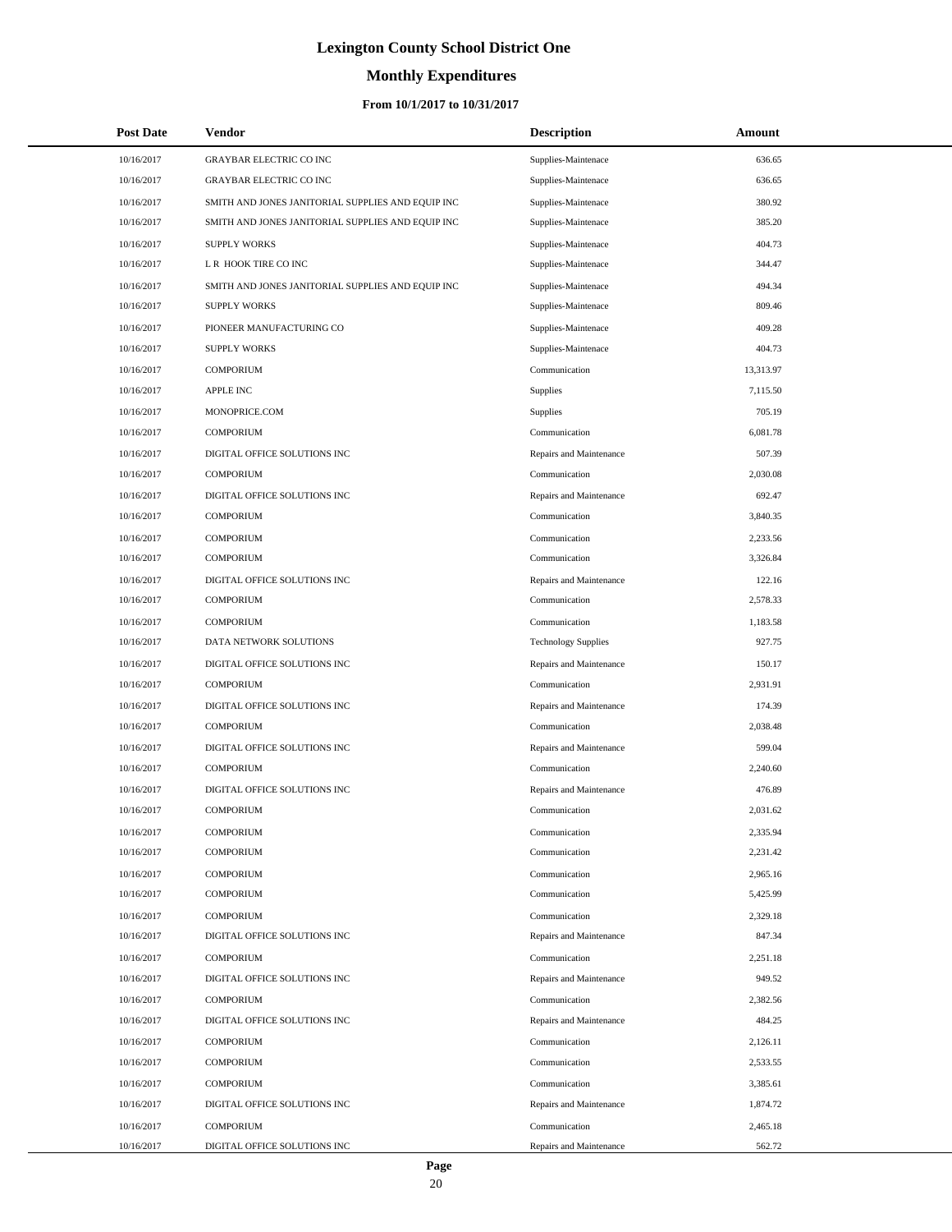# Lexington County School District One

## Monthly Expenditures

### From 10/1/2017 to 10/31/2017

| Post Date | Vendor | Description | Amount |
|---|---|---|---|
| 10/16/2017 | GRAYBAR ELECTRIC CO INC | Supplies-Maintenace | 636.65 |
| 10/16/2017 | GRAYBAR ELECTRIC CO INC | Supplies-Maintenace | 636.65 |
| 10/16/2017 | SMITH AND JONES JANITORIAL SUPPLIES AND EQUIP INC | Supplies-Maintenace | 380.92 |
| 10/16/2017 | SMITH AND JONES JANITORIAL SUPPLIES AND EQUIP INC | Supplies-Maintenace | 385.20 |
| 10/16/2017 | SUPPLY WORKS | Supplies-Maintenace | 404.73 |
| 10/16/2017 | L R HOOK TIRE CO INC | Supplies-Maintenace | 344.47 |
| 10/16/2017 | SMITH AND JONES JANITORIAL SUPPLIES AND EQUIP INC | Supplies-Maintenace | 494.34 |
| 10/16/2017 | SUPPLY WORKS | Supplies-Maintenace | 809.46 |
| 10/16/2017 | PIONEER MANUFACTURING CO | Supplies-Maintenace | 409.28 |
| 10/16/2017 | SUPPLY WORKS | Supplies-Maintenace | 404.73 |
| 10/16/2017 | COMPORIUM | Communication | 13,313.97 |
| 10/16/2017 | APPLE INC | Supplies | 7,115.50 |
| 10/16/2017 | MONOPRICE.COM | Supplies | 705.19 |
| 10/16/2017 | COMPORIUM | Communication | 6,081.78 |
| 10/16/2017 | DIGITAL OFFICE SOLUTIONS INC | Repairs and Maintenance | 507.39 |
| 10/16/2017 | COMPORIUM | Communication | 2,030.08 |
| 10/16/2017 | DIGITAL OFFICE SOLUTIONS INC | Repairs and Maintenance | 692.47 |
| 10/16/2017 | COMPORIUM | Communication | 3,840.35 |
| 10/16/2017 | COMPORIUM | Communication | 2,233.56 |
| 10/16/2017 | COMPORIUM | Communication | 3,326.84 |
| 10/16/2017 | DIGITAL OFFICE SOLUTIONS INC | Repairs and Maintenance | 122.16 |
| 10/16/2017 | COMPORIUM | Communication | 2,578.33 |
| 10/16/2017 | COMPORIUM | Communication | 1,183.58 |
| 10/16/2017 | DATA NETWORK SOLUTIONS | Technology Supplies | 927.75 |
| 10/16/2017 | DIGITAL OFFICE SOLUTIONS INC | Repairs and Maintenance | 150.17 |
| 10/16/2017 | COMPORIUM | Communication | 2,931.91 |
| 10/16/2017 | DIGITAL OFFICE SOLUTIONS INC | Repairs and Maintenance | 174.39 |
| 10/16/2017 | COMPORIUM | Communication | 2,038.48 |
| 10/16/2017 | DIGITAL OFFICE SOLUTIONS INC | Repairs and Maintenance | 599.04 |
| 10/16/2017 | COMPORIUM | Communication | 2,240.60 |
| 10/16/2017 | DIGITAL OFFICE SOLUTIONS INC | Repairs and Maintenance | 476.89 |
| 10/16/2017 | COMPORIUM | Communication | 2,031.62 |
| 10/16/2017 | COMPORIUM | Communication | 2,335.94 |
| 10/16/2017 | COMPORIUM | Communication | 2,231.42 |
| 10/16/2017 | COMPORIUM | Communication | 2,965.16 |
| 10/16/2017 | COMPORIUM | Communication | 5,425.99 |
| 10/16/2017 | COMPORIUM | Communication | 2,329.18 |
| 10/16/2017 | DIGITAL OFFICE SOLUTIONS INC | Repairs and Maintenance | 847.34 |
| 10/16/2017 | COMPORIUM | Communication | 2,251.18 |
| 10/16/2017 | DIGITAL OFFICE SOLUTIONS INC | Repairs and Maintenance | 949.52 |
| 10/16/2017 | COMPORIUM | Communication | 2,382.56 |
| 10/16/2017 | DIGITAL OFFICE SOLUTIONS INC | Repairs and Maintenance | 484.25 |
| 10/16/2017 | COMPORIUM | Communication | 2,126.11 |
| 10/16/2017 | COMPORIUM | Communication | 2,533.55 |
| 10/16/2017 | COMPORIUM | Communication | 3,385.61 |
| 10/16/2017 | DIGITAL OFFICE SOLUTIONS INC | Repairs and Maintenance | 1,874.72 |
| 10/16/2017 | COMPORIUM | Communication | 2,465.18 |
| 10/16/2017 | DIGITAL OFFICE SOLUTIONS INC | Repairs and Maintenance | 562.72 |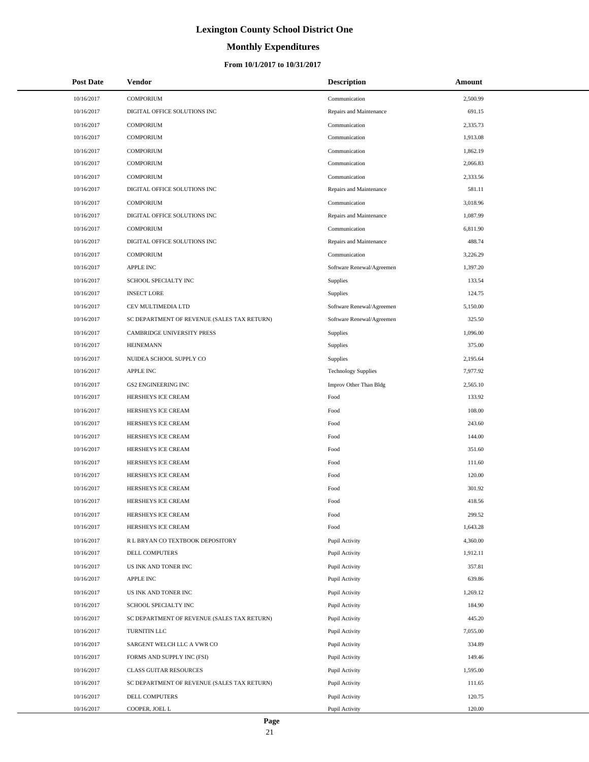# Lexington County School District One

## Monthly Expenditures

### From 10/1/2017 to 10/31/2017

| Post Date | Vendor | Description | Amount |
|---|---|---|---|
| 10/16/2017 | COMPORIUM | Communication | 2,500.99 |
| 10/16/2017 | DIGITAL OFFICE SOLUTIONS INC | Repairs and Maintenance | 691.15 |
| 10/16/2017 | COMPORIUM | Communication | 2,335.73 |
| 10/16/2017 | COMPORIUM | Communication | 1,913.08 |
| 10/16/2017 | COMPORIUM | Communication | 1,862.19 |
| 10/16/2017 | COMPORIUM | Communication | 2,066.83 |
| 10/16/2017 | COMPORIUM | Communication | 2,333.56 |
| 10/16/2017 | DIGITAL OFFICE SOLUTIONS INC | Repairs and Maintenance | 581.11 |
| 10/16/2017 | COMPORIUM | Communication | 3,018.96 |
| 10/16/2017 | DIGITAL OFFICE SOLUTIONS INC | Repairs and Maintenance | 1,087.99 |
| 10/16/2017 | COMPORIUM | Communication | 6,811.90 |
| 10/16/2017 | DIGITAL OFFICE SOLUTIONS INC | Repairs and Maintenance | 488.74 |
| 10/16/2017 | COMPORIUM | Communication | 3,226.29 |
| 10/16/2017 | APPLE INC | Software Renewal/Agreemen | 1,397.20 |
| 10/16/2017 | SCHOOL SPECIALTY INC | Supplies | 133.54 |
| 10/16/2017 | INSECT LORE | Supplies | 124.75 |
| 10/16/2017 | CEV MULTIMEDIA LTD | Software Renewal/Agreemen | 5,150.00 |
| 10/16/2017 | SC DEPARTMENT OF REVENUE (SALES TAX RETURN) | Software Renewal/Agreemen | 325.50 |
| 10/16/2017 | CAMBRIDGE UNIVERSITY PRESS | Supplies | 1,096.00 |
| 10/16/2017 | HEINEMANN | Supplies | 375.00 |
| 10/16/2017 | NUIDEA SCHOOL SUPPLY CO | Supplies | 2,195.64 |
| 10/16/2017 | APPLE INC | Technology Supplies | 7,977.92 |
| 10/16/2017 | GS2 ENGINEERING INC | Improv Other Than Bldg | 2,565.10 |
| 10/16/2017 | HERSHEYS ICE CREAM | Food | 133.92 |
| 10/16/2017 | HERSHEYS ICE CREAM | Food | 108.00 |
| 10/16/2017 | HERSHEYS ICE CREAM | Food | 243.60 |
| 10/16/2017 | HERSHEYS ICE CREAM | Food | 144.00 |
| 10/16/2017 | HERSHEYS ICE CREAM | Food | 351.60 |
| 10/16/2017 | HERSHEYS ICE CREAM | Food | 111.60 |
| 10/16/2017 | HERSHEYS ICE CREAM | Food | 120.00 |
| 10/16/2017 | HERSHEYS ICE CREAM | Food | 301.92 |
| 10/16/2017 | HERSHEYS ICE CREAM | Food | 418.56 |
| 10/16/2017 | HERSHEYS ICE CREAM | Food | 299.52 |
| 10/16/2017 | HERSHEYS ICE CREAM | Food | 1,643.28 |
| 10/16/2017 | R L BRYAN CO TEXTBOOK DEPOSITORY | Pupil Activity | 4,360.00 |
| 10/16/2017 | DELL COMPUTERS | Pupil Activity | 1,912.11 |
| 10/16/2017 | US INK AND TONER INC | Pupil Activity | 357.81 |
| 10/16/2017 | APPLE INC | Pupil Activity | 639.86 |
| 10/16/2017 | US INK AND TONER INC | Pupil Activity | 1,269.12 |
| 10/16/2017 | SCHOOL SPECIALTY INC | Pupil Activity | 184.90 |
| 10/16/2017 | SC DEPARTMENT OF REVENUE (SALES TAX RETURN) | Pupil Activity | 445.20 |
| 10/16/2017 | TURNITIN LLC | Pupil Activity | 7,055.00 |
| 10/16/2017 | SARGENT WELCH LLC A VWR CO | Pupil Activity | 334.89 |
| 10/16/2017 | FORMS AND SUPPLY INC (FSI) | Pupil Activity | 149.46 |
| 10/16/2017 | CLASS GUITAR RESOURCES | Pupil Activity | 1,595.00 |
| 10/16/2017 | SC DEPARTMENT OF REVENUE (SALES TAX RETURN) | Pupil Activity | 111.65 |
| 10/16/2017 | DELL COMPUTERS | Pupil Activity | 120.75 |
| 10/16/2017 | COOPER, JOEL L | Pupil Activity | 120.00 |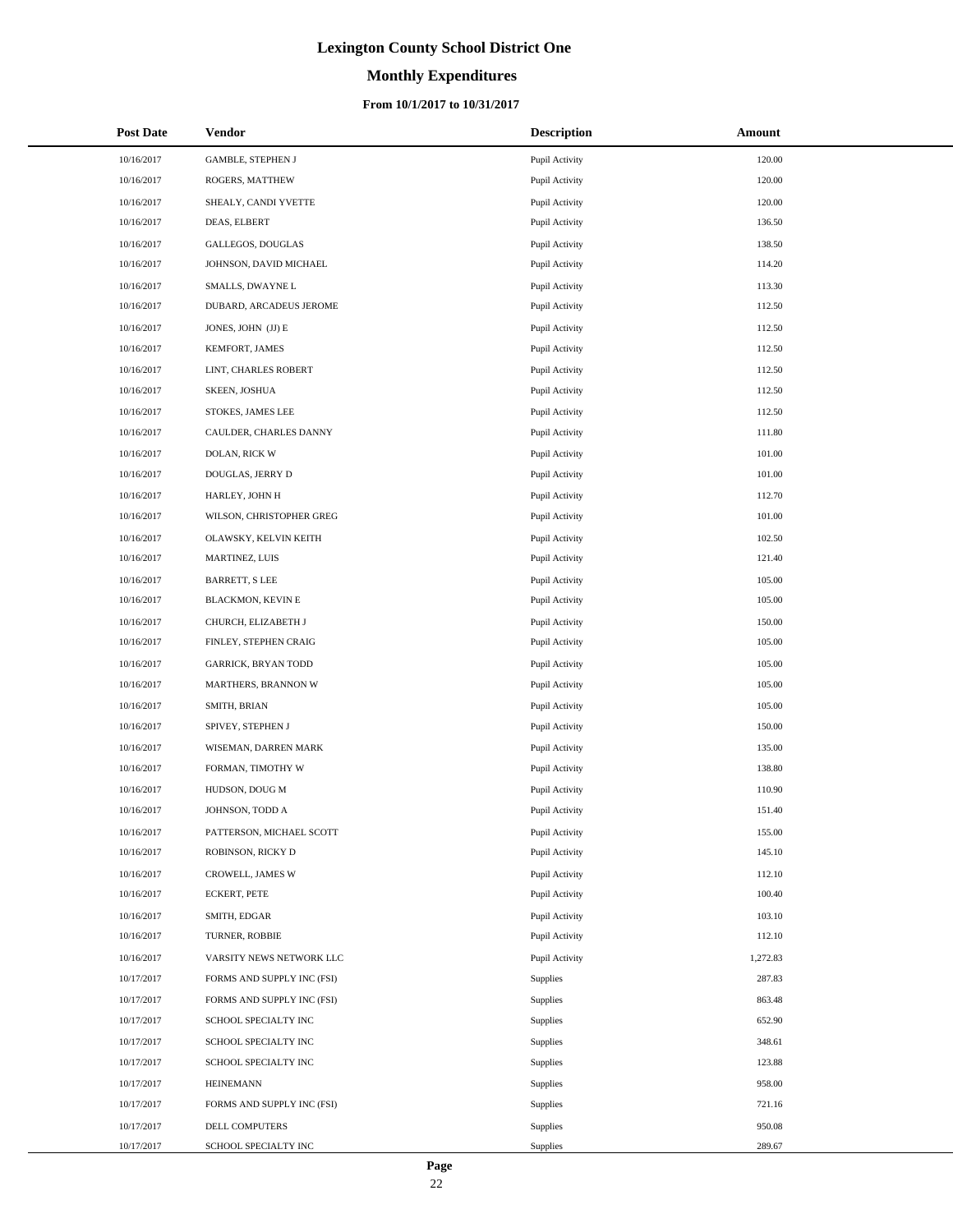# Lexington County School District One

## Monthly Expenditures

### From 10/1/2017 to 10/31/2017

| Post Date | Vendor | Description | Amount |
|---|---|---|---|
| 10/16/2017 | GAMBLE, STEPHEN J | Pupil Activity | 120.00 |
| 10/16/2017 | ROGERS, MATTHEW | Pupil Activity | 120.00 |
| 10/16/2017 | SHEALY, CANDI YVETTE | Pupil Activity | 120.00 |
| 10/16/2017 | DEAS, ELBERT | Pupil Activity | 136.50 |
| 10/16/2017 | GALLEGOS, DOUGLAS | Pupil Activity | 138.50 |
| 10/16/2017 | JOHNSON, DAVID MICHAEL | Pupil Activity | 114.20 |
| 10/16/2017 | SMALLS, DWAYNE L | Pupil Activity | 113.30 |
| 10/16/2017 | DUBARD, ARCADEUS JEROME | Pupil Activity | 112.50 |
| 10/16/2017 | JONES, JOHN (JJ) E | Pupil Activity | 112.50 |
| 10/16/2017 | KEMFORT, JAMES | Pupil Activity | 112.50 |
| 10/16/2017 | LINT, CHARLES ROBERT | Pupil Activity | 112.50 |
| 10/16/2017 | SKEEN, JOSHUA | Pupil Activity | 112.50 |
| 10/16/2017 | STOKES, JAMES LEE | Pupil Activity | 112.50 |
| 10/16/2017 | CAULDER, CHARLES DANNY | Pupil Activity | 111.80 |
| 10/16/2017 | DOLAN, RICK W | Pupil Activity | 101.00 |
| 10/16/2017 | DOUGLAS, JERRY D | Pupil Activity | 101.00 |
| 10/16/2017 | HARLEY, JOHN H | Pupil Activity | 112.70 |
| 10/16/2017 | WILSON, CHRISTOPHER GREG | Pupil Activity | 101.00 |
| 10/16/2017 | OLAWSKY, KELVIN KEITH | Pupil Activity | 102.50 |
| 10/16/2017 | MARTINEZ, LUIS | Pupil Activity | 121.40 |
| 10/16/2017 | BARRETT, S LEE | Pupil Activity | 105.00 |
| 10/16/2017 | BLACKMON, KEVIN E | Pupil Activity | 105.00 |
| 10/16/2017 | CHURCH, ELIZABETH J | Pupil Activity | 150.00 |
| 10/16/2017 | FINLEY, STEPHEN CRAIG | Pupil Activity | 105.00 |
| 10/16/2017 | GARRICK, BRYAN TODD | Pupil Activity | 105.00 |
| 10/16/2017 | MARTHERS, BRANNON W | Pupil Activity | 105.00 |
| 10/16/2017 | SMITH, BRIAN | Pupil Activity | 105.00 |
| 10/16/2017 | SPIVEY, STEPHEN J | Pupil Activity | 150.00 |
| 10/16/2017 | WISEMAN, DARREN MARK | Pupil Activity | 135.00 |
| 10/16/2017 | FORMAN, TIMOTHY W | Pupil Activity | 138.80 |
| 10/16/2017 | HUDSON, DOUG M | Pupil Activity | 110.90 |
| 10/16/2017 | JOHNSON, TODD A | Pupil Activity | 151.40 |
| 10/16/2017 | PATTERSON, MICHAEL SCOTT | Pupil Activity | 155.00 |
| 10/16/2017 | ROBINSON, RICKY D | Pupil Activity | 145.10 |
| 10/16/2017 | CROWELL, JAMES W | Pupil Activity | 112.10 |
| 10/16/2017 | ECKERT, PETE | Pupil Activity | 100.40 |
| 10/16/2017 | SMITH, EDGAR | Pupil Activity | 103.10 |
| 10/16/2017 | TURNER, ROBBIE | Pupil Activity | 112.10 |
| 10/16/2017 | VARSITY NEWS NETWORK LLC | Pupil Activity | 1,272.83 |
| 10/17/2017 | FORMS AND SUPPLY INC (FSI) | Supplies | 287.83 |
| 10/17/2017 | FORMS AND SUPPLY INC (FSI) | Supplies | 863.48 |
| 10/17/2017 | SCHOOL SPECIALTY INC | Supplies | 652.90 |
| 10/17/2017 | SCHOOL SPECIALTY INC | Supplies | 348.61 |
| 10/17/2017 | SCHOOL SPECIALTY INC | Supplies | 123.88 |
| 10/17/2017 | HEINEMANN | Supplies | 958.00 |
| 10/17/2017 | FORMS AND SUPPLY INC (FSI) | Supplies | 721.16 |
| 10/17/2017 | DELL COMPUTERS | Supplies | 950.08 |
| 10/17/2017 | SCHOOL SPECIALTY INC | Supplies | 289.67 |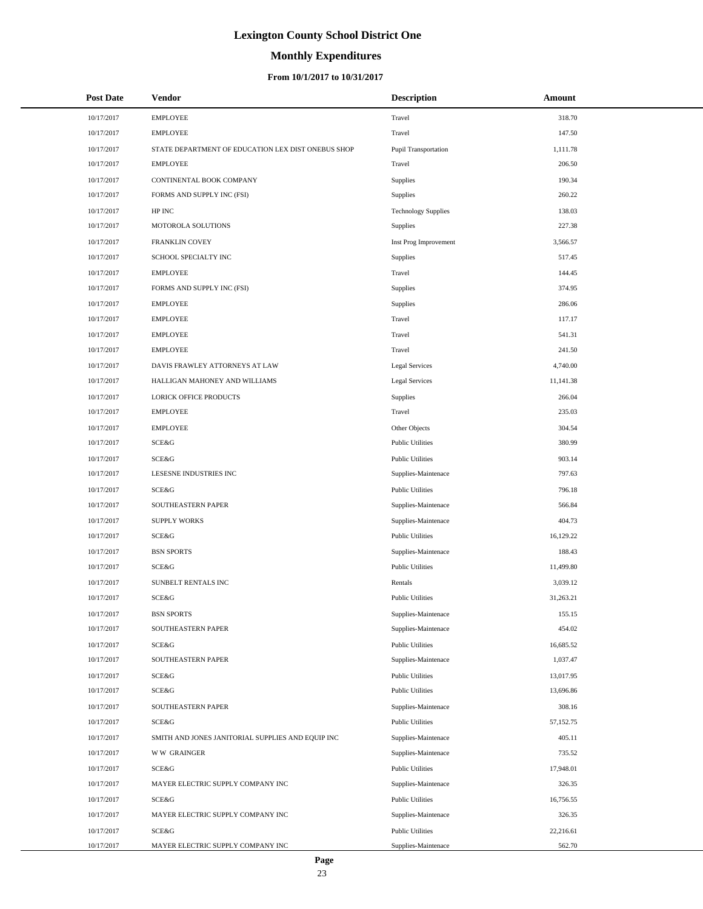# Lexington County School District One

## Monthly Expenditures

### From 10/1/2017 to 10/31/2017

| Post Date | Vendor | Description | Amount |
|---|---|---|---|
| 10/17/2017 | EMPLOYEE | Travel | 318.70 |
| 10/17/2017 | EMPLOYEE | Travel | 147.50 |
| 10/17/2017 | STATE DEPARTMENT OF EDUCATION LEX DIST ONEBUS SHOP | Pupil Transportation | 1,111.78 |
| 10/17/2017 | EMPLOYEE | Travel | 206.50 |
| 10/17/2017 | CONTINENTAL BOOK COMPANY | Supplies | 190.34 |
| 10/17/2017 | FORMS AND SUPPLY INC (FSI) | Supplies | 260.22 |
| 10/17/2017 | HP INC | Technology Supplies | 138.03 |
| 10/17/2017 | MOTOROLA SOLUTIONS | Supplies | 227.38 |
| 10/17/2017 | FRANKLIN COVEY | Inst Prog Improvement | 3,566.57 |
| 10/17/2017 | SCHOOL SPECIALTY INC | Supplies | 517.45 |
| 10/17/2017 | EMPLOYEE | Travel | 144.45 |
| 10/17/2017 | FORMS AND SUPPLY INC (FSI) | Supplies | 374.95 |
| 10/17/2017 | EMPLOYEE | Supplies | 286.06 |
| 10/17/2017 | EMPLOYEE | Travel | 117.17 |
| 10/17/2017 | EMPLOYEE | Travel | 541.31 |
| 10/17/2017 | EMPLOYEE | Travel | 241.50 |
| 10/17/2017 | DAVIS FRAWLEY ATTORNEYS AT LAW | Legal Services | 4,740.00 |
| 10/17/2017 | HALLIGAN MAHONEY AND WILLIAMS | Legal Services | 11,141.38 |
| 10/17/2017 | LORICK OFFICE PRODUCTS | Supplies | 266.04 |
| 10/17/2017 | EMPLOYEE | Travel | 235.03 |
| 10/17/2017 | EMPLOYEE | Other Objects | 304.54 |
| 10/17/2017 | SCE&G | Public Utilities | 380.99 |
| 10/17/2017 | SCE&G | Public Utilities | 903.14 |
| 10/17/2017 | LESESNE INDUSTRIES INC | Supplies-Maintenace | 797.63 |
| 10/17/2017 | SCE&G | Public Utilities | 796.18 |
| 10/17/2017 | SOUTHEASTERN PAPER | Supplies-Maintenace | 566.84 |
| 10/17/2017 | SUPPLY WORKS | Supplies-Maintenace | 404.73 |
| 10/17/2017 | SCE&G | Public Utilities | 16,129.22 |
| 10/17/2017 | BSN SPORTS | Supplies-Maintenace | 188.43 |
| 10/17/2017 | SCE&G | Public Utilities | 11,499.80 |
| 10/17/2017 | SUNBELT RENTALS INC | Rentals | 3,039.12 |
| 10/17/2017 | SCE&G | Public Utilities | 31,263.21 |
| 10/17/2017 | BSN SPORTS | Supplies-Maintenace | 155.15 |
| 10/17/2017 | SOUTHEASTERN PAPER | Supplies-Maintenace | 454.02 |
| 10/17/2017 | SCE&G | Public Utilities | 16,685.52 |
| 10/17/2017 | SOUTHEASTERN PAPER | Supplies-Maintenace | 1,037.47 |
| 10/17/2017 | SCE&G | Public Utilities | 13,017.95 |
| 10/17/2017 | SCE&G | Public Utilities | 13,696.86 |
| 10/17/2017 | SOUTHEASTERN PAPER | Supplies-Maintenace | 308.16 |
| 10/17/2017 | SCE&G | Public Utilities | 57,152.75 |
| 10/17/2017 | SMITH AND JONES JANITORIAL SUPPLIES AND EQUIP INC | Supplies-Maintenace | 405.11 |
| 10/17/2017 | W W GRAINGER | Supplies-Maintenace | 735.52 |
| 10/17/2017 | SCE&G | Public Utilities | 17,948.01 |
| 10/17/2017 | MAYER ELECTRIC SUPPLY COMPANY INC | Supplies-Maintenace | 326.35 |
| 10/17/2017 | SCE&G | Public Utilities | 16,756.55 |
| 10/17/2017 | MAYER ELECTRIC SUPPLY COMPANY INC | Supplies-Maintenace | 326.35 |
| 10/17/2017 | SCE&G | Public Utilities | 22,216.61 |
| 10/17/2017 | MAYER ELECTRIC SUPPLY COMPANY INC | Supplies-Maintenace | 562.70 |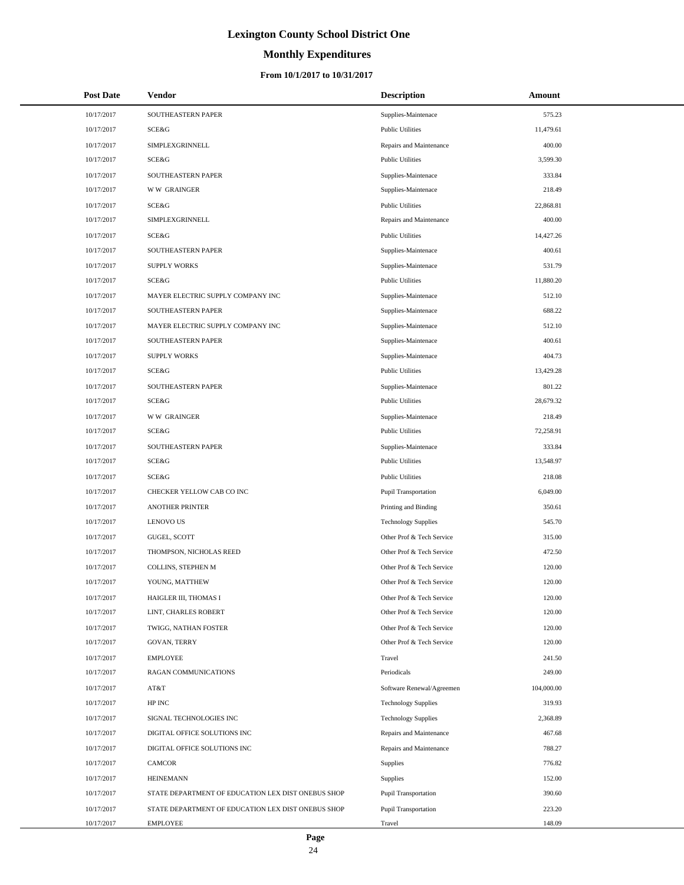# Lexington County School District One

## Monthly Expenditures

### From 10/1/2017 to 10/31/2017

| Post Date | Vendor | Description | Amount |
|---|---|---|---|
| 10/17/2017 | SOUTHEASTERN PAPER | Supplies-Maintenace | 575.23 |
| 10/17/2017 | SCE&G | Public Utilities | 11,479.61 |
| 10/17/2017 | SIMPLEXGRINNELL | Repairs and Maintenance | 400.00 |
| 10/17/2017 | SCE&G | Public Utilities | 3,599.30 |
| 10/17/2017 | SOUTHEASTERN PAPER | Supplies-Maintenace | 333.84 |
| 10/17/2017 | W W GRAINGER | Supplies-Maintenace | 218.49 |
| 10/17/2017 | SCE&G | Public Utilities | 22,868.81 |
| 10/17/2017 | SIMPLEXGRINNELL | Repairs and Maintenance | 400.00 |
| 10/17/2017 | SCE&G | Public Utilities | 14,427.26 |
| 10/17/2017 | SOUTHEASTERN PAPER | Supplies-Maintenace | 400.61 |
| 10/17/2017 | SUPPLY WORKS | Supplies-Maintenace | 531.79 |
| 10/17/2017 | SCE&G | Public Utilities | 11,880.20 |
| 10/17/2017 | MAYER ELECTRIC SUPPLY COMPANY INC | Supplies-Maintenace | 512.10 |
| 10/17/2017 | SOUTHEASTERN PAPER | Supplies-Maintenace | 688.22 |
| 10/17/2017 | MAYER ELECTRIC SUPPLY COMPANY INC | Supplies-Maintenace | 512.10 |
| 10/17/2017 | SOUTHEASTERN PAPER | Supplies-Maintenace | 400.61 |
| 10/17/2017 | SUPPLY WORKS | Supplies-Maintenace | 404.73 |
| 10/17/2017 | SCE&G | Public Utilities | 13,429.28 |
| 10/17/2017 | SOUTHEASTERN PAPER | Supplies-Maintenace | 801.22 |
| 10/17/2017 | SCE&G | Public Utilities | 28,679.32 |
| 10/17/2017 | W W GRAINGER | Supplies-Maintenace | 218.49 |
| 10/17/2017 | SCE&G | Public Utilities | 72,258.91 |
| 10/17/2017 | SOUTHEASTERN PAPER | Supplies-Maintenace | 333.84 |
| 10/17/2017 | SCE&G | Public Utilities | 13,548.97 |
| 10/17/2017 | SCE&G | Public Utilities | 218.08 |
| 10/17/2017 | CHECKER YELLOW CAB CO INC | Pupil Transportation | 6,049.00 |
| 10/17/2017 | ANOTHER PRINTER | Printing and Binding | 350.61 |
| 10/17/2017 | LENOVO US | Technology Supplies | 545.70 |
| 10/17/2017 | GUGEL, SCOTT | Other Prof & Tech Service | 315.00 |
| 10/17/2017 | THOMPSON, NICHOLAS REED | Other Prof & Tech Service | 472.50 |
| 10/17/2017 | COLLINS, STEPHEN M | Other Prof & Tech Service | 120.00 |
| 10/17/2017 | YOUNG, MATTHEW | Other Prof & Tech Service | 120.00 |
| 10/17/2017 | HAIGLER III, THOMAS I | Other Prof & Tech Service | 120.00 |
| 10/17/2017 | LINT, CHARLES ROBERT | Other Prof & Tech Service | 120.00 |
| 10/17/2017 | TWIGG, NATHAN FOSTER | Other Prof & Tech Service | 120.00 |
| 10/17/2017 | GOVAN, TERRY | Other Prof & Tech Service | 120.00 |
| 10/17/2017 | EMPLOYEE | Travel | 241.50 |
| 10/17/2017 | RAGAN COMMUNICATIONS | Periodicals | 249.00 |
| 10/17/2017 | AT&T | Software Renewal/Agreemen | 104,000.00 |
| 10/17/2017 | HP INC | Technology Supplies | 319.93 |
| 10/17/2017 | SIGNAL TECHNOLOGIES INC | Technology Supplies | 2,368.89 |
| 10/17/2017 | DIGITAL OFFICE SOLUTIONS INC | Repairs and Maintenance | 467.68 |
| 10/17/2017 | DIGITAL OFFICE SOLUTIONS INC | Repairs and Maintenance | 788.27 |
| 10/17/2017 | CAMCOR | Supplies | 776.82 |
| 10/17/2017 | HEINEMANN | Supplies | 152.00 |
| 10/17/2017 | STATE DEPARTMENT OF EDUCATION LEX DIST ONEBUS SHOP | Pupil Transportation | 390.60 |
| 10/17/2017 | STATE DEPARTMENT OF EDUCATION LEX DIST ONEBUS SHOP | Pupil Transportation | 223.20 |
| 10/17/2017 | EMPLOYEE | Travel | 148.09 |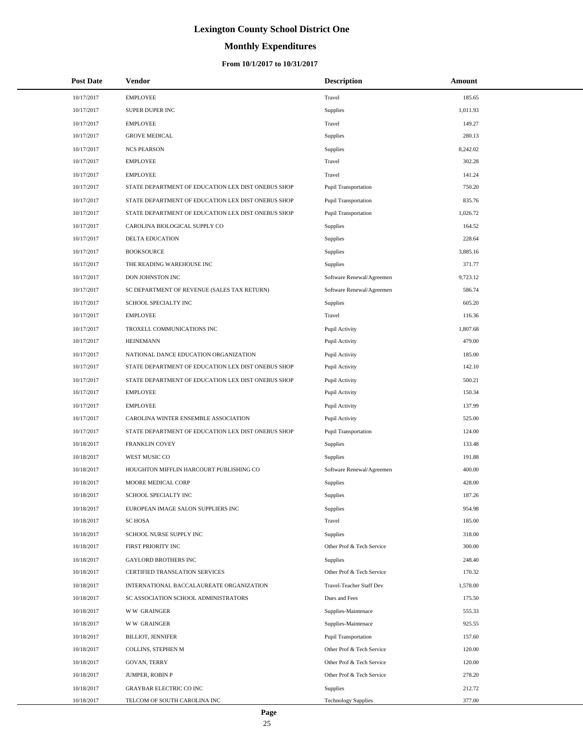# Lexington County School District One

## Monthly Expenditures

### From 10/1/2017 to 10/31/2017

| Post Date | Vendor | Description | Amount |
|---|---|---|---|
| 10/17/2017 | EMPLOYEE | Travel | 185.65 |
| 10/17/2017 | SUPER DUPER INC | Supplies | 1,011.93 |
| 10/17/2017 | EMPLOYEE | Travel | 149.27 |
| 10/17/2017 | GROVE MEDICAL | Supplies | 280.13 |
| 10/17/2017 | NCS PEARSON | Supplies | 8,242.02 |
| 10/17/2017 | EMPLOYEE | Travel | 302.28 |
| 10/17/2017 | EMPLOYEE | Travel | 141.24 |
| 10/17/2017 | STATE DEPARTMENT OF EDUCATION LEX DIST ONEBUS SHOP | Pupil Transportation | 750.20 |
| 10/17/2017 | STATE DEPARTMENT OF EDUCATION LEX DIST ONEBUS SHOP | Pupil Transportation | 835.76 |
| 10/17/2017 | STATE DEPARTMENT OF EDUCATION LEX DIST ONEBUS SHOP | Pupil Transportation | 1,026.72 |
| 10/17/2017 | CAROLINA BIOLOGICAL SUPPLY CO | Supplies | 164.52 |
| 10/17/2017 | DELTA EDUCATION | Supplies | 228.64 |
| 10/17/2017 | BOOKSOURCE | Supplies | 3,885.16 |
| 10/17/2017 | THE READING WAREHOUSE INC | Supplies | 371.77 |
| 10/17/2017 | DON JOHNSTON INC | Software Renewal/Agreemen | 9,723.12 |
| 10/17/2017 | SC DEPARTMENT OF REVENUE (SALES TAX RETURN) | Software Renewal/Agreemen | 586.74 |
| 10/17/2017 | SCHOOL SPECIALTY INC | Supplies | 605.20 |
| 10/17/2017 | EMPLOYEE | Travel | 116.36 |
| 10/17/2017 | TROXELL COMMUNICATIONS INC | Pupil Activity | 1,807.68 |
| 10/17/2017 | HEINEMANN | Pupil Activity | 479.00 |
| 10/17/2017 | NATIONAL DANCE EDUCATION ORGANIZATION | Pupil Activity | 185.00 |
| 10/17/2017 | STATE DEPARTMENT OF EDUCATION LEX DIST ONEBUS SHOP | Pupil Activity | 142.10 |
| 10/17/2017 | STATE DEPARTMENT OF EDUCATION LEX DIST ONEBUS SHOP | Pupil Activity | 500.21 |
| 10/17/2017 | EMPLOYEE | Pupil Activity | 150.34 |
| 10/17/2017 | EMPLOYEE | Pupil Activity | 137.99 |
| 10/17/2017 | CAROLINA WINTER ENSEMBLE ASSOCIATION | Pupil Activity | 525.00 |
| 10/17/2017 | STATE DEPARTMENT OF EDUCATION LEX DIST ONEBUS SHOP | Pupil Transportation | 124.00 |
| 10/18/2017 | FRANKLIN COVEY | Supplies | 133.48 |
| 10/18/2017 | WEST MUSIC CO | Supplies | 191.88 |
| 10/18/2017 | HOUGHTON MIFFLIN HARCOURT PUBLISHING CO | Software Renewal/Agreemen | 400.00 |
| 10/18/2017 | MOORE MEDICAL CORP | Supplies | 428.00 |
| 10/18/2017 | SCHOOL SPECIALTY INC | Supplies | 187.26 |
| 10/18/2017 | EUROPEAN IMAGE SALON SUPPLIERS INC | Supplies | 954.98 |
| 10/18/2017 | SC HOSA | Travel | 185.00 |
| 10/18/2017 | SCHOOL NURSE SUPPLY INC | Supplies | 318.00 |
| 10/18/2017 | FIRST PRIORITY INC | Other Prof & Tech Service | 300.00 |
| 10/18/2017 | GAYLORD BROTHERS INC | Supplies | 248.40 |
| 10/18/2017 | CERTIFIED TRANSLATION SERVICES | Other Prof & Tech Service | 170.32 |
| 10/18/2017 | INTERNATIONAL BACCALAUREATE ORGANIZATION | Travel-Teacher Staff Dev | 1,578.00 |
| 10/18/2017 | SC ASSOCIATION SCHOOL ADMINISTRATORS | Dues and Fees | 175.50 |
| 10/18/2017 | W W GRAINGER | Supplies-Maintenace | 555.33 |
| 10/18/2017 | W W GRAINGER | Supplies-Maintenace | 925.55 |
| 10/18/2017 | BILLIOT, JENNIFER | Pupil Transportation | 157.60 |
| 10/18/2017 | COLLINS, STEPHEN M | Other Prof & Tech Service | 120.00 |
| 10/18/2017 | GOVAN, TERRY | Other Prof & Tech Service | 120.00 |
| 10/18/2017 | JUMPER, ROBIN P | Other Prof & Tech Service | 278.20 |
| 10/18/2017 | GRAYBAR ELECTRIC CO INC | Supplies | 212.72 |
| 10/18/2017 | TELCOM OF SOUTH CAROLINA INC | Technology Supplies | 377.00 |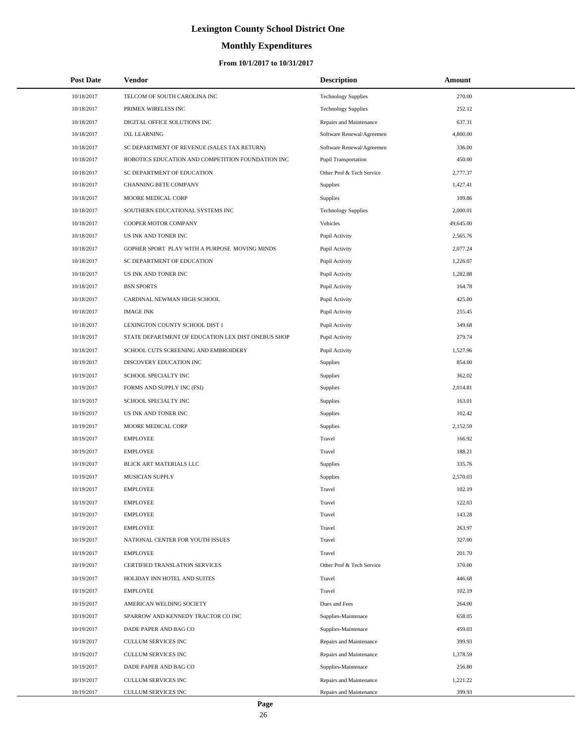# Lexington County School District One

## Monthly Expenditures

### From 10/1/2017 to 10/31/2017

| Post Date | Vendor | Description | Amount |
|---|---|---|---|
| 10/18/2017 | TELCOM OF SOUTH CAROLINA INC | Technology Supplies | 270.00 |
| 10/18/2017 | PRIMEX WIRELESS INC | Technology Supplies | 252.12 |
| 10/18/2017 | DIGITAL OFFICE SOLUTIONS INC | Repairs and Maintenance | 637.31 |
| 10/18/2017 | IXL LEARNING | Software Renewal/Agreemen | 4,800.00 |
| 10/18/2017 | SC DEPARTMENT OF REVENUE (SALES TAX RETURN) | Software Renewal/Agreemen | 336.00 |
| 10/18/2017 | ROBOTICS EDUCATION AND COMPETITION FOUNDATION INC | Pupil Transportation | 450.00 |
| 10/18/2017 | SC DEPARTMENT OF EDUCATION | Other Prof & Tech Service | 2,777.37 |
| 10/18/2017 | CHANNING BETE COMPANY | Supplies | 1,427.41 |
| 10/18/2017 | MOORE MEDICAL CORP | Supplies | 109.86 |
| 10/18/2017 | SOUTHERN EDUCATIONAL SYSTEMS INC | Technology Supplies | 2,000.01 |
| 10/18/2017 | COOPER MOTOR COMPANY | Vehicles | 49,645.00 |
| 10/18/2017 | US INK AND TONER INC | Pupil Activity | 2,565.76 |
| 10/18/2017 | GOPHER SPORT PLAY WITH A PURPOSE MOVING MINDS | Pupil Activity | 2,077.24 |
| 10/18/2017 | SC DEPARTMENT OF EDUCATION | Pupil Activity | 1,226.07 |
| 10/18/2017 | US INK AND TONER INC | Pupil Activity | 1,282.88 |
| 10/18/2017 | BSN SPORTS | Pupil Activity | 164.78 |
| 10/18/2017 | CARDINAL NEWMAN HIGH SCHOOL | Pupil Activity | 425.00 |
| 10/18/2017 | IMAGE INK | Pupil Activity | 255.45 |
| 10/18/2017 | LEXINGTON COUNTY SCHOOL DIST 1 | Pupil Activity | 349.68 |
| 10/18/2017 | STATE DEPARTMENT OF EDUCATION LEX DIST ONEBUS SHOP | Pupil Activity | 279.74 |
| 10/18/2017 | SCHOOL CUTS SCREENING AND EMBROIDERY | Pupil Activity | 1,527.96 |
| 10/19/2017 | DISCOVERY EDUCATION INC | Supplies | 854.00 |
| 10/19/2017 | SCHOOL SPECIALTY INC | Supplies | 362.02 |
| 10/19/2017 | FORMS AND SUPPLY INC (FSI) | Supplies | 2,014.81 |
| 10/19/2017 | SCHOOL SPECIALTY INC | Supplies | 163.01 |
| 10/19/2017 | US INK AND TONER INC | Supplies | 102.42 |
| 10/19/2017 | MOORE MEDICAL CORP | Supplies | 2,152.59 |
| 10/19/2017 | EMPLOYEE | Travel | 166.92 |
| 10/19/2017 | EMPLOYEE | Travel | 188.21 |
| 10/19/2017 | BLICK ART MATERIALS LLC | Supplies | 335.76 |
| 10/19/2017 | MUSICIAN SUPPLY | Supplies | 2,570.03 |
| 10/19/2017 | EMPLOYEE | Travel | 102.19 |
| 10/19/2017 | EMPLOYEE | Travel | 122.03 |
| 10/19/2017 | EMPLOYEE | Travel | 143.28 |
| 10/19/2017 | EMPLOYEE | Travel | 263.97 |
| 10/19/2017 | NATIONAL CENTER FOR YOUTH ISSUES | Travel | 327.00 |
| 10/19/2017 | EMPLOYEE | Travel | 201.70 |
| 10/19/2017 | CERTIFIED TRANSLATION SERVICES | Other Prof & Tech Service | 370.00 |
| 10/19/2017 | HOLIDAY INN HOTEL AND SUITES | Travel | 446.68 |
| 10/19/2017 | EMPLOYEE | Travel | 102.19 |
| 10/19/2017 | AMERICAN WELDING SOCIETY | Dues and Fees | 264.00 |
| 10/19/2017 | SPARROW AND KENNEDY TRACTOR CO INC | Supplies-Maintenace | 658.05 |
| 10/19/2017 | DADE PAPER AND BAG CO | Supplies-Maintenace | 459.03 |
| 10/19/2017 | CULLUM SERVICES INC | Repairs and Maintenance | 399.93 |
| 10/19/2017 | CULLUM SERVICES INC | Repairs and Maintenance | 1,378.59 |
| 10/19/2017 | DADE PAPER AND BAG CO | Supplies-Maintenace | 256.80 |
| 10/19/2017 | CULLUM SERVICES INC | Repairs and Maintenance | 1,221.22 |
| 10/19/2017 | CULLUM SERVICES INC | Repairs and Maintenance | 399.93 |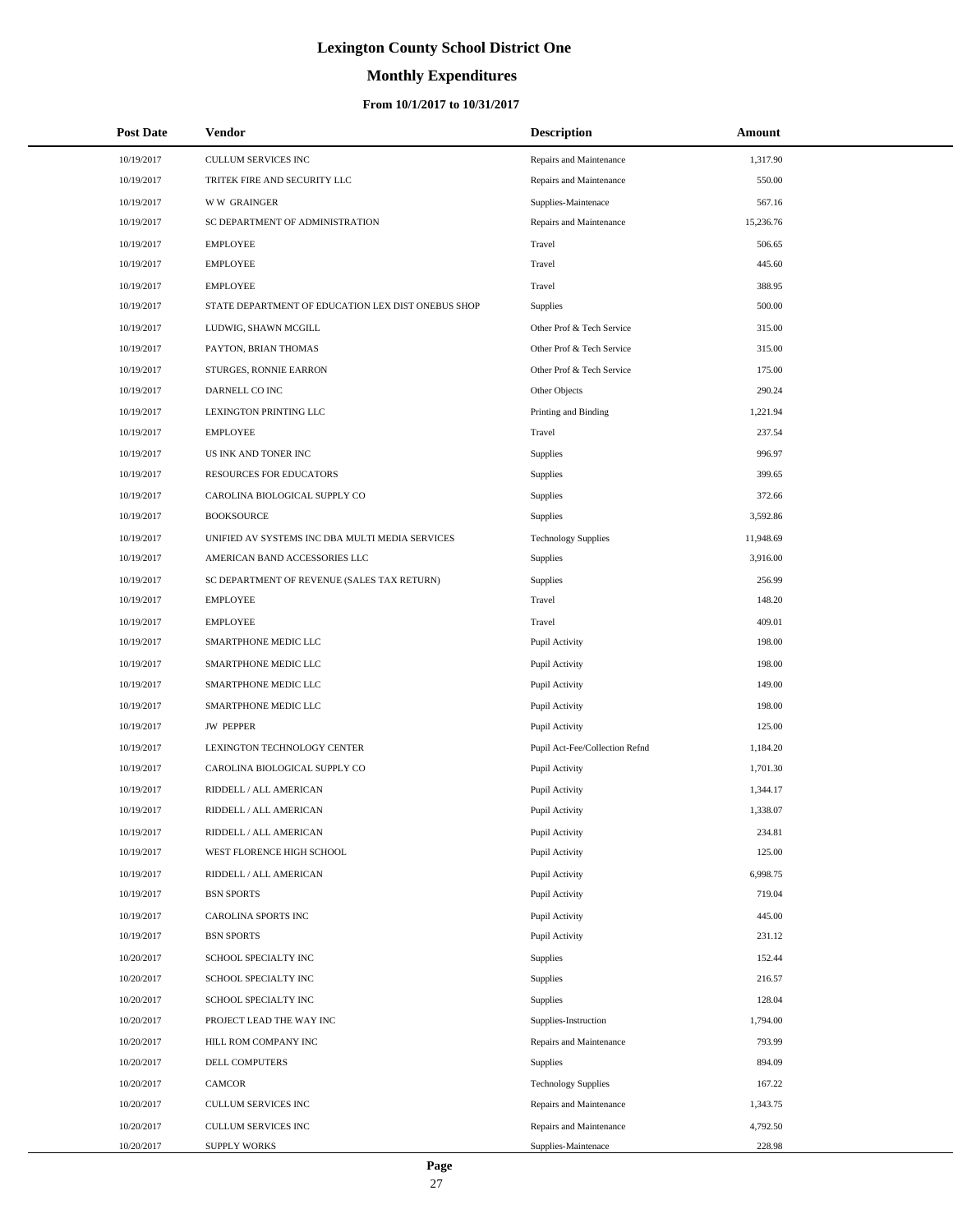# Lexington County School District One

## Monthly Expenditures

### From 10/1/2017 to 10/31/2017

| Post Date | Vendor | Description | Amount |
|---|---|---|---|
| 10/19/2017 | CULLUM SERVICES INC | Repairs and Maintenance | 1,317.90 |
| 10/19/2017 | TRITEK FIRE AND SECURITY LLC | Repairs and Maintenance | 550.00 |
| 10/19/2017 | W W GRAINGER | Supplies-Maintenace | 567.16 |
| 10/19/2017 | SC DEPARTMENT OF ADMINISTRATION | Repairs and Maintenance | 15,236.76 |
| 10/19/2017 | EMPLOYEE | Travel | 506.65 |
| 10/19/2017 | EMPLOYEE | Travel | 445.60 |
| 10/19/2017 | EMPLOYEE | Travel | 388.95 |
| 10/19/2017 | STATE DEPARTMENT OF EDUCATION LEX DIST ONEBUS SHOP | Supplies | 500.00 |
| 10/19/2017 | LUDWIG, SHAWN MCGILL | Other Prof & Tech Service | 315.00 |
| 10/19/2017 | PAYTON, BRIAN THOMAS | Other Prof & Tech Service | 315.00 |
| 10/19/2017 | STURGES, RONNIE EARRON | Other Prof & Tech Service | 175.00 |
| 10/19/2017 | DARNELL CO INC | Other Objects | 290.24 |
| 10/19/2017 | LEXINGTON PRINTING LLC | Printing and Binding | 1,221.94 |
| 10/19/2017 | EMPLOYEE | Travel | 237.54 |
| 10/19/2017 | US INK AND TONER INC | Supplies | 996.97 |
| 10/19/2017 | RESOURCES FOR EDUCATORS | Supplies | 399.65 |
| 10/19/2017 | CAROLINA BIOLOGICAL SUPPLY CO | Supplies | 372.66 |
| 10/19/2017 | BOOKSOURCE | Supplies | 3,592.86 |
| 10/19/2017 | UNIFIED AV SYSTEMS INC DBA MULTI MEDIA SERVICES | Technology Supplies | 11,948.69 |
| 10/19/2017 | AMERICAN BAND ACCESSORIES LLC | Supplies | 3,916.00 |
| 10/19/2017 | SC DEPARTMENT OF REVENUE (SALES TAX RETURN) | Supplies | 256.99 |
| 10/19/2017 | EMPLOYEE | Travel | 148.20 |
| 10/19/2017 | EMPLOYEE | Travel | 409.01 |
| 10/19/2017 | SMARTPHONE MEDIC LLC | Pupil Activity | 198.00 |
| 10/19/2017 | SMARTPHONE MEDIC LLC | Pupil Activity | 198.00 |
| 10/19/2017 | SMARTPHONE MEDIC LLC | Pupil Activity | 149.00 |
| 10/19/2017 | SMARTPHONE MEDIC LLC | Pupil Activity | 198.00 |
| 10/19/2017 | JW PEPPER | Pupil Activity | 125.00 |
| 10/19/2017 | LEXINGTON TECHNOLOGY CENTER | Pupil Act-Fee/Collection Refnd | 1,184.20 |
| 10/19/2017 | CAROLINA BIOLOGICAL SUPPLY CO | Pupil Activity | 1,701.30 |
| 10/19/2017 | RIDDELL / ALL AMERICAN | Pupil Activity | 1,344.17 |
| 10/19/2017 | RIDDELL / ALL AMERICAN | Pupil Activity | 1,338.07 |
| 10/19/2017 | RIDDELL / ALL AMERICAN | Pupil Activity | 234.81 |
| 10/19/2017 | WEST FLORENCE HIGH SCHOOL | Pupil Activity | 125.00 |
| 10/19/2017 | RIDDELL / ALL AMERICAN | Pupil Activity | 6,998.75 |
| 10/19/2017 | BSN SPORTS | Pupil Activity | 719.04 |
| 10/19/2017 | CAROLINA SPORTS INC | Pupil Activity | 445.00 |
| 10/19/2017 | BSN SPORTS | Pupil Activity | 231.12 |
| 10/20/2017 | SCHOOL SPECIALTY INC | Supplies | 152.44 |
| 10/20/2017 | SCHOOL SPECIALTY INC | Supplies | 216.57 |
| 10/20/2017 | SCHOOL SPECIALTY INC | Supplies | 128.04 |
| 10/20/2017 | PROJECT LEAD THE WAY INC | Supplies-Instruction | 1,794.00 |
| 10/20/2017 | HILL ROM COMPANY INC | Repairs and Maintenance | 793.99 |
| 10/20/2017 | DELL COMPUTERS | Supplies | 894.09 |
| 10/20/2017 | CAMCOR | Technology Supplies | 167.22 |
| 10/20/2017 | CULLUM SERVICES INC | Repairs and Maintenance | 1,343.75 |
| 10/20/2017 | CULLUM SERVICES INC | Repairs and Maintenance | 4,792.50 |
| 10/20/2017 | SUPPLY WORKS | Supplies-Maintenace | 228.98 |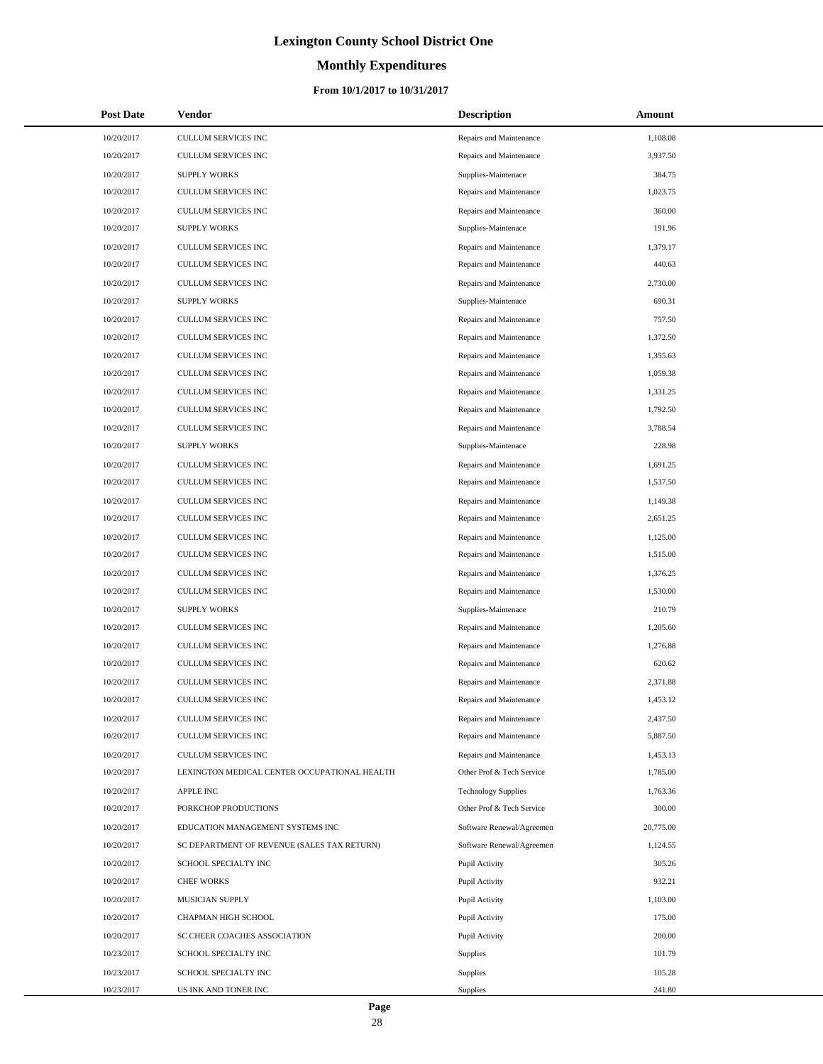# Lexington County School District One

## Monthly Expenditures

### From 10/1/2017 to 10/31/2017

| Post Date | Vendor | Description | Amount |
|---|---|---|---|
| 10/20/2017 | CULLUM SERVICES INC | Repairs and Maintenance | 1,108.08 |
| 10/20/2017 | CULLUM SERVICES INC | Repairs and Maintenance | 3,937.50 |
| 10/20/2017 | SUPPLY WORKS | Supplies-Maintenace | 384.75 |
| 10/20/2017 | CULLUM SERVICES INC | Repairs and Maintenance | 1,023.75 |
| 10/20/2017 | CULLUM SERVICES INC | Repairs and Maintenance | 360.00 |
| 10/20/2017 | SUPPLY WORKS | Supplies-Maintenace | 191.96 |
| 10/20/2017 | CULLUM SERVICES INC | Repairs and Maintenance | 1,379.17 |
| 10/20/2017 | CULLUM SERVICES INC | Repairs and Maintenance | 440.63 |
| 10/20/2017 | CULLUM SERVICES INC | Repairs and Maintenance | 2,730.00 |
| 10/20/2017 | SUPPLY WORKS | Supplies-Maintenace | 690.31 |
| 10/20/2017 | CULLUM SERVICES INC | Repairs and Maintenance | 757.50 |
| 10/20/2017 | CULLUM SERVICES INC | Repairs and Maintenance | 1,372.50 |
| 10/20/2017 | CULLUM SERVICES INC | Repairs and Maintenance | 1,355.63 |
| 10/20/2017 | CULLUM SERVICES INC | Repairs and Maintenance | 1,059.38 |
| 10/20/2017 | CULLUM SERVICES INC | Repairs and Maintenance | 1,331.25 |
| 10/20/2017 | CULLUM SERVICES INC | Repairs and Maintenance | 1,792.50 |
| 10/20/2017 | CULLUM SERVICES INC | Repairs and Maintenance | 3,788.54 |
| 10/20/2017 | SUPPLY WORKS | Supplies-Maintenace | 228.98 |
| 10/20/2017 | CULLUM SERVICES INC | Repairs and Maintenance | 1,691.25 |
| 10/20/2017 | CULLUM SERVICES INC | Repairs and Maintenance | 1,537.50 |
| 10/20/2017 | CULLUM SERVICES INC | Repairs and Maintenance | 1,149.38 |
| 10/20/2017 | CULLUM SERVICES INC | Repairs and Maintenance | 2,651.25 |
| 10/20/2017 | CULLUM SERVICES INC | Repairs and Maintenance | 1,125.00 |
| 10/20/2017 | CULLUM SERVICES INC | Repairs and Maintenance | 1,515.00 |
| 10/20/2017 | CULLUM SERVICES INC | Repairs and Maintenance | 1,376.25 |
| 10/20/2017 | CULLUM SERVICES INC | Repairs and Maintenance | 1,530.00 |
| 10/20/2017 | SUPPLY WORKS | Supplies-Maintenace | 210.79 |
| 10/20/2017 | CULLUM SERVICES INC | Repairs and Maintenance | 1,205.60 |
| 10/20/2017 | CULLUM SERVICES INC | Repairs and Maintenance | 1,276.88 |
| 10/20/2017 | CULLUM SERVICES INC | Repairs and Maintenance | 620.62 |
| 10/20/2017 | CULLUM SERVICES INC | Repairs and Maintenance | 2,371.88 |
| 10/20/2017 | CULLUM SERVICES INC | Repairs and Maintenance | 1,453.12 |
| 10/20/2017 | CULLUM SERVICES INC | Repairs and Maintenance | 2,437.50 |
| 10/20/2017 | CULLUM SERVICES INC | Repairs and Maintenance | 5,887.50 |
| 10/20/2017 | CULLUM SERVICES INC | Repairs and Maintenance | 1,453.13 |
| 10/20/2017 | LEXINGTON MEDICAL CENTER OCCUPATIONAL HEALTH | Other Prof & Tech Service | 1,785.00 |
| 10/20/2017 | APPLE INC | Technology Supplies | 1,763.36 |
| 10/20/2017 | PORKCHOP PRODUCTIONS | Other Prof & Tech Service | 300.00 |
| 10/20/2017 | EDUCATION MANAGEMENT SYSTEMS INC | Software Renewal/Agreemen | 20,775.00 |
| 10/20/2017 | SC DEPARTMENT OF REVENUE (SALES TAX RETURN) | Software Renewal/Agreemen | 1,124.55 |
| 10/20/2017 | SCHOOL SPECIALTY INC | Pupil Activity | 305.26 |
| 10/20/2017 | CHEF WORKS | Pupil Activity | 932.21 |
| 10/20/2017 | MUSICIAN SUPPLY | Pupil Activity | 1,103.00 |
| 10/20/2017 | CHAPMAN HIGH SCHOOL | Pupil Activity | 175.00 |
| 10/20/2017 | SC CHEER COACHES ASSOCIATION | Pupil Activity | 200.00 |
| 10/23/2017 | SCHOOL SPECIALTY INC | Supplies | 101.79 |
| 10/23/2017 | SCHOOL SPECIALTY INC | Supplies | 105.28 |
| 10/23/2017 | US INK AND TONER INC | Supplies | 241.80 |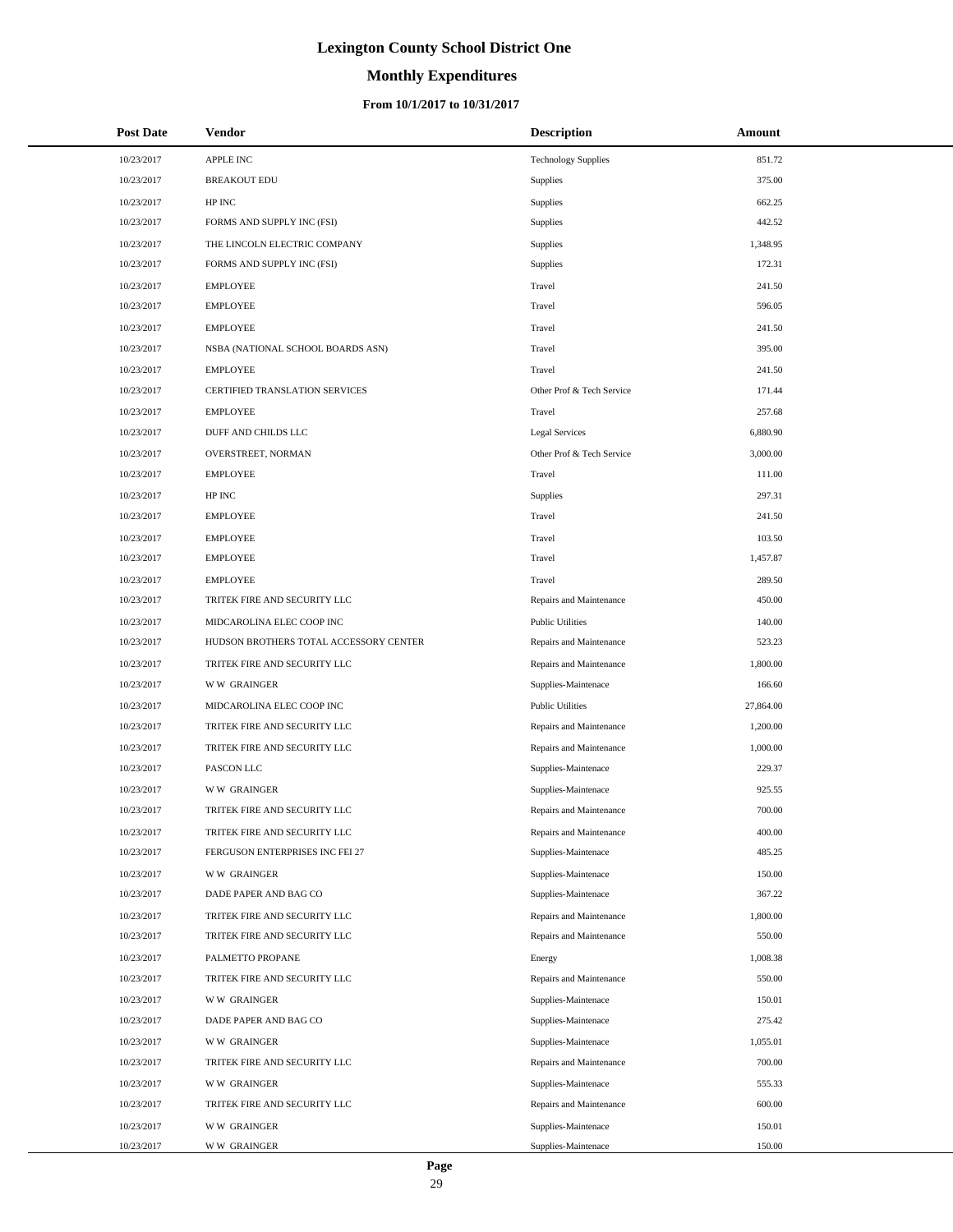# Lexington County School District One

## Monthly Expenditures

### From 10/1/2017 to 10/31/2017

| Post Date | Vendor | Description | Amount |
|---|---|---|---|
| 10/23/2017 | APPLE INC | Technology Supplies | 851.72 |
| 10/23/2017 | BREAKOUT EDU | Supplies | 375.00 |
| 10/23/2017 | HP INC | Supplies | 662.25 |
| 10/23/2017 | FORMS AND SUPPLY INC (FSI) | Supplies | 442.52 |
| 10/23/2017 | THE LINCOLN ELECTRIC COMPANY | Supplies | 1,348.95 |
| 10/23/2017 | FORMS AND SUPPLY INC (FSI) | Supplies | 172.31 |
| 10/23/2017 | EMPLOYEE | Travel | 241.50 |
| 10/23/2017 | EMPLOYEE | Travel | 596.05 |
| 10/23/2017 | EMPLOYEE | Travel | 241.50 |
| 10/23/2017 | NSBA (NATIONAL SCHOOL BOARDS ASN) | Travel | 395.00 |
| 10/23/2017 | EMPLOYEE | Travel | 241.50 |
| 10/23/2017 | CERTIFIED TRANSLATION SERVICES | Other Prof & Tech Service | 171.44 |
| 10/23/2017 | EMPLOYEE | Travel | 257.68 |
| 10/23/2017 | DUFF AND CHILDS LLC | Legal Services | 6,880.90 |
| 10/23/2017 | OVERSTREET, NORMAN | Other Prof & Tech Service | 3,000.00 |
| 10/23/2017 | EMPLOYEE | Travel | 111.00 |
| 10/23/2017 | HP INC | Supplies | 297.31 |
| 10/23/2017 | EMPLOYEE | Travel | 241.50 |
| 10/23/2017 | EMPLOYEE | Travel | 103.50 |
| 10/23/2017 | EMPLOYEE | Travel | 1,457.87 |
| 10/23/2017 | EMPLOYEE | Travel | 289.50 |
| 10/23/2017 | TRITEK FIRE AND SECURITY LLC | Repairs and Maintenance | 450.00 |
| 10/23/2017 | MIDCAROLINA ELEC COOP INC | Public Utilities | 140.00 |
| 10/23/2017 | HUDSON BROTHERS TOTAL ACCESSORY CENTER | Repairs and Maintenance | 523.23 |
| 10/23/2017 | TRITEK FIRE AND SECURITY LLC | Repairs and Maintenance | 1,800.00 |
| 10/23/2017 | W W GRAINGER | Supplies-Maintenace | 166.60 |
| 10/23/2017 | MIDCAROLINA ELEC COOP INC | Public Utilities | 27,864.00 |
| 10/23/2017 | TRITEK FIRE AND SECURITY LLC | Repairs and Maintenance | 1,200.00 |
| 10/23/2017 | TRITEK FIRE AND SECURITY LLC | Repairs and Maintenance | 1,000.00 |
| 10/23/2017 | PASCON LLC | Supplies-Maintenace | 229.37 |
| 10/23/2017 | W W GRAINGER | Supplies-Maintenace | 925.55 |
| 10/23/2017 | TRITEK FIRE AND SECURITY LLC | Repairs and Maintenance | 700.00 |
| 10/23/2017 | TRITEK FIRE AND SECURITY LLC | Repairs and Maintenance | 400.00 |
| 10/23/2017 | FERGUSON ENTERPRISES INC FEI 27 | Supplies-Maintenace | 485.25 |
| 10/23/2017 | W W GRAINGER | Supplies-Maintenace | 150.00 |
| 10/23/2017 | DADE PAPER AND BAG CO | Supplies-Maintenace | 367.22 |
| 10/23/2017 | TRITEK FIRE AND SECURITY LLC | Repairs and Maintenance | 1,800.00 |
| 10/23/2017 | TRITEK FIRE AND SECURITY LLC | Repairs and Maintenance | 550.00 |
| 10/23/2017 | PALMETTO PROPANE | Energy | 1,008.38 |
| 10/23/2017 | TRITEK FIRE AND SECURITY LLC | Repairs and Maintenance | 550.00 |
| 10/23/2017 | W W GRAINGER | Supplies-Maintenace | 150.01 |
| 10/23/2017 | DADE PAPER AND BAG CO | Supplies-Maintenace | 275.42 |
| 10/23/2017 | W W GRAINGER | Supplies-Maintenace | 1,055.01 |
| 10/23/2017 | TRITEK FIRE AND SECURITY LLC | Repairs and Maintenance | 700.00 |
| 10/23/2017 | W W GRAINGER | Supplies-Maintenace | 555.33 |
| 10/23/2017 | TRITEK FIRE AND SECURITY LLC | Repairs and Maintenance | 600.00 |
| 10/23/2017 | W W GRAINGER | Supplies-Maintenace | 150.01 |
| 10/23/2017 | W W GRAINGER | Supplies-Maintenace | 150.00 |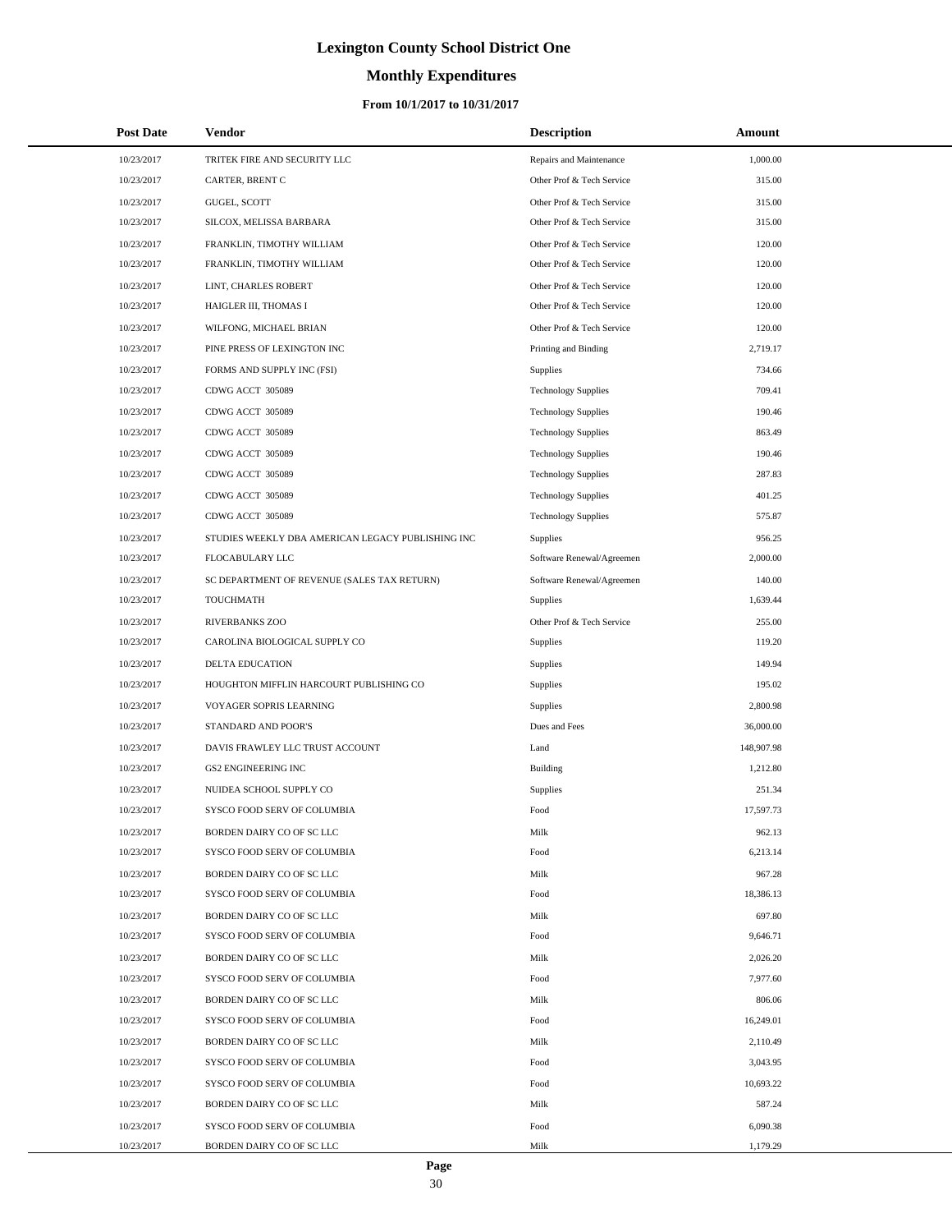# Lexington County School District One

## Monthly Expenditures

### From 10/1/2017 to 10/31/2017

| Post Date | Vendor | Description | Amount |
|---|---|---|---|
| 10/23/2017 | TRITEK FIRE AND SECURITY LLC | Repairs and Maintenance | 1,000.00 |
| 10/23/2017 | CARTER, BRENT C | Other Prof & Tech Service | 315.00 |
| 10/23/2017 | GUGEL, SCOTT | Other Prof & Tech Service | 315.00 |
| 10/23/2017 | SILCOX, MELISSA BARBARA | Other Prof & Tech Service | 315.00 |
| 10/23/2017 | FRANKLIN, TIMOTHY WILLIAM | Other Prof & Tech Service | 120.00 |
| 10/23/2017 | FRANKLIN, TIMOTHY WILLIAM | Other Prof & Tech Service | 120.00 |
| 10/23/2017 | LINT, CHARLES ROBERT | Other Prof & Tech Service | 120.00 |
| 10/23/2017 | HAIGLER III, THOMAS I | Other Prof & Tech Service | 120.00 |
| 10/23/2017 | WILFONG, MICHAEL BRIAN | Other Prof & Tech Service | 120.00 |
| 10/23/2017 | PINE PRESS OF LEXINGTON INC | Printing and Binding | 2,719.17 |
| 10/23/2017 | FORMS AND SUPPLY INC (FSI) | Supplies | 734.66 |
| 10/23/2017 | CDWG ACCT 305089 | Technology Supplies | 709.41 |
| 10/23/2017 | CDWG ACCT 305089 | Technology Supplies | 190.46 |
| 10/23/2017 | CDWG ACCT 305089 | Technology Supplies | 863.49 |
| 10/23/2017 | CDWG ACCT 305089 | Technology Supplies | 190.46 |
| 10/23/2017 | CDWG ACCT 305089 | Technology Supplies | 287.83 |
| 10/23/2017 | CDWG ACCT 305089 | Technology Supplies | 401.25 |
| 10/23/2017 | CDWG ACCT 305089 | Technology Supplies | 575.87 |
| 10/23/2017 | STUDIES WEEKLY DBA AMERICAN LEGACY PUBLISHING INC | Supplies | 956.25 |
| 10/23/2017 | FLOCABULARY LLC | Software Renewal/Agreemen | 2,000.00 |
| 10/23/2017 | SC DEPARTMENT OF REVENUE (SALES TAX RETURN) | Software Renewal/Agreemen | 140.00 |
| 10/23/2017 | TOUCHMATH | Supplies | 1,639.44 |
| 10/23/2017 | RIVERBANKS ZOO | Other Prof & Tech Service | 255.00 |
| 10/23/2017 | CAROLINA BIOLOGICAL SUPPLY CO | Supplies | 119.20 |
| 10/23/2017 | DELTA EDUCATION | Supplies | 149.94 |
| 10/23/2017 | HOUGHTON MIFFLIN HARCOURT PUBLISHING CO | Supplies | 195.02 |
| 10/23/2017 | VOYAGER SOPRIS LEARNING | Supplies | 2,800.98 |
| 10/23/2017 | STANDARD AND POOR'S | Dues and Fees | 36,000.00 |
| 10/23/2017 | DAVIS FRAWLEY LLC TRUST ACCOUNT | Land | 148,907.98 |
| 10/23/2017 | GS2 ENGINEERING INC | Building | 1,212.80 |
| 10/23/2017 | NUIDEA SCHOOL SUPPLY CO | Supplies | 251.34 |
| 10/23/2017 | SYSCO FOOD SERV OF COLUMBIA | Food | 17,597.73 |
| 10/23/2017 | BORDEN DAIRY CO OF SC LLC | Milk | 962.13 |
| 10/23/2017 | SYSCO FOOD SERV OF COLUMBIA | Food | 6,213.14 |
| 10/23/2017 | BORDEN DAIRY CO OF SC LLC | Milk | 967.28 |
| 10/23/2017 | SYSCO FOOD SERV OF COLUMBIA | Food | 18,386.13 |
| 10/23/2017 | BORDEN DAIRY CO OF SC LLC | Milk | 697.80 |
| 10/23/2017 | SYSCO FOOD SERV OF COLUMBIA | Food | 9,646.71 |
| 10/23/2017 | BORDEN DAIRY CO OF SC LLC | Milk | 2,026.20 |
| 10/23/2017 | SYSCO FOOD SERV OF COLUMBIA | Food | 7,977.60 |
| 10/23/2017 | BORDEN DAIRY CO OF SC LLC | Milk | 806.06 |
| 10/23/2017 | SYSCO FOOD SERV OF COLUMBIA | Food | 16,249.01 |
| 10/23/2017 | BORDEN DAIRY CO OF SC LLC | Milk | 2,110.49 |
| 10/23/2017 | SYSCO FOOD SERV OF COLUMBIA | Food | 3,043.95 |
| 10/23/2017 | SYSCO FOOD SERV OF COLUMBIA | Food | 10,693.22 |
| 10/23/2017 | BORDEN DAIRY CO OF SC LLC | Milk | 587.24 |
| 10/23/2017 | SYSCO FOOD SERV OF COLUMBIA | Food | 6,090.38 |
| 10/23/2017 | BORDEN DAIRY CO OF SC LLC | Milk | 1,179.29 |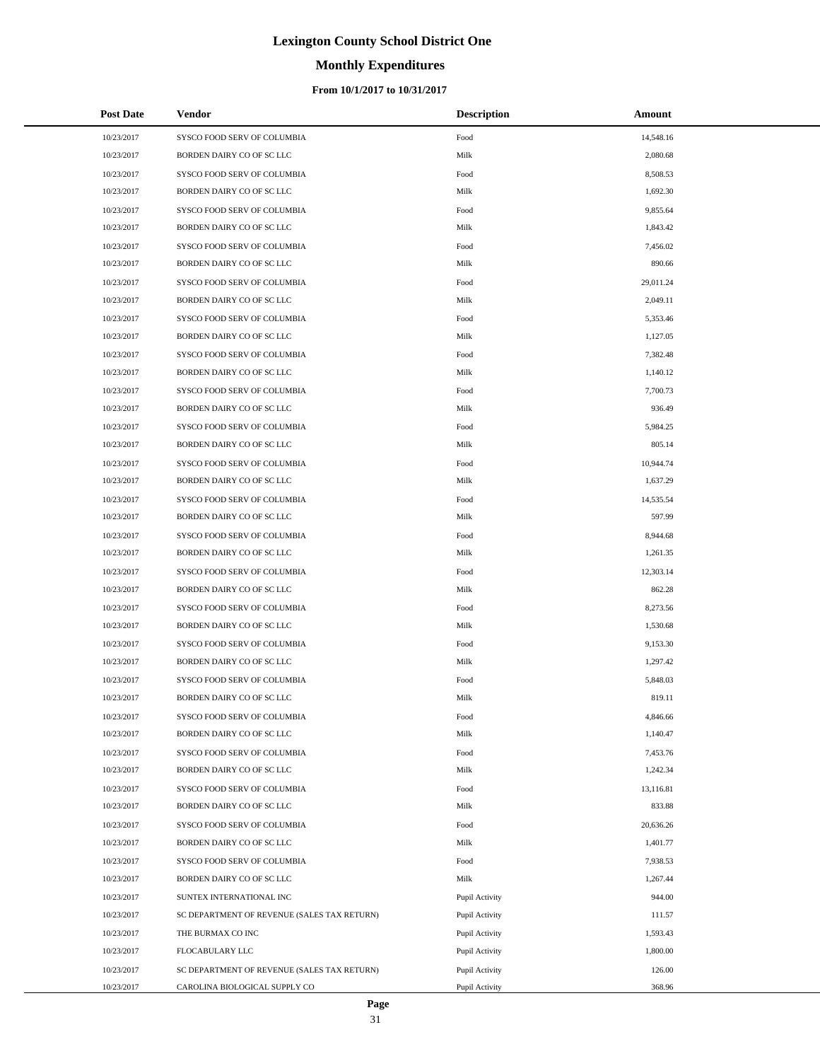# Lexington County School District One

## Monthly Expenditures

### From 10/1/2017 to 10/31/2017

| Post Date | Vendor | Description | Amount |
|---|---|---|---|
| 10/23/2017 | SYSCO FOOD SERV OF COLUMBIA | Food | 14,548.16 |
| 10/23/2017 | BORDEN DAIRY CO OF SC LLC | Milk | 2,080.68 |
| 10/23/2017 | SYSCO FOOD SERV OF COLUMBIA | Food | 8,508.53 |
| 10/23/2017 | BORDEN DAIRY CO OF SC LLC | Milk | 1,692.30 |
| 10/23/2017 | SYSCO FOOD SERV OF COLUMBIA | Food | 9,855.64 |
| 10/23/2017 | BORDEN DAIRY CO OF SC LLC | Milk | 1,843.42 |
| 10/23/2017 | SYSCO FOOD SERV OF COLUMBIA | Food | 7,456.02 |
| 10/23/2017 | BORDEN DAIRY CO OF SC LLC | Milk | 890.66 |
| 10/23/2017 | SYSCO FOOD SERV OF COLUMBIA | Food | 29,011.24 |
| 10/23/2017 | BORDEN DAIRY CO OF SC LLC | Milk | 2,049.11 |
| 10/23/2017 | SYSCO FOOD SERV OF COLUMBIA | Food | 5,353.46 |
| 10/23/2017 | BORDEN DAIRY CO OF SC LLC | Milk | 1,127.05 |
| 10/23/2017 | SYSCO FOOD SERV OF COLUMBIA | Food | 7,382.48 |
| 10/23/2017 | BORDEN DAIRY CO OF SC LLC | Milk | 1,140.12 |
| 10/23/2017 | SYSCO FOOD SERV OF COLUMBIA | Food | 7,700.73 |
| 10/23/2017 | BORDEN DAIRY CO OF SC LLC | Milk | 936.49 |
| 10/23/2017 | SYSCO FOOD SERV OF COLUMBIA | Food | 5,984.25 |
| 10/23/2017 | BORDEN DAIRY CO OF SC LLC | Milk | 805.14 |
| 10/23/2017 | SYSCO FOOD SERV OF COLUMBIA | Food | 10,944.74 |
| 10/23/2017 | BORDEN DAIRY CO OF SC LLC | Milk | 1,637.29 |
| 10/23/2017 | SYSCO FOOD SERV OF COLUMBIA | Food | 14,535.54 |
| 10/23/2017 | BORDEN DAIRY CO OF SC LLC | Milk | 597.99 |
| 10/23/2017 | SYSCO FOOD SERV OF COLUMBIA | Food | 8,944.68 |
| 10/23/2017 | BORDEN DAIRY CO OF SC LLC | Milk | 1,261.35 |
| 10/23/2017 | SYSCO FOOD SERV OF COLUMBIA | Food | 12,303.14 |
| 10/23/2017 | BORDEN DAIRY CO OF SC LLC | Milk | 862.28 |
| 10/23/2017 | SYSCO FOOD SERV OF COLUMBIA | Food | 8,273.56 |
| 10/23/2017 | BORDEN DAIRY CO OF SC LLC | Milk | 1,530.68 |
| 10/23/2017 | SYSCO FOOD SERV OF COLUMBIA | Food | 9,153.30 |
| 10/23/2017 | BORDEN DAIRY CO OF SC LLC | Milk | 1,297.42 |
| 10/23/2017 | SYSCO FOOD SERV OF COLUMBIA | Food | 5,848.03 |
| 10/23/2017 | BORDEN DAIRY CO OF SC LLC | Milk | 819.11 |
| 10/23/2017 | SYSCO FOOD SERV OF COLUMBIA | Food | 4,846.66 |
| 10/23/2017 | BORDEN DAIRY CO OF SC LLC | Milk | 1,140.47 |
| 10/23/2017 | SYSCO FOOD SERV OF COLUMBIA | Food | 7,453.76 |
| 10/23/2017 | BORDEN DAIRY CO OF SC LLC | Milk | 1,242.34 |
| 10/23/2017 | SYSCO FOOD SERV OF COLUMBIA | Food | 13,116.81 |
| 10/23/2017 | BORDEN DAIRY CO OF SC LLC | Milk | 833.88 |
| 10/23/2017 | SYSCO FOOD SERV OF COLUMBIA | Food | 20,636.26 |
| 10/23/2017 | BORDEN DAIRY CO OF SC LLC | Milk | 1,401.77 |
| 10/23/2017 | SYSCO FOOD SERV OF COLUMBIA | Food | 7,938.53 |
| 10/23/2017 | BORDEN DAIRY CO OF SC LLC | Milk | 1,267.44 |
| 10/23/2017 | SUNTEX INTERNATIONAL INC | Pupil Activity | 944.00 |
| 10/23/2017 | SC DEPARTMENT OF REVENUE (SALES TAX RETURN) | Pupil Activity | 111.57 |
| 10/23/2017 | THE BURMAX CO INC | Pupil Activity | 1,593.43 |
| 10/23/2017 | FLOCABULARY LLC | Pupil Activity | 1,800.00 |
| 10/23/2017 | SC DEPARTMENT OF REVENUE (SALES TAX RETURN) | Pupil Activity | 126.00 |
| 10/23/2017 | CAROLINA BIOLOGICAL SUPPLY CO | Pupil Activity | 368.96 |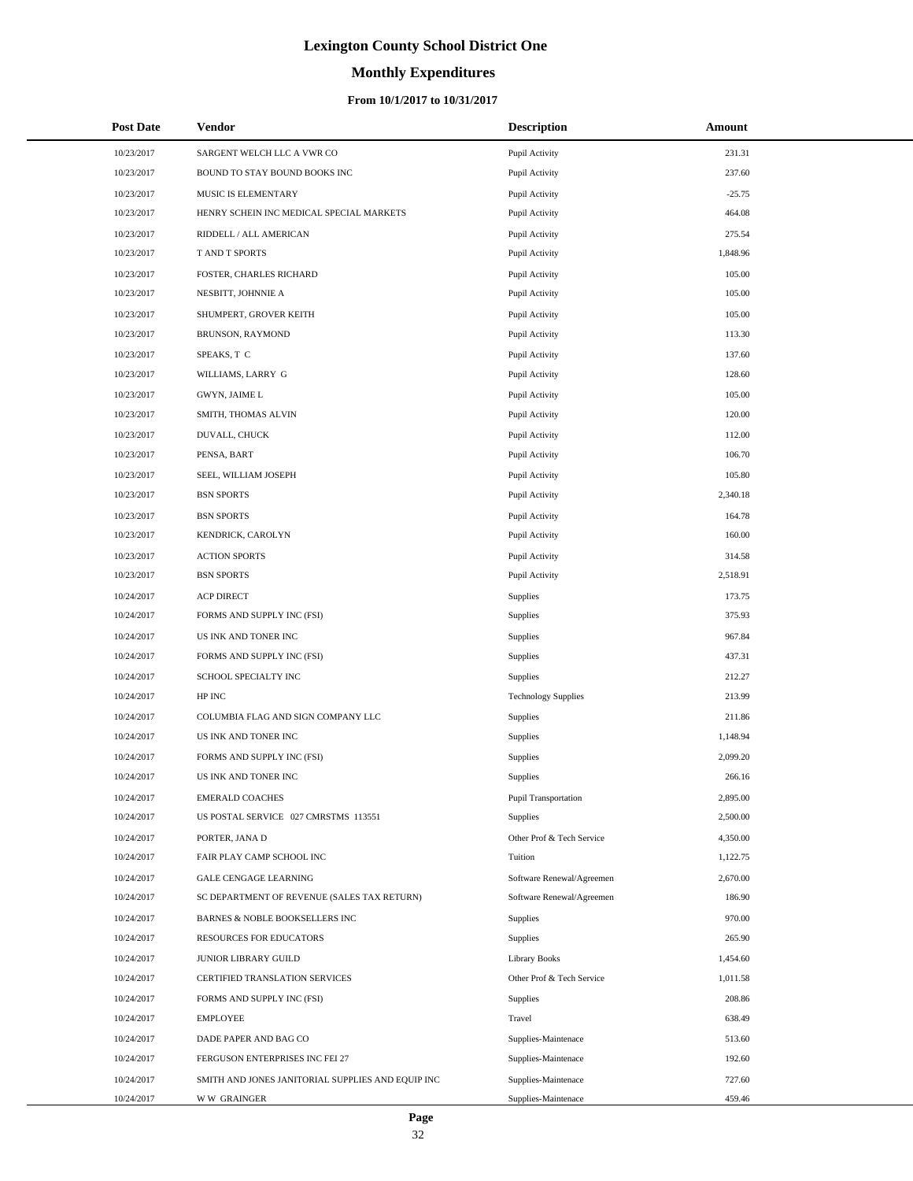# Lexington County School District One

## Monthly Expenditures

### From 10/1/2017 to 10/31/2017

| Post Date | Vendor | Description | Amount |
|---|---|---|---|
| 10/23/2017 | SARGENT WELCH LLC A VWR CO | Pupil Activity | 231.31 |
| 10/23/2017 | BOUND TO STAY BOUND BOOKS INC | Pupil Activity | 237.60 |
| 10/23/2017 | MUSIC IS ELEMENTARY | Pupil Activity | -25.75 |
| 10/23/2017 | HENRY SCHEIN INC MEDICAL SPECIAL MARKETS | Pupil Activity | 464.08 |
| 10/23/2017 | RIDDELL / ALL AMERICAN | Pupil Activity | 275.54 |
| 10/23/2017 | T AND T SPORTS | Pupil Activity | 1,848.96 |
| 10/23/2017 | FOSTER, CHARLES RICHARD | Pupil Activity | 105.00 |
| 10/23/2017 | NESBITT, JOHNNIE A | Pupil Activity | 105.00 |
| 10/23/2017 | SHUMPERT, GROVER KEITH | Pupil Activity | 105.00 |
| 10/23/2017 | BRUNSON, RAYMOND | Pupil Activity | 113.30 |
| 10/23/2017 | SPEAKS, T C | Pupil Activity | 137.60 |
| 10/23/2017 | WILLIAMS, LARRY G | Pupil Activity | 128.60 |
| 10/23/2017 | GWYN, JAIME L | Pupil Activity | 105.00 |
| 10/23/2017 | SMITH, THOMAS ALVIN | Pupil Activity | 120.00 |
| 10/23/2017 | DUVALL, CHUCK | Pupil Activity | 112.00 |
| 10/23/2017 | PENSA, BART | Pupil Activity | 106.70 |
| 10/23/2017 | SEEL, WILLIAM JOSEPH | Pupil Activity | 105.80 |
| 10/23/2017 | BSN SPORTS | Pupil Activity | 2,340.18 |
| 10/23/2017 | BSN SPORTS | Pupil Activity | 164.78 |
| 10/23/2017 | KENDRICK, CAROLYN | Pupil Activity | 160.00 |
| 10/23/2017 | ACTION SPORTS | Pupil Activity | 314.58 |
| 10/23/2017 | BSN SPORTS | Pupil Activity | 2,518.91 |
| 10/24/2017 | ACP DIRECT | Supplies | 173.75 |
| 10/24/2017 | FORMS AND SUPPLY INC (FSI) | Supplies | 375.93 |
| 10/24/2017 | US INK AND TONER INC | Supplies | 967.84 |
| 10/24/2017 | FORMS AND SUPPLY INC (FSI) | Supplies | 437.31 |
| 10/24/2017 | SCHOOL SPECIALTY INC | Supplies | 212.27 |
| 10/24/2017 | HP INC | Technology Supplies | 213.99 |
| 10/24/2017 | COLUMBIA FLAG AND SIGN COMPANY LLC | Supplies | 211.86 |
| 10/24/2017 | US INK AND TONER INC | Supplies | 1,148.94 |
| 10/24/2017 | FORMS AND SUPPLY INC (FSI) | Supplies | 2,099.20 |
| 10/24/2017 | US INK AND TONER INC | Supplies | 266.16 |
| 10/24/2017 | EMERALD COACHES | Pupil Transportation | 2,895.00 |
| 10/24/2017 | US POSTAL SERVICE 027 CMRSTMS 113551 | Supplies | 2,500.00 |
| 10/24/2017 | PORTER, JANA D | Other Prof & Tech Service | 4,350.00 |
| 10/24/2017 | FAIR PLAY CAMP SCHOOL INC | Tuition | 1,122.75 |
| 10/24/2017 | GALE CENGAGE LEARNING | Software Renewal/Agreemen | 2,670.00 |
| 10/24/2017 | SC DEPARTMENT OF REVENUE (SALES TAX RETURN) | Software Renewal/Agreemen | 186.90 |
| 10/24/2017 | BARNES & NOBLE BOOKSELLERS INC | Supplies | 970.00 |
| 10/24/2017 | RESOURCES FOR EDUCATORS | Supplies | 265.90 |
| 10/24/2017 | JUNIOR LIBRARY GUILD | Library Books | 1,454.60 |
| 10/24/2017 | CERTIFIED TRANSLATION SERVICES | Other Prof & Tech Service | 1,011.58 |
| 10/24/2017 | FORMS AND SUPPLY INC (FSI) | Supplies | 208.86 |
| 10/24/2017 | EMPLOYEE | Travel | 638.49 |
| 10/24/2017 | DADE PAPER AND BAG CO | Supplies-Maintenace | 513.60 |
| 10/24/2017 | FERGUSON ENTERPRISES INC FEI 27 | Supplies-Maintenace | 192.60 |
| 10/24/2017 | SMITH AND JONES JANITORIAL SUPPLIES AND EQUIP INC | Supplies-Maintenace | 727.60 |
| 10/24/2017 | W W GRAINGER | Supplies-Maintenace | 459.46 |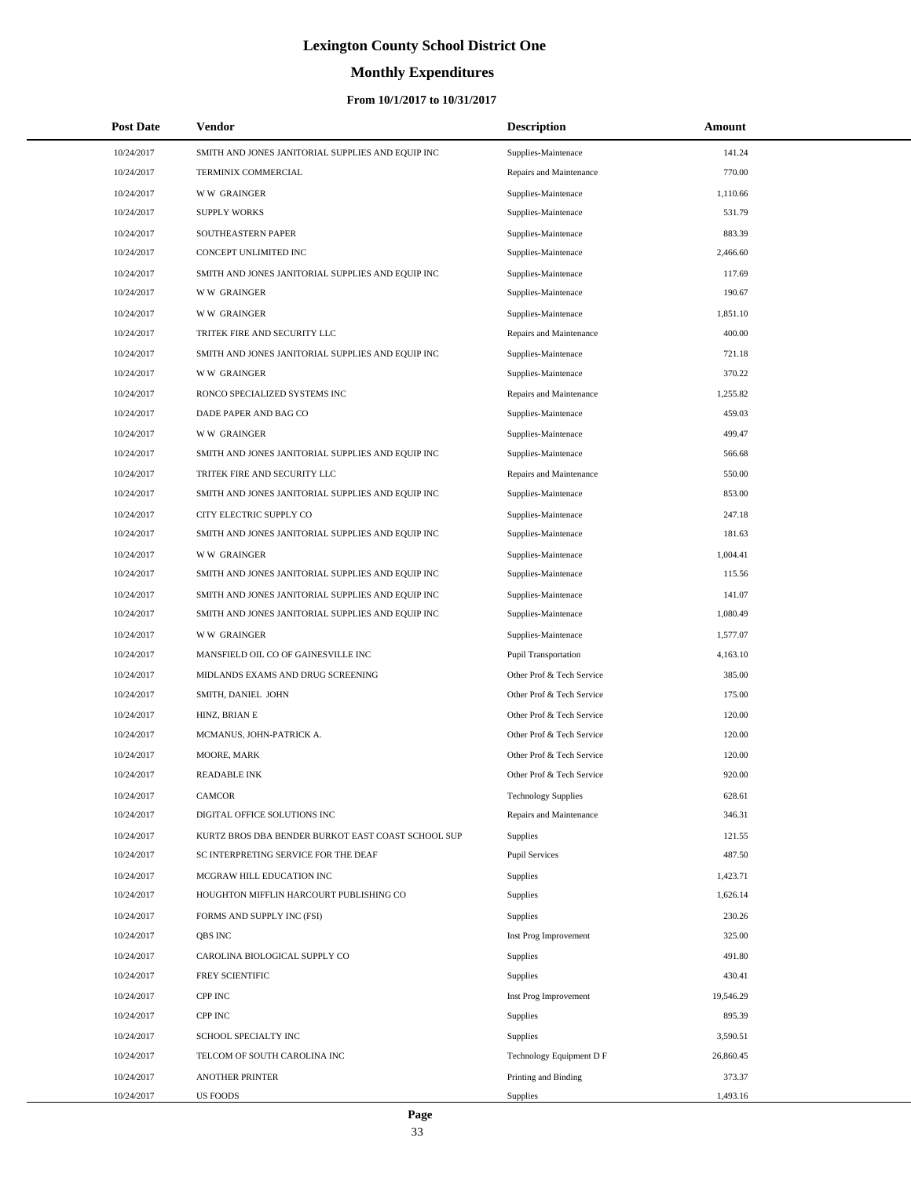# Lexington County School District One

## Monthly Expenditures

### From 10/1/2017 to 10/31/2017

| Post Date | Vendor | Description | Amount |
|---|---|---|---|
| 10/24/2017 | SMITH AND JONES JANITORIAL SUPPLIES AND EQUIP INC | Supplies-Maintenace | 141.24 |
| 10/24/2017 | TERMINIX COMMERCIAL | Repairs and Maintenance | 770.00 |
| 10/24/2017 | W W GRAINGER | Supplies-Maintenace | 1,110.66 |
| 10/24/2017 | SUPPLY WORKS | Supplies-Maintenace | 531.79 |
| 10/24/2017 | SOUTHEASTERN PAPER | Supplies-Maintenace | 883.39 |
| 10/24/2017 | CONCEPT UNLIMITED INC | Supplies-Maintenace | 2,466.60 |
| 10/24/2017 | SMITH AND JONES JANITORIAL SUPPLIES AND EQUIP INC | Supplies-Maintenace | 117.69 |
| 10/24/2017 | W W GRAINGER | Supplies-Maintenace | 190.67 |
| 10/24/2017 | W W GRAINGER | Supplies-Maintenace | 1,851.10 |
| 10/24/2017 | TRITEK FIRE AND SECURITY LLC | Repairs and Maintenance | 400.00 |
| 10/24/2017 | SMITH AND JONES JANITORIAL SUPPLIES AND EQUIP INC | Supplies-Maintenace | 721.18 |
| 10/24/2017 | W W GRAINGER | Supplies-Maintenace | 370.22 |
| 10/24/2017 | RONCO SPECIALIZED SYSTEMS INC | Repairs and Maintenance | 1,255.82 |
| 10/24/2017 | DADE PAPER AND BAG CO | Supplies-Maintenace | 459.03 |
| 10/24/2017 | W W GRAINGER | Supplies-Maintenace | 499.47 |
| 10/24/2017 | SMITH AND JONES JANITORIAL SUPPLIES AND EQUIP INC | Supplies-Maintenace | 566.68 |
| 10/24/2017 | TRITEK FIRE AND SECURITY LLC | Repairs and Maintenance | 550.00 |
| 10/24/2017 | SMITH AND JONES JANITORIAL SUPPLIES AND EQUIP INC | Supplies-Maintenace | 853.00 |
| 10/24/2017 | CITY ELECTRIC SUPPLY CO | Supplies-Maintenace | 247.18 |
| 10/24/2017 | SMITH AND JONES JANITORIAL SUPPLIES AND EQUIP INC | Supplies-Maintenace | 181.63 |
| 10/24/2017 | W W GRAINGER | Supplies-Maintenace | 1,004.41 |
| 10/24/2017 | SMITH AND JONES JANITORIAL SUPPLIES AND EQUIP INC | Supplies-Maintenace | 115.56 |
| 10/24/2017 | SMITH AND JONES JANITORIAL SUPPLIES AND EQUIP INC | Supplies-Maintenace | 141.07 |
| 10/24/2017 | SMITH AND JONES JANITORIAL SUPPLIES AND EQUIP INC | Supplies-Maintenace | 1,080.49 |
| 10/24/2017 | W W GRAINGER | Supplies-Maintenace | 1,577.07 |
| 10/24/2017 | MANSFIELD OIL CO OF GAINESVILLE INC | Pupil Transportation | 4,163.10 |
| 10/24/2017 | MIDLANDS EXAMS AND DRUG SCREENING | Other Prof & Tech Service | 385.00 |
| 10/24/2017 | SMITH, DANIEL JOHN | Other Prof & Tech Service | 175.00 |
| 10/24/2017 | HINZ, BRIAN E | Other Prof & Tech Service | 120.00 |
| 10/24/2017 | MCMANUS, JOHN-PATRICK A. | Other Prof & Tech Service | 120.00 |
| 10/24/2017 | MOORE, MARK | Other Prof & Tech Service | 120.00 |
| 10/24/2017 | READABLE INK | Other Prof & Tech Service | 920.00 |
| 10/24/2017 | CAMCOR | Technology Supplies | 628.61 |
| 10/24/2017 | DIGITAL OFFICE SOLUTIONS INC | Repairs and Maintenance | 346.31 |
| 10/24/2017 | KURTZ BROS DBA BENDER BURKOT EAST COAST SCHOOL SUP | Supplies | 121.55 |
| 10/24/2017 | SC INTERPRETING SERVICE FOR THE DEAF | Pupil Services | 487.50 |
| 10/24/2017 | MCGRAW HILL EDUCATION INC | Supplies | 1,423.71 |
| 10/24/2017 | HOUGHTON MIFFLIN HARCOURT PUBLISHING CO | Supplies | 1,626.14 |
| 10/24/2017 | FORMS AND SUPPLY INC (FSI) | Supplies | 230.26 |
| 10/24/2017 | QBS INC | Inst Prog Improvement | 325.00 |
| 10/24/2017 | CAROLINA BIOLOGICAL SUPPLY CO | Supplies | 491.80 |
| 10/24/2017 | FREY SCIENTIFIC | Supplies | 430.41 |
| 10/24/2017 | CPP INC | Inst Prog Improvement | 19,546.29 |
| 10/24/2017 | CPP INC | Supplies | 895.39 |
| 10/24/2017 | SCHOOL SPECIALTY INC | Supplies | 3,590.51 |
| 10/24/2017 | TELCOM OF SOUTH CAROLINA INC | Technology Equipment D F | 26,860.45 |
| 10/24/2017 | ANOTHER PRINTER | Printing and Binding | 373.37 |
| 10/24/2017 | US FOODS | Supplies | 1,493.16 |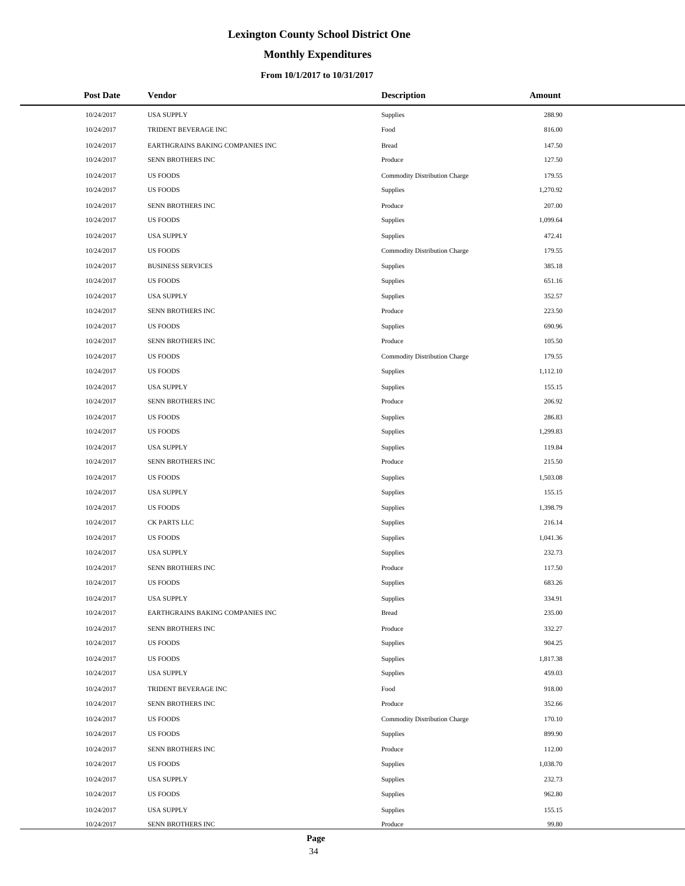# Lexington County School District One

## Monthly Expenditures

### From 10/1/2017 to 10/31/2017

| Post Date | Vendor | Description | Amount |
|---|---|---|---|
| 10/24/2017 | USA SUPPLY | Supplies | 288.90 |
| 10/24/2017 | TRIDENT BEVERAGE INC | Food | 816.00 |
| 10/24/2017 | EARTHGRAINS BAKING COMPANIES INC | Bread | 147.50 |
| 10/24/2017 | SENN BROTHERS INC | Produce | 127.50 |
| 10/24/2017 | US FOODS | Commodity Distribution Charge | 179.55 |
| 10/24/2017 | US FOODS | Supplies | 1,270.92 |
| 10/24/2017 | SENN BROTHERS INC | Produce | 207.00 |
| 10/24/2017 | US FOODS | Supplies | 1,099.64 |
| 10/24/2017 | USA SUPPLY | Supplies | 472.41 |
| 10/24/2017 | US FOODS | Commodity Distribution Charge | 179.55 |
| 10/24/2017 | BUSINESS SERVICES | Supplies | 385.18 |
| 10/24/2017 | US FOODS | Supplies | 651.16 |
| 10/24/2017 | USA SUPPLY | Supplies | 352.57 |
| 10/24/2017 | SENN BROTHERS INC | Produce | 223.50 |
| 10/24/2017 | US FOODS | Supplies | 690.96 |
| 10/24/2017 | SENN BROTHERS INC | Produce | 105.50 |
| 10/24/2017 | US FOODS | Commodity Distribution Charge | 179.55 |
| 10/24/2017 | US FOODS | Supplies | 1,112.10 |
| 10/24/2017 | USA SUPPLY | Supplies | 155.15 |
| 10/24/2017 | SENN BROTHERS INC | Produce | 206.92 |
| 10/24/2017 | US FOODS | Supplies | 286.83 |
| 10/24/2017 | US FOODS | Supplies | 1,299.83 |
| 10/24/2017 | USA SUPPLY | Supplies | 119.84 |
| 10/24/2017 | SENN BROTHERS INC | Produce | 215.50 |
| 10/24/2017 | US FOODS | Supplies | 1,503.08 |
| 10/24/2017 | USA SUPPLY | Supplies | 155.15 |
| 10/24/2017 | US FOODS | Supplies | 1,398.79 |
| 10/24/2017 | CK PARTS LLC | Supplies | 216.14 |
| 10/24/2017 | US FOODS | Supplies | 1,041.36 |
| 10/24/2017 | USA SUPPLY | Supplies | 232.73 |
| 10/24/2017 | SENN BROTHERS INC | Produce | 117.50 |
| 10/24/2017 | US FOODS | Supplies | 683.26 |
| 10/24/2017 | USA SUPPLY | Supplies | 334.91 |
| 10/24/2017 | EARTHGRAINS BAKING COMPANIES INC | Bread | 235.00 |
| 10/24/2017 | SENN BROTHERS INC | Produce | 332.27 |
| 10/24/2017 | US FOODS | Supplies | 904.25 |
| 10/24/2017 | US FOODS | Supplies | 1,817.38 |
| 10/24/2017 | USA SUPPLY | Supplies | 459.03 |
| 10/24/2017 | TRIDENT BEVERAGE INC | Food | 918.00 |
| 10/24/2017 | SENN BROTHERS INC | Produce | 352.66 |
| 10/24/2017 | US FOODS | Commodity Distribution Charge | 170.10 |
| 10/24/2017 | US FOODS | Supplies | 899.90 |
| 10/24/2017 | SENN BROTHERS INC | Produce | 112.00 |
| 10/24/2017 | US FOODS | Supplies | 1,038.70 |
| 10/24/2017 | USA SUPPLY | Supplies | 232.73 |
| 10/24/2017 | US FOODS | Supplies | 962.80 |
| 10/24/2017 | USA SUPPLY | Supplies | 155.15 |
| 10/24/2017 | SENN BROTHERS INC | Produce | 99.80 |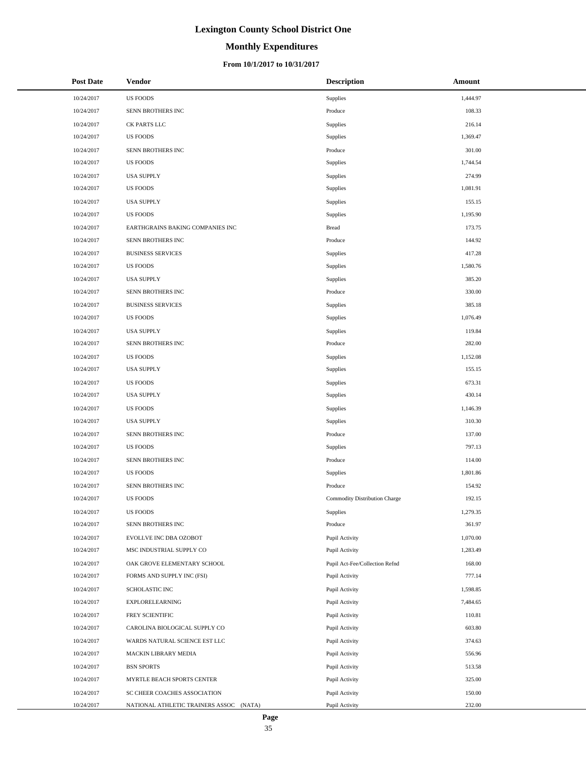# Lexington County School District One

## Monthly Expenditures

### From 10/1/2017 to 10/31/2017

| Post Date | Vendor | Description | Amount |
|---|---|---|---|
| 10/24/2017 | US FOODS | Supplies | 1,444.97 |
| 10/24/2017 | SENN BROTHERS INC | Produce | 108.33 |
| 10/24/2017 | CK PARTS LLC | Supplies | 216.14 |
| 10/24/2017 | US FOODS | Supplies | 1,369.47 |
| 10/24/2017 | SENN BROTHERS INC | Produce | 301.00 |
| 10/24/2017 | US FOODS | Supplies | 1,744.54 |
| 10/24/2017 | USA SUPPLY | Supplies | 274.99 |
| 10/24/2017 | US FOODS | Supplies | 1,081.91 |
| 10/24/2017 | USA SUPPLY | Supplies | 155.15 |
| 10/24/2017 | US FOODS | Supplies | 1,195.90 |
| 10/24/2017 | EARTHGRAINS BAKING COMPANIES INC | Bread | 173.75 |
| 10/24/2017 | SENN BROTHERS INC | Produce | 144.92 |
| 10/24/2017 | BUSINESS SERVICES | Supplies | 417.28 |
| 10/24/2017 | US FOODS | Supplies | 1,580.76 |
| 10/24/2017 | USA SUPPLY | Supplies | 385.20 |
| 10/24/2017 | SENN BROTHERS INC | Produce | 330.00 |
| 10/24/2017 | BUSINESS SERVICES | Supplies | 385.18 |
| 10/24/2017 | US FOODS | Supplies | 1,076.49 |
| 10/24/2017 | USA SUPPLY | Supplies | 119.84 |
| 10/24/2017 | SENN BROTHERS INC | Produce | 282.00 |
| 10/24/2017 | US FOODS | Supplies | 1,152.08 |
| 10/24/2017 | USA SUPPLY | Supplies | 155.15 |
| 10/24/2017 | US FOODS | Supplies | 673.31 |
| 10/24/2017 | USA SUPPLY | Supplies | 430.14 |
| 10/24/2017 | US FOODS | Supplies | 1,146.39 |
| 10/24/2017 | USA SUPPLY | Supplies | 310.30 |
| 10/24/2017 | SENN BROTHERS INC | Produce | 137.00 |
| 10/24/2017 | US FOODS | Supplies | 797.13 |
| 10/24/2017 | SENN BROTHERS INC | Produce | 114.00 |
| 10/24/2017 | US FOODS | Supplies | 1,801.86 |
| 10/24/2017 | SENN BROTHERS INC | Produce | 154.92 |
| 10/24/2017 | US FOODS | Commodity Distribution Charge | 192.15 |
| 10/24/2017 | US FOODS | Supplies | 1,279.35 |
| 10/24/2017 | SENN BROTHERS INC | Produce | 361.97 |
| 10/24/2017 | EVOLLVE INC DBA OZOBOT | Pupil Activity | 1,070.00 |
| 10/24/2017 | MSC INDUSTRIAL SUPPLY CO | Pupil Activity | 1,283.49 |
| 10/24/2017 | OAK GROVE ELEMENTARY SCHOOL | Pupil Act-Fee/Collection Refnd | 168.00 |
| 10/24/2017 | FORMS AND SUPPLY INC (FSI) | Pupil Activity | 777.14 |
| 10/24/2017 | SCHOLASTIC INC | Pupil Activity | 1,598.85 |
| 10/24/2017 | EXPLORELEARNING | Pupil Activity | 7,484.65 |
| 10/24/2017 | FREY SCIENTIFIC | Pupil Activity | 110.81 |
| 10/24/2017 | CAROLINA BIOLOGICAL SUPPLY CO | Pupil Activity | 603.80 |
| 10/24/2017 | WARDS NATURAL SCIENCE EST LLC | Pupil Activity | 374.63 |
| 10/24/2017 | MACKIN LIBRARY MEDIA | Pupil Activity | 556.96 |
| 10/24/2017 | BSN SPORTS | Pupil Activity | 513.58 |
| 10/24/2017 | MYRTLE BEACH SPORTS CENTER | Pupil Activity | 325.00 |
| 10/24/2017 | SC CHEER COACHES ASSOCIATION | Pupil Activity | 150.00 |
| 10/24/2017 | NATIONAL ATHLETIC TRAINERS ASSOC (NATA) | Pupil Activity | 232.00 |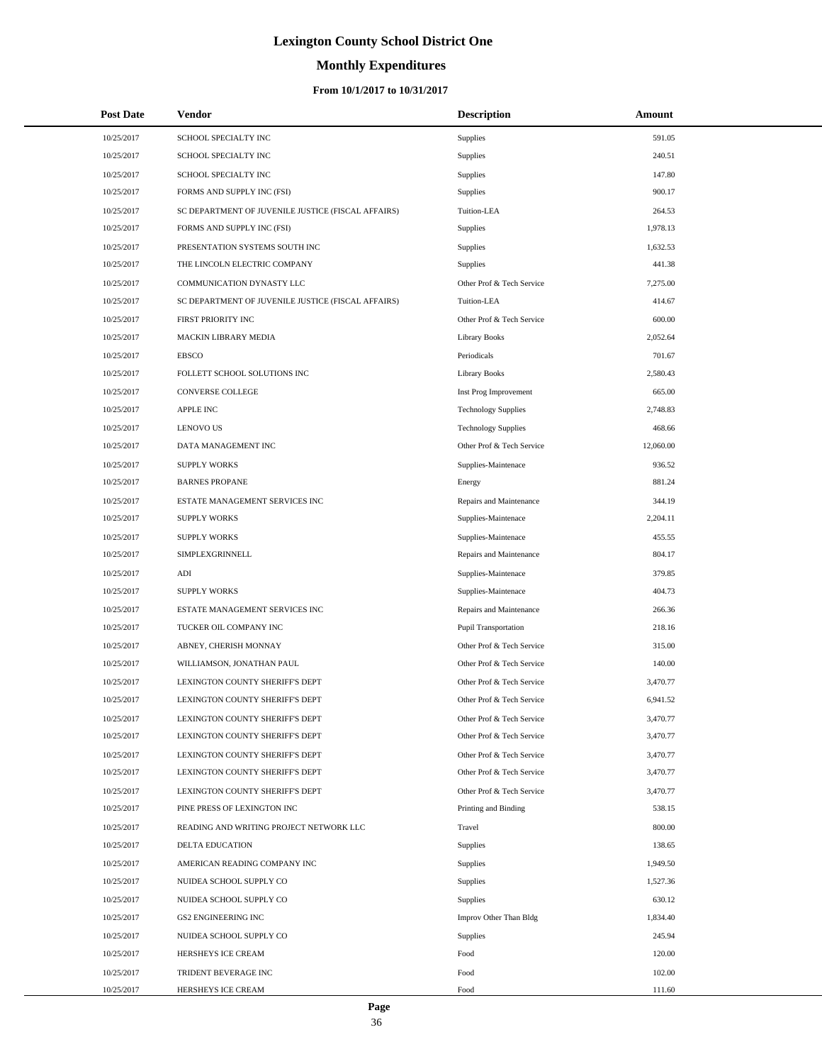# Lexington County School District One

## Monthly Expenditures

### From 10/1/2017 to 10/31/2017

| Post Date | Vendor | Description | Amount |
|---|---|---|---|
| 10/25/2017 | SCHOOL SPECIALTY INC | Supplies | 591.05 |
| 10/25/2017 | SCHOOL SPECIALTY INC | Supplies | 240.51 |
| 10/25/2017 | SCHOOL SPECIALTY INC | Supplies | 147.80 |
| 10/25/2017 | FORMS AND SUPPLY INC (FSI) | Supplies | 900.17 |
| 10/25/2017 | SC DEPARTMENT OF JUVENILE JUSTICE (FISCAL AFFAIRS) | Tuition-LEA | 264.53 |
| 10/25/2017 | FORMS AND SUPPLY INC (FSI) | Supplies | 1,978.13 |
| 10/25/2017 | PRESENTATION SYSTEMS SOUTH INC | Supplies | 1,632.53 |
| 10/25/2017 | THE LINCOLN ELECTRIC COMPANY | Supplies | 441.38 |
| 10/25/2017 | COMMUNICATION DYNASTY LLC | Other Prof & Tech Service | 7,275.00 |
| 10/25/2017 | SC DEPARTMENT OF JUVENILE JUSTICE (FISCAL AFFAIRS) | Tuition-LEA | 414.67 |
| 10/25/2017 | FIRST PRIORITY INC | Other Prof & Tech Service | 600.00 |
| 10/25/2017 | MACKIN LIBRARY MEDIA | Library Books | 2,052.64 |
| 10/25/2017 | EBSCO | Periodicals | 701.67 |
| 10/25/2017 | FOLLETT SCHOOL SOLUTIONS INC | Library Books | 2,580.43 |
| 10/25/2017 | CONVERSE COLLEGE | Inst Prog Improvement | 665.00 |
| 10/25/2017 | APPLE INC | Technology Supplies | 2,748.83 |
| 10/25/2017 | LENOVO US | Technology Supplies | 468.66 |
| 10/25/2017 | DATA MANAGEMENT INC | Other Prof & Tech Service | 12,060.00 |
| 10/25/2017 | SUPPLY WORKS | Supplies-Maintenace | 936.52 |
| 10/25/2017 | BARNES PROPANE | Energy | 881.24 |
| 10/25/2017 | ESTATE MANAGEMENT SERVICES INC | Repairs and Maintenance | 344.19 |
| 10/25/2017 | SUPPLY WORKS | Supplies-Maintenace | 2,204.11 |
| 10/25/2017 | SUPPLY WORKS | Supplies-Maintenace | 455.55 |
| 10/25/2017 | SIMPLEXGRINNELL | Repairs and Maintenance | 804.17 |
| 10/25/2017 | ADI | Supplies-Maintenace | 379.85 |
| 10/25/2017 | SUPPLY WORKS | Supplies-Maintenace | 404.73 |
| 10/25/2017 | ESTATE MANAGEMENT SERVICES INC | Repairs and Maintenance | 266.36 |
| 10/25/2017 | TUCKER OIL COMPANY INC | Pupil Transportation | 218.16 |
| 10/25/2017 | ABNEY, CHERISH MONNAY | Other Prof & Tech Service | 315.00 |
| 10/25/2017 | WILLIAMSON, JONATHAN PAUL | Other Prof & Tech Service | 140.00 |
| 10/25/2017 | LEXINGTON COUNTY SHERIFF'S DEPT | Other Prof & Tech Service | 3,470.77 |
| 10/25/2017 | LEXINGTON COUNTY SHERIFF'S DEPT | Other Prof & Tech Service | 6,941.52 |
| 10/25/2017 | LEXINGTON COUNTY SHERIFF'S DEPT | Other Prof & Tech Service | 3,470.77 |
| 10/25/2017 | LEXINGTON COUNTY SHERIFF'S DEPT | Other Prof & Tech Service | 3,470.77 |
| 10/25/2017 | LEXINGTON COUNTY SHERIFF'S DEPT | Other Prof & Tech Service | 3,470.77 |
| 10/25/2017 | LEXINGTON COUNTY SHERIFF'S DEPT | Other Prof & Tech Service | 3,470.77 |
| 10/25/2017 | LEXINGTON COUNTY SHERIFF'S DEPT | Other Prof & Tech Service | 3,470.77 |
| 10/25/2017 | PINE PRESS OF LEXINGTON INC | Printing and Binding | 538.15 |
| 10/25/2017 | READING AND WRITING PROJECT NETWORK LLC | Travel | 800.00 |
| 10/25/2017 | DELTA EDUCATION | Supplies | 138.65 |
| 10/25/2017 | AMERICAN READING COMPANY INC | Supplies | 1,949.50 |
| 10/25/2017 | NUIDEA SCHOOL SUPPLY CO | Supplies | 1,527.36 |
| 10/25/2017 | NUIDEA SCHOOL SUPPLY CO | Supplies | 630.12 |
| 10/25/2017 | GS2 ENGINEERING INC | Improv Other Than Bldg | 1,834.40 |
| 10/25/2017 | NUIDEA SCHOOL SUPPLY CO | Supplies | 245.94 |
| 10/25/2017 | HERSHEYS ICE CREAM | Food | 120.00 |
| 10/25/2017 | TRIDENT BEVERAGE INC | Food | 102.00 |
| 10/25/2017 | HERSHEYS ICE CREAM | Food | 111.60 |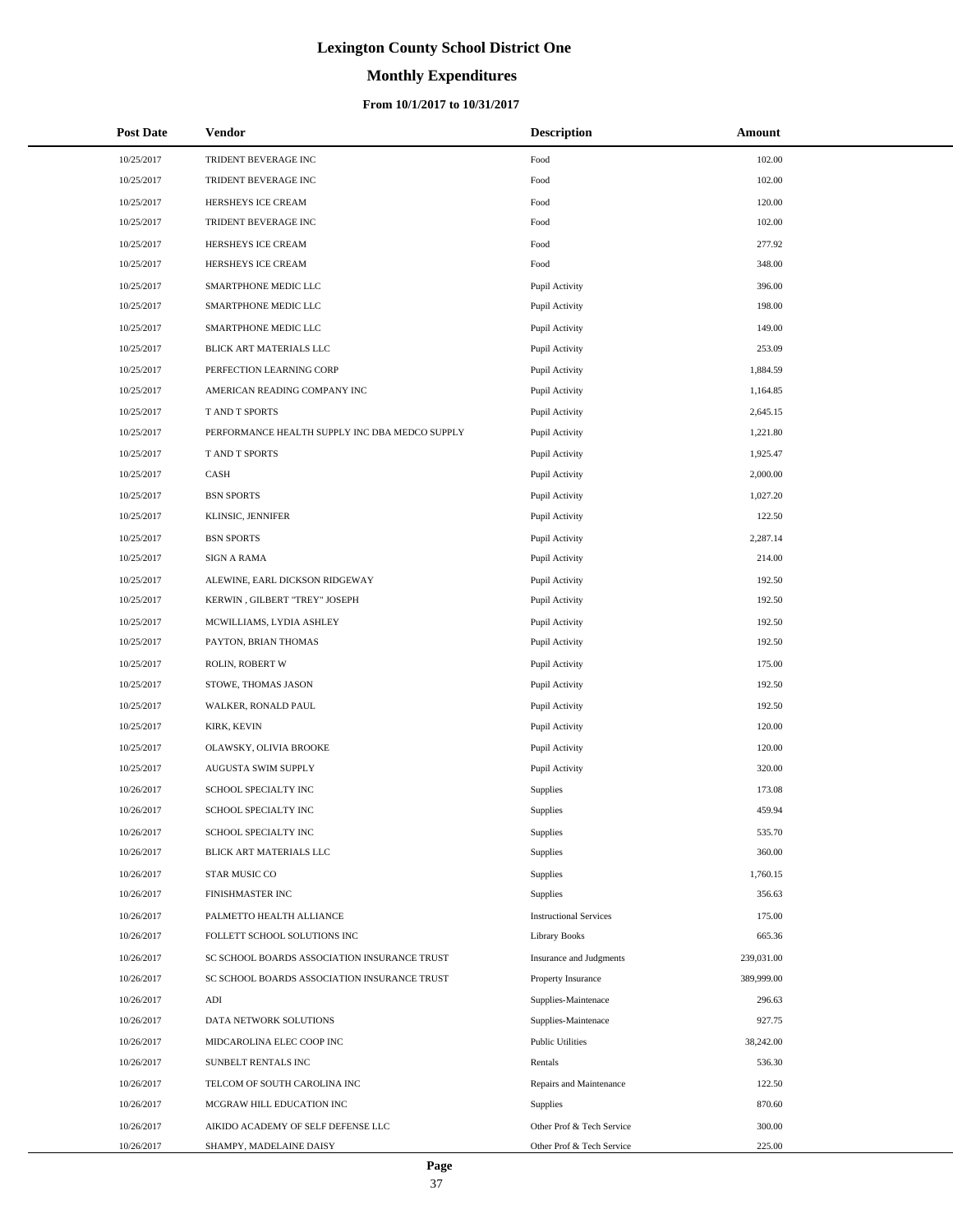# Lexington County School District One

## Monthly Expenditures

### From 10/1/2017 to 10/31/2017

| Post Date | Vendor | Description | Amount |
|---|---|---|---|
| 10/25/2017 | TRIDENT BEVERAGE INC | Food | 102.00 |
| 10/25/2017 | TRIDENT BEVERAGE INC | Food | 102.00 |
| 10/25/2017 | HERSHEYS ICE CREAM | Food | 120.00 |
| 10/25/2017 | TRIDENT BEVERAGE INC | Food | 102.00 |
| 10/25/2017 | HERSHEYS ICE CREAM | Food | 277.92 |
| 10/25/2017 | HERSHEYS ICE CREAM | Food | 348.00 |
| 10/25/2017 | SMARTPHONE MEDIC LLC | Pupil Activity | 396.00 |
| 10/25/2017 | SMARTPHONE MEDIC LLC | Pupil Activity | 198.00 |
| 10/25/2017 | SMARTPHONE MEDIC LLC | Pupil Activity | 149.00 |
| 10/25/2017 | BLICK ART MATERIALS LLC | Pupil Activity | 253.09 |
| 10/25/2017 | PERFECTION LEARNING CORP | Pupil Activity | 1,884.59 |
| 10/25/2017 | AMERICAN READING COMPANY INC | Pupil Activity | 1,164.85 |
| 10/25/2017 | T AND T SPORTS | Pupil Activity | 2,645.15 |
| 10/25/2017 | PERFORMANCE HEALTH SUPPLY INC DBA MEDCO SUPPLY | Pupil Activity | 1,221.80 |
| 10/25/2017 | T AND T SPORTS | Pupil Activity | 1,925.47 |
| 10/25/2017 | CASH | Pupil Activity | 2,000.00 |
| 10/25/2017 | BSN SPORTS | Pupil Activity | 1,027.20 |
| 10/25/2017 | KLINSIC, JENNIFER | Pupil Activity | 122.50 |
| 10/25/2017 | BSN SPORTS | Pupil Activity | 2,287.14 |
| 10/25/2017 | SIGN A RAMA | Pupil Activity | 214.00 |
| 10/25/2017 | ALEWINE, EARL DICKSON RIDGEWAY | Pupil Activity | 192.50 |
| 10/25/2017 | KERWIN , GILBERT "TREY" JOSEPH | Pupil Activity | 192.50 |
| 10/25/2017 | MCWILLIAMS, LYDIA ASHLEY | Pupil Activity | 192.50 |
| 10/25/2017 | PAYTON, BRIAN THOMAS | Pupil Activity | 192.50 |
| 10/25/2017 | ROLIN, ROBERT W | Pupil Activity | 175.00 |
| 10/25/2017 | STOWE, THOMAS JASON | Pupil Activity | 192.50 |
| 10/25/2017 | WALKER, RONALD PAUL | Pupil Activity | 192.50 |
| 10/25/2017 | KIRK, KEVIN | Pupil Activity | 120.00 |
| 10/25/2017 | OLAWSKY, OLIVIA BROOKE | Pupil Activity | 120.00 |
| 10/25/2017 | AUGUSTA SWIM SUPPLY | Pupil Activity | 320.00 |
| 10/26/2017 | SCHOOL SPECIALTY INC | Supplies | 173.08 |
| 10/26/2017 | SCHOOL SPECIALTY INC | Supplies | 459.94 |
| 10/26/2017 | SCHOOL SPECIALTY INC | Supplies | 535.70 |
| 10/26/2017 | BLICK ART MATERIALS LLC | Supplies | 360.00 |
| 10/26/2017 | STAR MUSIC CO | Supplies | 1,760.15 |
| 10/26/2017 | FINISHMASTER INC | Supplies | 356.63 |
| 10/26/2017 | PALMETTO HEALTH ALLIANCE | Instructional Services | 175.00 |
| 10/26/2017 | FOLLETT SCHOOL SOLUTIONS INC | Library Books | 665.36 |
| 10/26/2017 | SC SCHOOL BOARDS ASSOCIATION INSURANCE TRUST | Insurance and Judgments | 239,031.00 |
| 10/26/2017 | SC SCHOOL BOARDS ASSOCIATION INSURANCE TRUST | Property Insurance | 389,999.00 |
| 10/26/2017 | ADI | Supplies-Maintenace | 296.63 |
| 10/26/2017 | DATA NETWORK SOLUTIONS | Supplies-Maintenace | 927.75 |
| 10/26/2017 | MIDCAROLINA ELEC COOP INC | Public Utilities | 38,242.00 |
| 10/26/2017 | SUNBELT RENTALS INC | Rentals | 536.30 |
| 10/26/2017 | TELCOM OF SOUTH CAROLINA INC | Repairs and Maintenance | 122.50 |
| 10/26/2017 | MCGRAW HILL EDUCATION INC | Supplies | 870.60 |
| 10/26/2017 | AIKIDO ACADEMY OF SELF DEFENSE LLC | Other Prof & Tech Service | 300.00 |
| 10/26/2017 | SHAMPY, MADELAINE DAISY | Other Prof & Tech Service | 225.00 |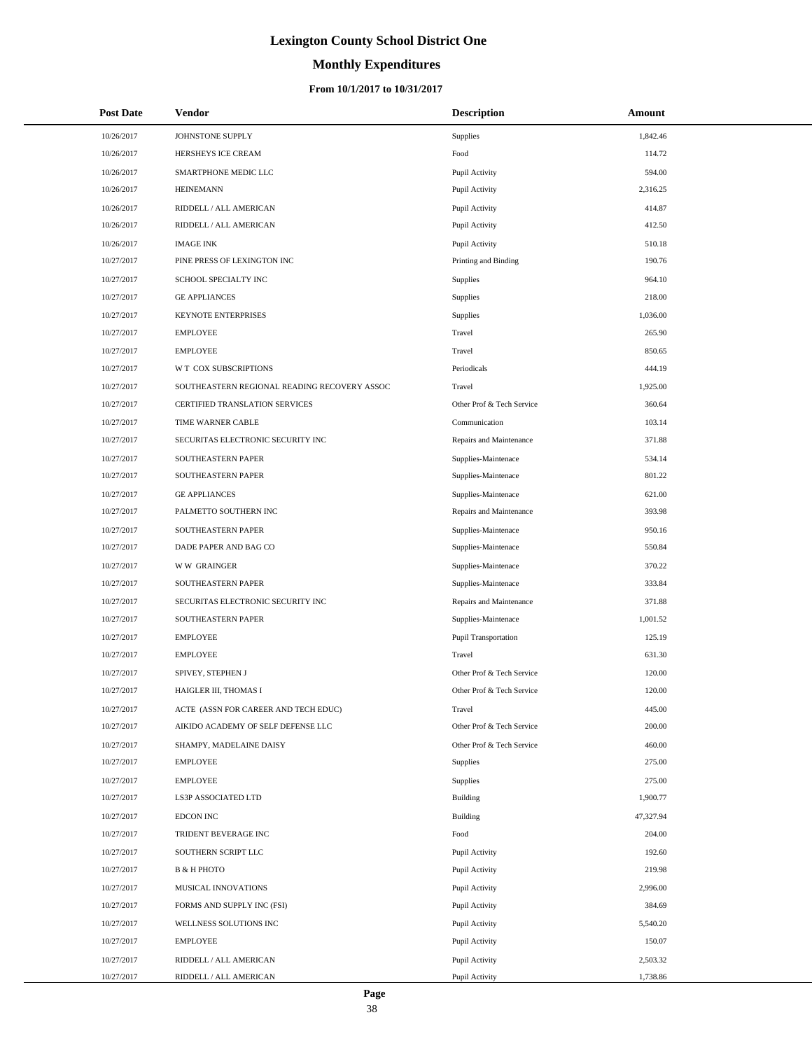# Lexington County School District One

## Monthly Expenditures

### From 10/1/2017 to 10/31/2017

| Post Date | Vendor | Description | Amount |
|---|---|---|---|
| 10/26/2017 | JOHNSTONE SUPPLY | Supplies | 1,842.46 |
| 10/26/2017 | HERSHEYS ICE CREAM | Food | 114.72 |
| 10/26/2017 | SMARTPHONE MEDIC LLC | Pupil Activity | 594.00 |
| 10/26/2017 | HEINEMANN | Pupil Activity | 2,316.25 |
| 10/26/2017 | RIDDELL / ALL AMERICAN | Pupil Activity | 414.87 |
| 10/26/2017 | RIDDELL / ALL AMERICAN | Pupil Activity | 412.50 |
| 10/26/2017 | IMAGE INK | Pupil Activity | 510.18 |
| 10/27/2017 | PINE PRESS OF LEXINGTON INC | Printing and Binding | 190.76 |
| 10/27/2017 | SCHOOL SPECIALTY INC | Supplies | 964.10 |
| 10/27/2017 | GE APPLIANCES | Supplies | 218.00 |
| 10/27/2017 | KEYNOTE ENTERPRISES | Supplies | 1,036.00 |
| 10/27/2017 | EMPLOYEE | Travel | 265.90 |
| 10/27/2017 | EMPLOYEE | Travel | 850.65 |
| 10/27/2017 | W T COX SUBSCRIPTIONS | Periodicals | 444.19 |
| 10/27/2017 | SOUTHEASTERN REGIONAL READING RECOVERY ASSOC | Travel | 1,925.00 |
| 10/27/2017 | CERTIFIED TRANSLATION SERVICES | Other Prof & Tech Service | 360.64 |
| 10/27/2017 | TIME WARNER CABLE | Communication | 103.14 |
| 10/27/2017 | SECURITAS ELECTRONIC SECURITY INC | Repairs and Maintenance | 371.88 |
| 10/27/2017 | SOUTHEASTERN PAPER | Supplies-Maintenace | 534.14 |
| 10/27/2017 | SOUTHEASTERN PAPER | Supplies-Maintenace | 801.22 |
| 10/27/2017 | GE APPLIANCES | Supplies-Maintenace | 621.00 |
| 10/27/2017 | PALMETTO SOUTHERN INC | Repairs and Maintenance | 393.98 |
| 10/27/2017 | SOUTHEASTERN PAPER | Supplies-Maintenace | 950.16 |
| 10/27/2017 | DADE PAPER AND BAG CO | Supplies-Maintenace | 550.84 |
| 10/27/2017 | W W GRAINGER | Supplies-Maintenace | 370.22 |
| 10/27/2017 | SOUTHEASTERN PAPER | Supplies-Maintenace | 333.84 |
| 10/27/2017 | SECURITAS ELECTRONIC SECURITY INC | Repairs and Maintenance | 371.88 |
| 10/27/2017 | SOUTHEASTERN PAPER | Supplies-Maintenace | 1,001.52 |
| 10/27/2017 | EMPLOYEE | Pupil Transportation | 125.19 |
| 10/27/2017 | EMPLOYEE | Travel | 631.30 |
| 10/27/2017 | SPIVEY, STEPHEN J | Other Prof & Tech Service | 120.00 |
| 10/27/2017 | HAIGLER III, THOMAS I | Other Prof & Tech Service | 120.00 |
| 10/27/2017 | ACTE (ASSN FOR CAREER AND TECH EDUC) | Travel | 445.00 |
| 10/27/2017 | AIKIDO ACADEMY OF SELF DEFENSE LLC | Other Prof & Tech Service | 200.00 |
| 10/27/2017 | SHAMPY, MADELAINE DAISY | Other Prof & Tech Service | 460.00 |
| 10/27/2017 | EMPLOYEE | Supplies | 275.00 |
| 10/27/2017 | EMPLOYEE | Supplies | 275.00 |
| 10/27/2017 | LS3P ASSOCIATED LTD | Building | 1,900.77 |
| 10/27/2017 | EDCON INC | Building | 47,327.94 |
| 10/27/2017 | TRIDENT BEVERAGE INC | Food | 204.00 |
| 10/27/2017 | SOUTHERN SCRIPT LLC | Pupil Activity | 192.60 |
| 10/27/2017 | B & H PHOTO | Pupil Activity | 219.98 |
| 10/27/2017 | MUSICAL INNOVATIONS | Pupil Activity | 2,996.00 |
| 10/27/2017 | FORMS AND SUPPLY INC (FSI) | Pupil Activity | 384.69 |
| 10/27/2017 | WELLNESS SOLUTIONS INC | Pupil Activity | 5,540.20 |
| 10/27/2017 | EMPLOYEE | Pupil Activity | 150.07 |
| 10/27/2017 | RIDDELL / ALL AMERICAN | Pupil Activity | 2,503.32 |
| 10/27/2017 | RIDDELL / ALL AMERICAN | Pupil Activity | 1,738.86 |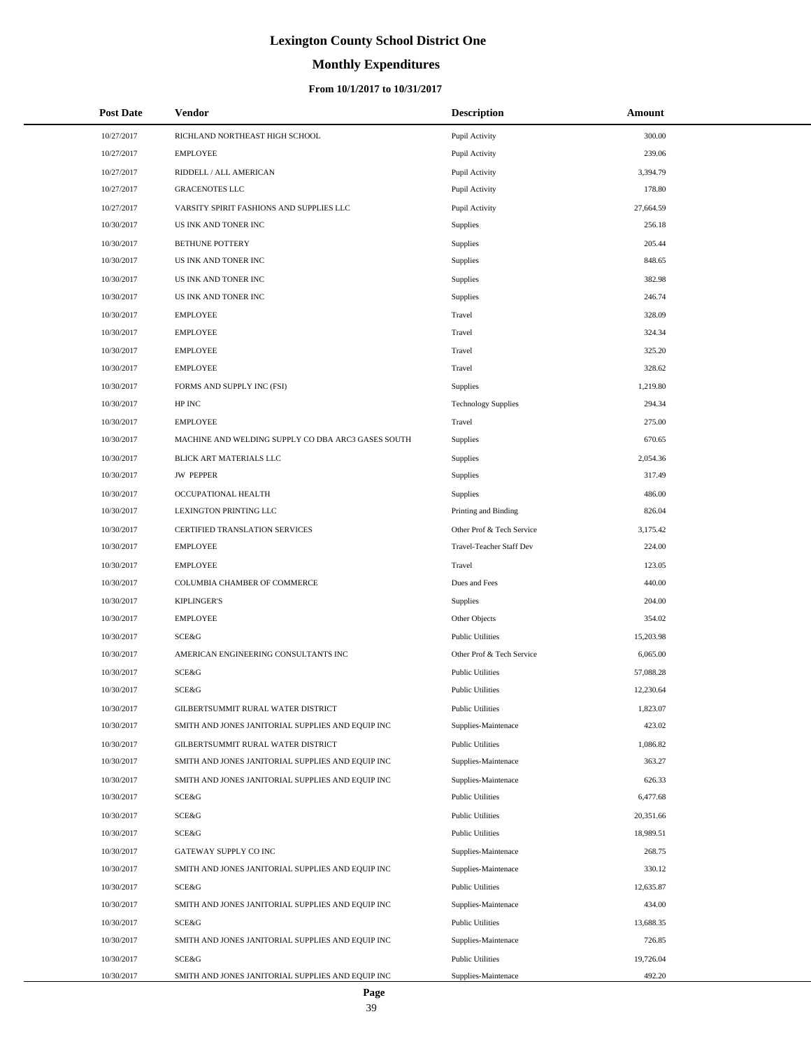# Lexington County School District One

## Monthly Expenditures

### From 10/1/2017 to 10/31/2017

| Post Date | Vendor | Description | Amount |
|---|---|---|---|
| 10/27/2017 | RICHLAND NORTHEAST HIGH SCHOOL | Pupil Activity | 300.00 |
| 10/27/2017 | EMPLOYEE | Pupil Activity | 239.06 |
| 10/27/2017 | RIDDELL / ALL AMERICAN | Pupil Activity | 3,394.79 |
| 10/27/2017 | GRACENOTES LLC | Pupil Activity | 178.80 |
| 10/27/2017 | VARSITY SPIRIT FASHIONS AND SUPPLIES LLC | Pupil Activity | 27,664.59 |
| 10/30/2017 | US INK AND TONER INC | Supplies | 256.18 |
| 10/30/2017 | BETHUNE POTTERY | Supplies | 205.44 |
| 10/30/2017 | US INK AND TONER INC | Supplies | 848.65 |
| 10/30/2017 | US INK AND TONER INC | Supplies | 382.98 |
| 10/30/2017 | US INK AND TONER INC | Supplies | 246.74 |
| 10/30/2017 | EMPLOYEE | Travel | 328.09 |
| 10/30/2017 | EMPLOYEE | Travel | 324.34 |
| 10/30/2017 | EMPLOYEE | Travel | 325.20 |
| 10/30/2017 | EMPLOYEE | Travel | 328.62 |
| 10/30/2017 | FORMS AND SUPPLY INC (FSI) | Supplies | 1,219.80 |
| 10/30/2017 | HP INC | Technology Supplies | 294.34 |
| 10/30/2017 | EMPLOYEE | Travel | 275.00 |
| 10/30/2017 | MACHINE AND WELDING SUPPLY CO DBA ARC3 GASES SOUTH | Supplies | 670.65 |
| 10/30/2017 | BLICK ART MATERIALS LLC | Supplies | 2,054.36 |
| 10/30/2017 | JW PEPPER | Supplies | 317.49 |
| 10/30/2017 | OCCUPATIONAL HEALTH | Supplies | 486.00 |
| 10/30/2017 | LEXINGTON PRINTING LLC | Printing and Binding | 826.04 |
| 10/30/2017 | CERTIFIED TRANSLATION SERVICES | Other Prof & Tech Service | 3,175.42 |
| 10/30/2017 | EMPLOYEE | Travel-Teacher Staff Dev | 224.00 |
| 10/30/2017 | EMPLOYEE | Travel | 123.05 |
| 10/30/2017 | COLUMBIA CHAMBER OF COMMERCE | Dues and Fees | 440.00 |
| 10/30/2017 | KIPLINGER'S | Supplies | 204.00 |
| 10/30/2017 | EMPLOYEE | Other Objects | 354.02 |
| 10/30/2017 | SCE&G | Public Utilities | 15,203.98 |
| 10/30/2017 | AMERICAN ENGINEERING CONSULTANTS INC | Other Prof & Tech Service | 6,065.00 |
| 10/30/2017 | SCE&G | Public Utilities | 57,088.28 |
| 10/30/2017 | SCE&G | Public Utilities | 12,230.64 |
| 10/30/2017 | GILBERTSUMMIT RURAL WATER DISTRICT | Public Utilities | 1,823.07 |
| 10/30/2017 | SMITH AND JONES JANITORIAL SUPPLIES AND EQUIP INC | Supplies-Maintenace | 423.02 |
| 10/30/2017 | GILBERTSUMMIT RURAL WATER DISTRICT | Public Utilities | 1,086.82 |
| 10/30/2017 | SMITH AND JONES JANITORIAL SUPPLIES AND EQUIP INC | Supplies-Maintenace | 363.27 |
| 10/30/2017 | SMITH AND JONES JANITORIAL SUPPLIES AND EQUIP INC | Supplies-Maintenace | 626.33 |
| 10/30/2017 | SCE&G | Public Utilities | 6,477.68 |
| 10/30/2017 | SCE&G | Public Utilities | 20,351.66 |
| 10/30/2017 | SCE&G | Public Utilities | 18,989.51 |
| 10/30/2017 | GATEWAY SUPPLY CO INC | Supplies-Maintenace | 268.75 |
| 10/30/2017 | SMITH AND JONES JANITORIAL SUPPLIES AND EQUIP INC | Supplies-Maintenace | 330.12 |
| 10/30/2017 | SCE&G | Public Utilities | 12,635.87 |
| 10/30/2017 | SMITH AND JONES JANITORIAL SUPPLIES AND EQUIP INC | Supplies-Maintenace | 434.00 |
| 10/30/2017 | SCE&G | Public Utilities | 13,688.35 |
| 10/30/2017 | SMITH AND JONES JANITORIAL SUPPLIES AND EQUIP INC | Supplies-Maintenace | 726.85 |
| 10/30/2017 | SCE&G | Public Utilities | 19,726.04 |
| 10/30/2017 | SMITH AND JONES JANITORIAL SUPPLIES AND EQUIP INC | Supplies-Maintenace | 492.20 |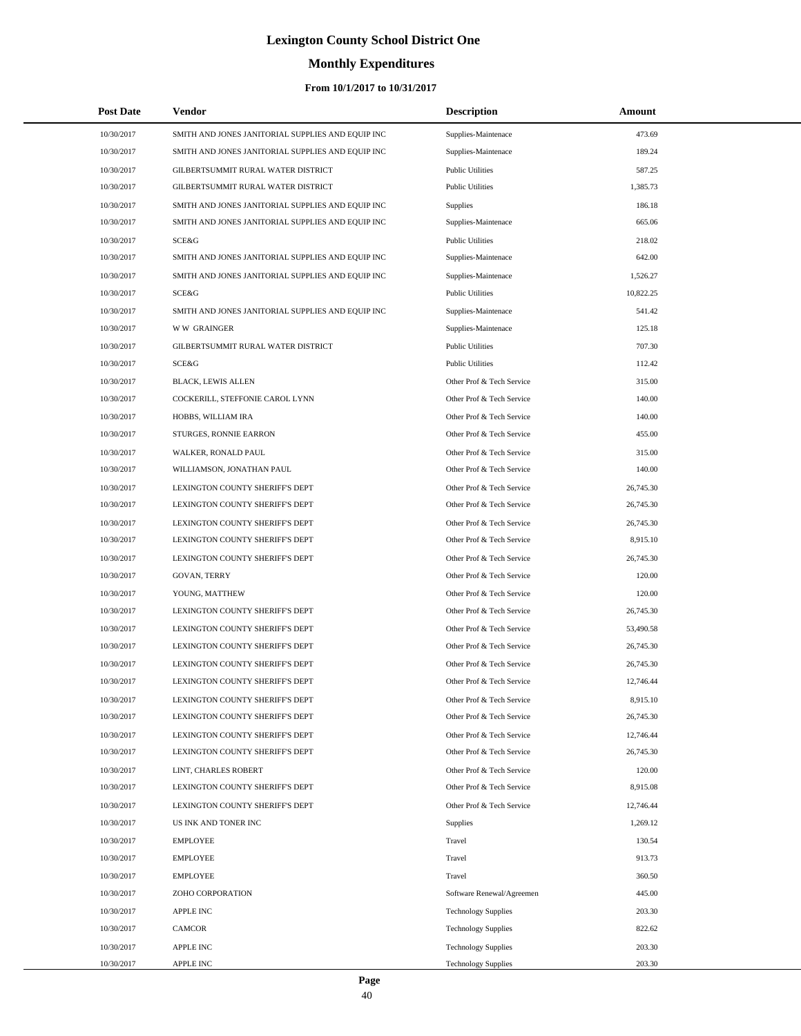# Lexington County School District One

## Monthly Expenditures

### From 10/1/2017 to 10/31/2017

| Post Date | Vendor | Description | Amount |
|---|---|---|---|
| 10/30/2017 | SMITH AND JONES JANITORIAL SUPPLIES AND EQUIP INC | Supplies-Maintenace | 473.69 |
| 10/30/2017 | SMITH AND JONES JANITORIAL SUPPLIES AND EQUIP INC | Supplies-Maintenace | 189.24 |
| 10/30/2017 | GILBERTSUMMIT RURAL WATER DISTRICT | Public Utilities | 587.25 |
| 10/30/2017 | GILBERTSUMMIT RURAL WATER DISTRICT | Public Utilities | 1,385.73 |
| 10/30/2017 | SMITH AND JONES JANITORIAL SUPPLIES AND EQUIP INC | Supplies | 186.18 |
| 10/30/2017 | SMITH AND JONES JANITORIAL SUPPLIES AND EQUIP INC | Supplies-Maintenace | 665.06 |
| 10/30/2017 | SCE&G | Public Utilities | 218.02 |
| 10/30/2017 | SMITH AND JONES JANITORIAL SUPPLIES AND EQUIP INC | Supplies-Maintenace | 642.00 |
| 10/30/2017 | SMITH AND JONES JANITORIAL SUPPLIES AND EQUIP INC | Supplies-Maintenace | 1,526.27 |
| 10/30/2017 | SCE&G | Public Utilities | 10,822.25 |
| 10/30/2017 | SMITH AND JONES JANITORIAL SUPPLIES AND EQUIP INC | Supplies-Maintenace | 541.42 |
| 10/30/2017 | W W GRAINGER | Supplies-Maintenace | 125.18 |
| 10/30/2017 | GILBERTSUMMIT RURAL WATER DISTRICT | Public Utilities | 707.30 |
| 10/30/2017 | SCE&G | Public Utilities | 112.42 |
| 10/30/2017 | BLACK, LEWIS ALLEN | Other Prof & Tech Service | 315.00 |
| 10/30/2017 | COCKERILL, STEFFONIE CAROL LYNN | Other Prof & Tech Service | 140.00 |
| 10/30/2017 | HOBBS, WILLIAM IRA | Other Prof & Tech Service | 140.00 |
| 10/30/2017 | STURGES, RONNIE EARRON | Other Prof & Tech Service | 455.00 |
| 10/30/2017 | WALKER, RONALD PAUL | Other Prof & Tech Service | 315.00 |
| 10/30/2017 | WILLIAMSON, JONATHAN PAUL | Other Prof & Tech Service | 140.00 |
| 10/30/2017 | LEXINGTON COUNTY SHERIFF'S DEPT | Other Prof & Tech Service | 26,745.30 |
| 10/30/2017 | LEXINGTON COUNTY SHERIFF'S DEPT | Other Prof & Tech Service | 26,745.30 |
| 10/30/2017 | LEXINGTON COUNTY SHERIFF'S DEPT | Other Prof & Tech Service | 26,745.30 |
| 10/30/2017 | LEXINGTON COUNTY SHERIFF'S DEPT | Other Prof & Tech Service | 8,915.10 |
| 10/30/2017 | LEXINGTON COUNTY SHERIFF'S DEPT | Other Prof & Tech Service | 26,745.30 |
| 10/30/2017 | GOVAN, TERRY | Other Prof & Tech Service | 120.00 |
| 10/30/2017 | YOUNG, MATTHEW | Other Prof & Tech Service | 120.00 |
| 10/30/2017 | LEXINGTON COUNTY SHERIFF'S DEPT | Other Prof & Tech Service | 26,745.30 |
| 10/30/2017 | LEXINGTON COUNTY SHERIFF'S DEPT | Other Prof & Tech Service | 53,490.58 |
| 10/30/2017 | LEXINGTON COUNTY SHERIFF'S DEPT | Other Prof & Tech Service | 26,745.30 |
| 10/30/2017 | LEXINGTON COUNTY SHERIFF'S DEPT | Other Prof & Tech Service | 26,745.30 |
| 10/30/2017 | LEXINGTON COUNTY SHERIFF'S DEPT | Other Prof & Tech Service | 12,746.44 |
| 10/30/2017 | LEXINGTON COUNTY SHERIFF'S DEPT | Other Prof & Tech Service | 8,915.10 |
| 10/30/2017 | LEXINGTON COUNTY SHERIFF'S DEPT | Other Prof & Tech Service | 26,745.30 |
| 10/30/2017 | LEXINGTON COUNTY SHERIFF'S DEPT | Other Prof & Tech Service | 12,746.44 |
| 10/30/2017 | LEXINGTON COUNTY SHERIFF'S DEPT | Other Prof & Tech Service | 26,745.30 |
| 10/30/2017 | LINT, CHARLES ROBERT | Other Prof & Tech Service | 120.00 |
| 10/30/2017 | LEXINGTON COUNTY SHERIFF'S DEPT | Other Prof & Tech Service | 8,915.08 |
| 10/30/2017 | LEXINGTON COUNTY SHERIFF'S DEPT | Other Prof & Tech Service | 12,746.44 |
| 10/30/2017 | US INK AND TONER INC | Supplies | 1,269.12 |
| 10/30/2017 | EMPLOYEE | Travel | 130.54 |
| 10/30/2017 | EMPLOYEE | Travel | 913.73 |
| 10/30/2017 | EMPLOYEE | Travel | 360.50 |
| 10/30/2017 | ZOHO CORPORATION | Software Renewal/Agreemen | 445.00 |
| 10/30/2017 | APPLE INC | Technology Supplies | 203.30 |
| 10/30/2017 | CAMCOR | Technology Supplies | 822.62 |
| 10/30/2017 | APPLE INC | Technology Supplies | 203.30 |
| 10/30/2017 | APPLE INC | Technology Supplies | 203.30 |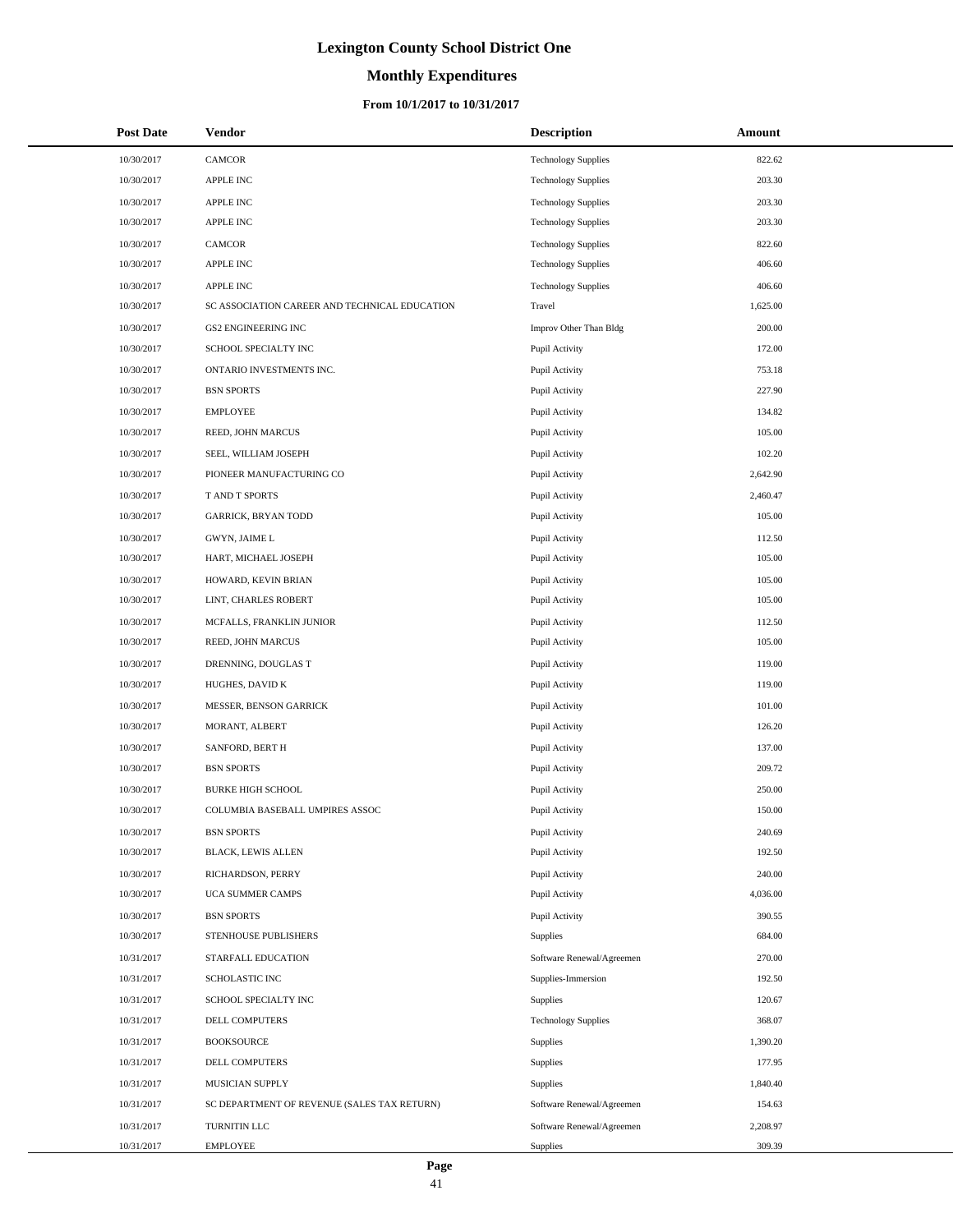# Lexington County School District One

## Monthly Expenditures

### From 10/1/2017 to 10/31/2017

| Post Date | Vendor | Description | Amount |
|---|---|---|---|
| 10/30/2017 | CAMCOR | Technology Supplies | 822.62 |
| 10/30/2017 | APPLE INC | Technology Supplies | 203.30 |
| 10/30/2017 | APPLE INC | Technology Supplies | 203.30 |
| 10/30/2017 | APPLE INC | Technology Supplies | 203.30 |
| 10/30/2017 | CAMCOR | Technology Supplies | 822.60 |
| 10/30/2017 | APPLE INC | Technology Supplies | 406.60 |
| 10/30/2017 | APPLE INC | Technology Supplies | 406.60 |
| 10/30/2017 | SC ASSOCIATION CAREER AND TECHNICAL EDUCATION | Travel | 1,625.00 |
| 10/30/2017 | GS2 ENGINEERING INC | Improv Other Than Bldg | 200.00 |
| 10/30/2017 | SCHOOL SPECIALTY INC | Pupil Activity | 172.00 |
| 10/30/2017 | ONTARIO INVESTMENTS INC. | Pupil Activity | 753.18 |
| 10/30/2017 | BSN SPORTS | Pupil Activity | 227.90 |
| 10/30/2017 | EMPLOYEE | Pupil Activity | 134.82 |
| 10/30/2017 | REED, JOHN MARCUS | Pupil Activity | 105.00 |
| 10/30/2017 | SEEL, WILLIAM JOSEPH | Pupil Activity | 102.20 |
| 10/30/2017 | PIONEER MANUFACTURING CO | Pupil Activity | 2,642.90 |
| 10/30/2017 | T AND T SPORTS | Pupil Activity | 2,460.47 |
| 10/30/2017 | GARRICK, BRYAN TODD | Pupil Activity | 105.00 |
| 10/30/2017 | GWYN, JAIME L | Pupil Activity | 112.50 |
| 10/30/2017 | HART, MICHAEL JOSEPH | Pupil Activity | 105.00 |
| 10/30/2017 | HOWARD, KEVIN BRIAN | Pupil Activity | 105.00 |
| 10/30/2017 | LINT, CHARLES ROBERT | Pupil Activity | 105.00 |
| 10/30/2017 | MCFALLS, FRANKLIN JUNIOR | Pupil Activity | 112.50 |
| 10/30/2017 | REED, JOHN MARCUS | Pupil Activity | 105.00 |
| 10/30/2017 | DRENNING, DOUGLAS T | Pupil Activity | 119.00 |
| 10/30/2017 | HUGHES, DAVID K | Pupil Activity | 119.00 |
| 10/30/2017 | MESSER, BENSON GARRICK | Pupil Activity | 101.00 |
| 10/30/2017 | MORANT, ALBERT | Pupil Activity | 126.20 |
| 10/30/2017 | SANFORD, BERT H | Pupil Activity | 137.00 |
| 10/30/2017 | BSN SPORTS | Pupil Activity | 209.72 |
| 10/30/2017 | BURKE HIGH SCHOOL | Pupil Activity | 250.00 |
| 10/30/2017 | COLUMBIA BASEBALL UMPIRES ASSOC | Pupil Activity | 150.00 |
| 10/30/2017 | BSN SPORTS | Pupil Activity | 240.69 |
| 10/30/2017 | BLACK, LEWIS ALLEN | Pupil Activity | 192.50 |
| 10/30/2017 | RICHARDSON, PERRY | Pupil Activity | 240.00 |
| 10/30/2017 | UCA SUMMER CAMPS | Pupil Activity | 4,036.00 |
| 10/30/2017 | BSN SPORTS | Pupil Activity | 390.55 |
| 10/30/2017 | STENHOUSE PUBLISHERS | Supplies | 684.00 |
| 10/31/2017 | STARFALL EDUCATION | Software Renewal/Agreemen | 270.00 |
| 10/31/2017 | SCHOLASTIC INC | Supplies-Immersion | 192.50 |
| 10/31/2017 | SCHOOL SPECIALTY INC | Supplies | 120.67 |
| 10/31/2017 | DELL COMPUTERS | Technology Supplies | 368.07 |
| 10/31/2017 | BOOKSOURCE | Supplies | 1,390.20 |
| 10/31/2017 | DELL COMPUTERS | Supplies | 177.95 |
| 10/31/2017 | MUSICIAN SUPPLY | Supplies | 1,840.40 |
| 10/31/2017 | SC DEPARTMENT OF REVENUE (SALES TAX RETURN) | Software Renewal/Agreemen | 154.63 |
| 10/31/2017 | TURNITIN LLC | Software Renewal/Agreemen | 2,208.97 |
| 10/31/2017 | EMPLOYEE | Supplies | 309.39 |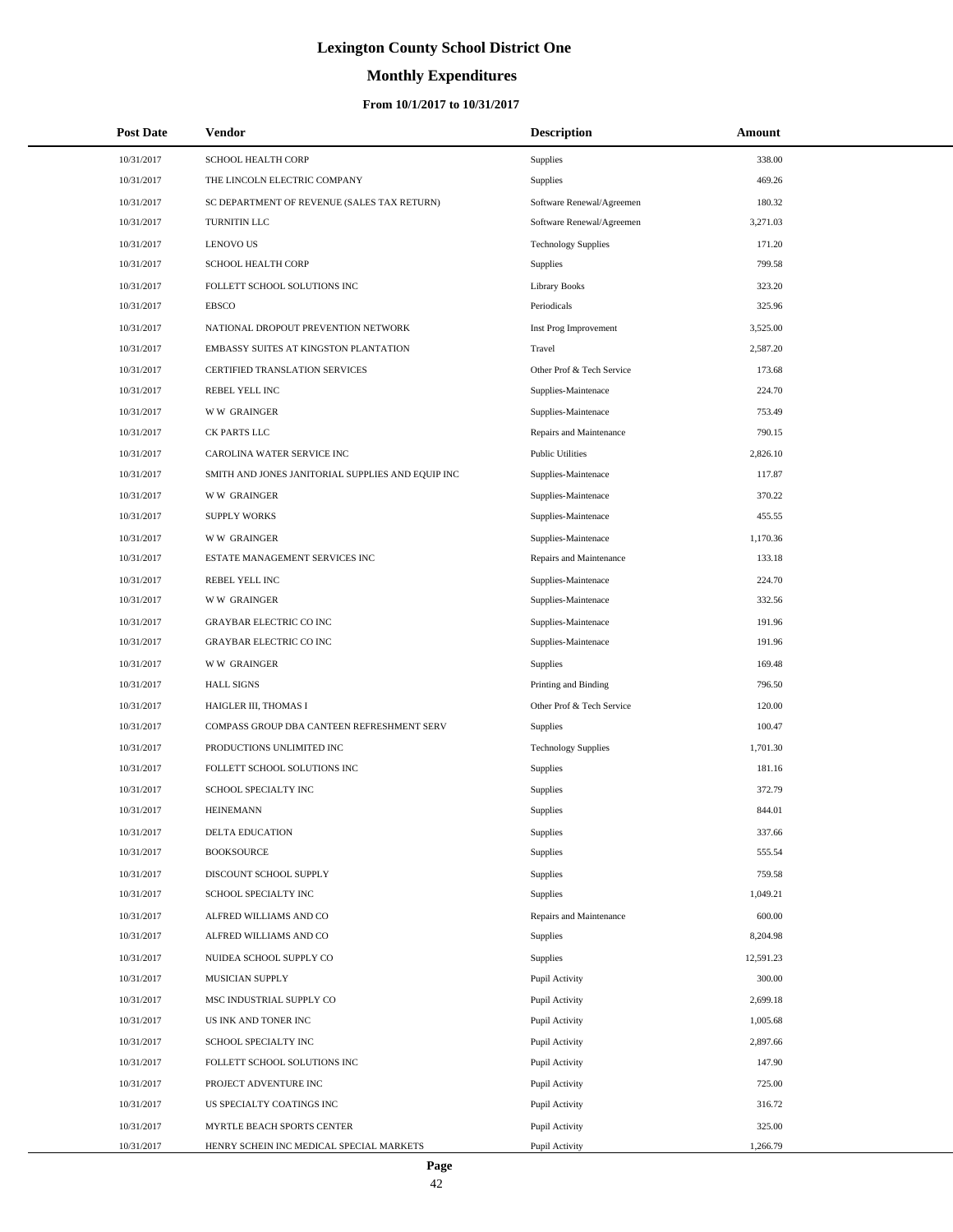# Lexington County School District One

## Monthly Expenditures

### From 10/1/2017 to 10/31/2017

| Post Date | Vendor | Description | Amount |
|---|---|---|---|
| 10/31/2017 | SCHOOL HEALTH CORP | Supplies | 338.00 |
| 10/31/2017 | THE LINCOLN ELECTRIC COMPANY | Supplies | 469.26 |
| 10/31/2017 | SC DEPARTMENT OF REVENUE (SALES TAX RETURN) | Software Renewal/Agreemen | 180.32 |
| 10/31/2017 | TURNITIN LLC | Software Renewal/Agreemen | 3,271.03 |
| 10/31/2017 | LENOVO US | Technology Supplies | 171.20 |
| 10/31/2017 | SCHOOL HEALTH CORP | Supplies | 799.58 |
| 10/31/2017 | FOLLETT SCHOOL SOLUTIONS INC | Library Books | 323.20 |
| 10/31/2017 | EBSCO | Periodicals | 325.96 |
| 10/31/2017 | NATIONAL DROPOUT PREVENTION NETWORK | Inst Prog Improvement | 3,525.00 |
| 10/31/2017 | EMBASSY SUITES AT KINGSTON PLANTATION | Travel | 2,587.20 |
| 10/31/2017 | CERTIFIED TRANSLATION SERVICES | Other Prof & Tech Service | 173.68 |
| 10/31/2017 | REBEL YELL INC | Supplies-Maintenace | 224.70 |
| 10/31/2017 | W W GRAINGER | Supplies-Maintenace | 753.49 |
| 10/31/2017 | CK PARTS LLC | Repairs and Maintenance | 790.15 |
| 10/31/2017 | CAROLINA WATER SERVICE INC | Public Utilities | 2,826.10 |
| 10/31/2017 | SMITH AND JONES JANITORIAL SUPPLIES AND EQUIP INC | Supplies-Maintenace | 117.87 |
| 10/31/2017 | W W GRAINGER | Supplies-Maintenace | 370.22 |
| 10/31/2017 | SUPPLY WORKS | Supplies-Maintenace | 455.55 |
| 10/31/2017 | W W GRAINGER | Supplies-Maintenace | 1,170.36 |
| 10/31/2017 | ESTATE MANAGEMENT SERVICES INC | Repairs and Maintenance | 133.18 |
| 10/31/2017 | REBEL YELL INC | Supplies-Maintenace | 224.70 |
| 10/31/2017 | W W GRAINGER | Supplies-Maintenace | 332.56 |
| 10/31/2017 | GRAYBAR ELECTRIC CO INC | Supplies-Maintenace | 191.96 |
| 10/31/2017 | GRAYBAR ELECTRIC CO INC | Supplies-Maintenace | 191.96 |
| 10/31/2017 | W W GRAINGER | Supplies | 169.48 |
| 10/31/2017 | HALL SIGNS | Printing and Binding | 796.50 |
| 10/31/2017 | HAIGLER III, THOMAS I | Other Prof & Tech Service | 120.00 |
| 10/31/2017 | COMPASS GROUP DBA CANTEEN REFRESHMENT SERV | Supplies | 100.47 |
| 10/31/2017 | PRODUCTIONS UNLIMITED INC | Technology Supplies | 1,701.30 |
| 10/31/2017 | FOLLETT SCHOOL SOLUTIONS INC | Supplies | 181.16 |
| 10/31/2017 | SCHOOL SPECIALTY INC | Supplies | 372.79 |
| 10/31/2017 | HEINEMANN | Supplies | 844.01 |
| 10/31/2017 | DELTA EDUCATION | Supplies | 337.66 |
| 10/31/2017 | BOOKSOURCE | Supplies | 555.54 |
| 10/31/2017 | DISCOUNT SCHOOL SUPPLY | Supplies | 759.58 |
| 10/31/2017 | SCHOOL SPECIALTY INC | Supplies | 1,049.21 |
| 10/31/2017 | ALFRED WILLIAMS AND CO | Repairs and Maintenance | 600.00 |
| 10/31/2017 | ALFRED WILLIAMS AND CO | Supplies | 8,204.98 |
| 10/31/2017 | NUIDEA SCHOOL SUPPLY CO | Supplies | 12,591.23 |
| 10/31/2017 | MUSICIAN SUPPLY | Pupil Activity | 300.00 |
| 10/31/2017 | MSC INDUSTRIAL SUPPLY CO | Pupil Activity | 2,699.18 |
| 10/31/2017 | US INK AND TONER INC | Pupil Activity | 1,005.68 |
| 10/31/2017 | SCHOOL SPECIALTY INC | Pupil Activity | 2,897.66 |
| 10/31/2017 | FOLLETT SCHOOL SOLUTIONS INC | Pupil Activity | 147.90 |
| 10/31/2017 | PROJECT ADVENTURE INC | Pupil Activity | 725.00 |
| 10/31/2017 | US SPECIALTY COATINGS INC | Pupil Activity | 316.72 |
| 10/31/2017 | MYRTLE BEACH SPORTS CENTER | Pupil Activity | 325.00 |
| 10/31/2017 | HENRY SCHEIN INC MEDICAL SPECIAL MARKETS | Pupil Activity | 1,266.79 |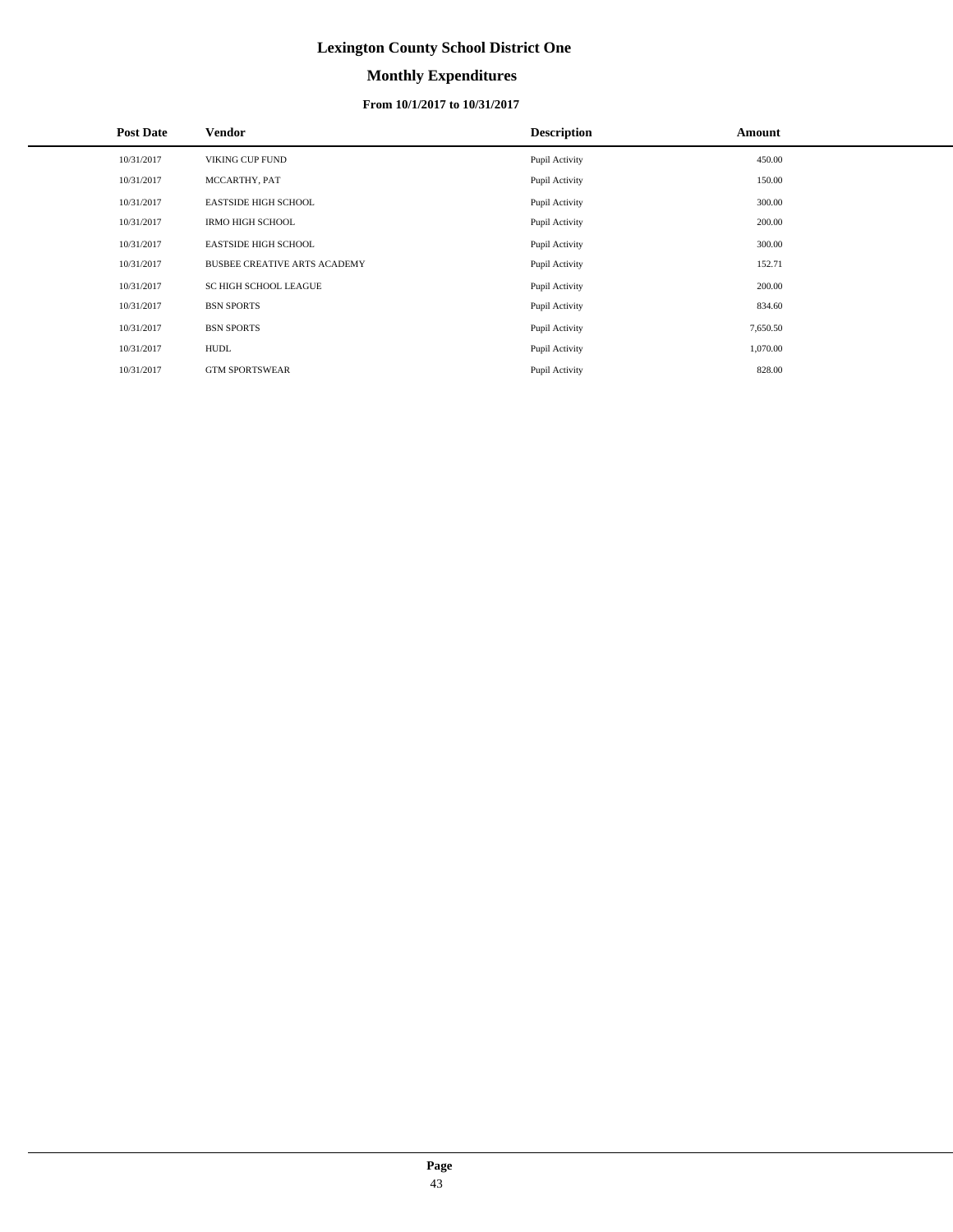# Lexington County School District One

## Monthly Expenditures

### From 10/1/2017 to 10/31/2017

| Post Date | Vendor | Description | Amount |
|---|---|---|---|
| 10/31/2017 | VIKING CUP FUND | Pupil Activity | 450.00 |
| 10/31/2017 | MCCARTHY, PAT | Pupil Activity | 150.00 |
| 10/31/2017 | EASTSIDE HIGH SCHOOL | Pupil Activity | 300.00 |
| 10/31/2017 | IRMO HIGH SCHOOL | Pupil Activity | 200.00 |
| 10/31/2017 | EASTSIDE HIGH SCHOOL | Pupil Activity | 300.00 |
| 10/31/2017 | BUSBEE CREATIVE ARTS ACADEMY | Pupil Activity | 152.71 |
| 10/31/2017 | SC HIGH SCHOOL LEAGUE | Pupil Activity | 200.00 |
| 10/31/2017 | BSN SPORTS | Pupil Activity | 834.60 |
| 10/31/2017 | BSN SPORTS | Pupil Activity | 7,650.50 |
| 10/31/2017 | HUDL | Pupil Activity | 1,070.00 |
| 10/31/2017 | GTM SPORTSWEAR | Pupil Activity | 828.00 |